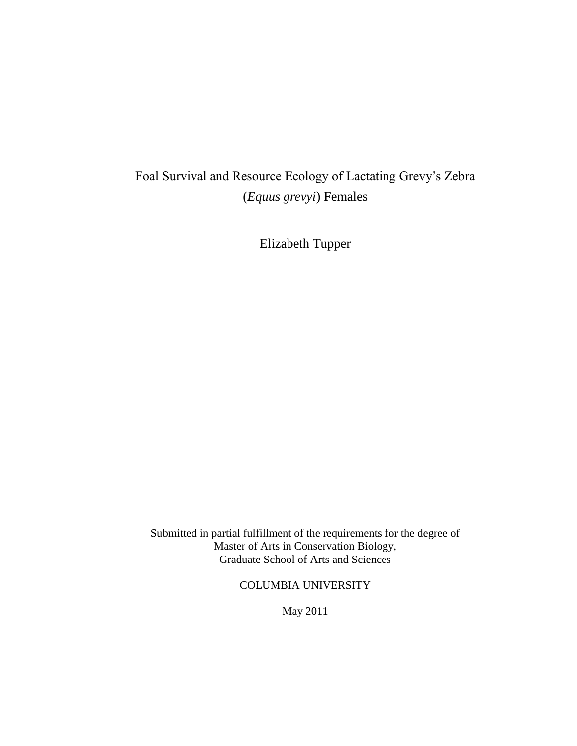# Foal Survival and Resource Ecology of Lactating Grevy's Zebra (*Equus grevyi*) Females

Elizabeth Tupper

Submitted in partial fulfillment of the requirements for the degree of
Master of Arts in Conservation Biology,
Graduate School of Arts and Sciences

COLUMBIA UNIVERSITY

May 2011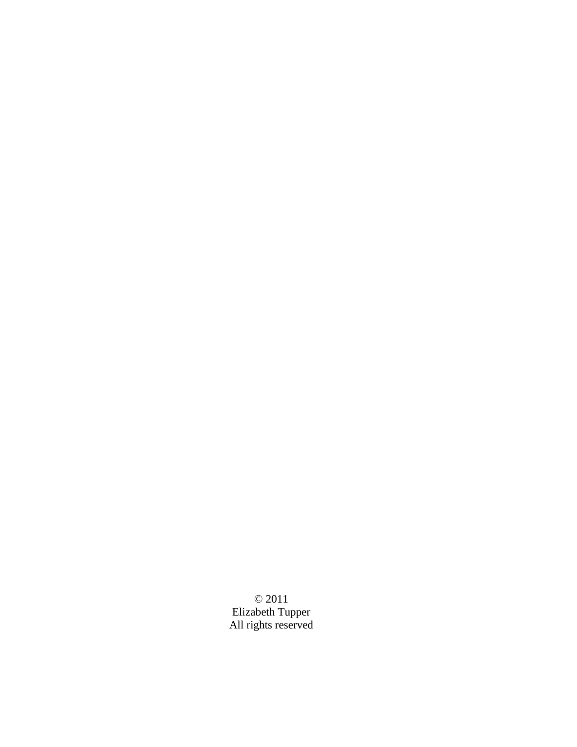© 2011
Elizabeth Tupper
All rights reserved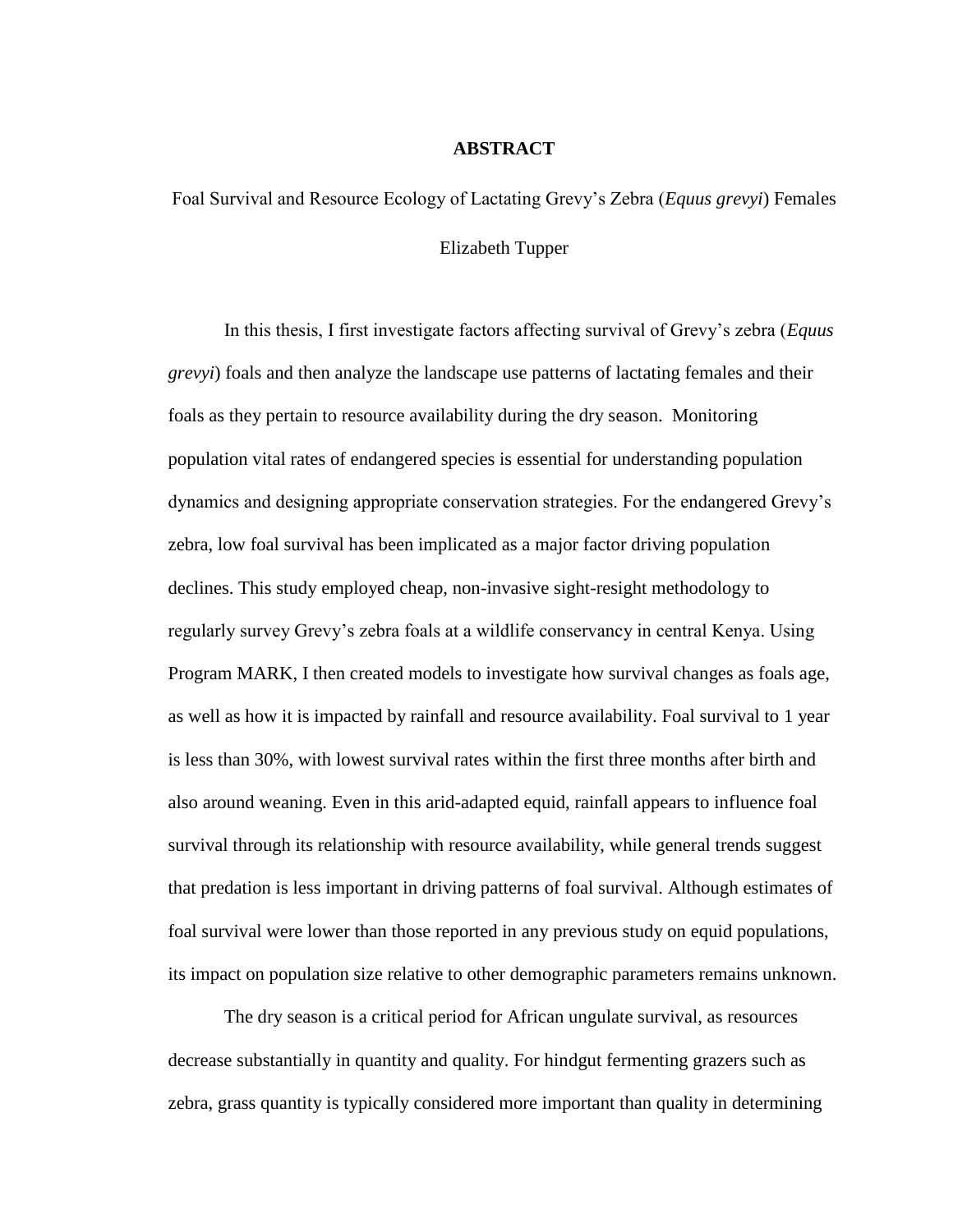# ABSTRACT

Foal Survival and Resource Ecology of Lactating Grevy's Zebra (*Equus grevyi*) Females

Elizabeth Tupper

In this thesis, I first investigate factors affecting survival of Grevy's zebra (*Equus grevyi*) foals and then analyze the landscape use patterns of lactating females and their foals as they pertain to resource availability during the dry season. Monitoring population vital rates of endangered species is essential for understanding population dynamics and designing appropriate conservation strategies. For the endangered Grevy's zebra, low foal survival has been implicated as a major factor driving population declines. This study employed cheap, non-invasive sight-resight methodology to regularly survey Grevy's zebra foals at a wildlife conservancy in central Kenya. Using Program MARK, I then created models to investigate how survival changes as foals age, as well as how it is impacted by rainfall and resource availability. Foal survival to 1 year is less than 30%, with lowest survival rates within the first three months after birth and also around weaning. Even in this arid-adapted equid, rainfall appears to influence foal survival through its relationship with resource availability, while general trends suggest that predation is less important in driving patterns of foal survival. Although estimates of foal survival were lower than those reported in any previous study on equid populations, its impact on population size relative to other demographic parameters remains unknown.

The dry season is a critical period for African ungulate survival, as resources decrease substantially in quantity and quality. For hindgut fermenting grazers such as zebra, grass quantity is typically considered more important than quality in determining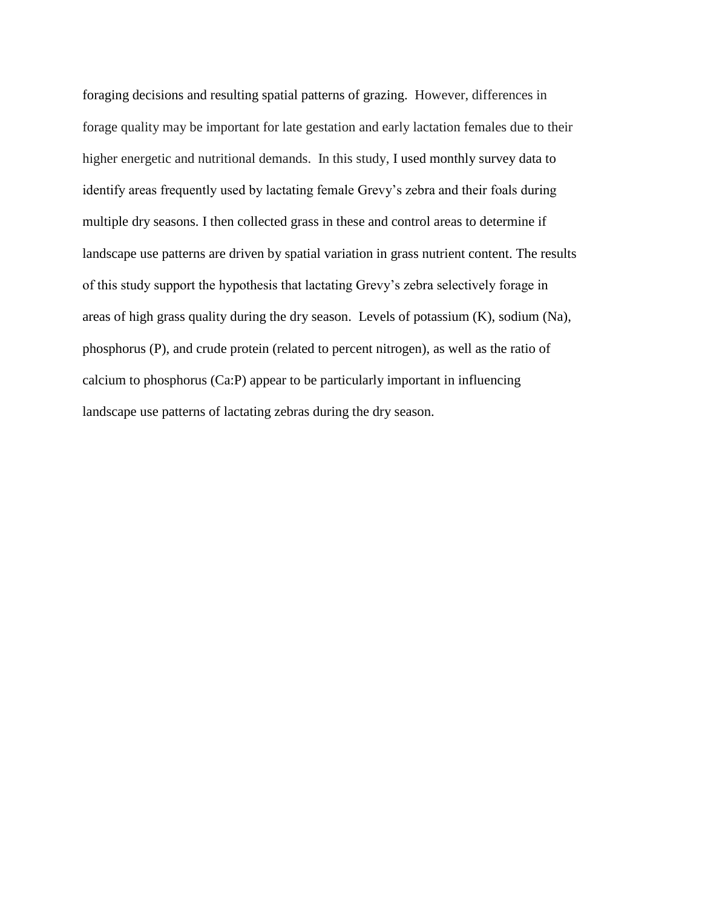foraging decisions and resulting spatial patterns of grazing. However, differences in forage quality may be important for late gestation and early lactation females due to their higher energetic and nutritional demands. In this study, I used monthly survey data to identify areas frequently used by lactating female Grevy's zebra and their foals during multiple dry seasons. I then collected grass in these and control areas to determine if landscape use patterns are driven by spatial variation in grass nutrient content. The results of this study support the hypothesis that lactating Grevy's zebra selectively forage in areas of high grass quality during the dry season. Levels of potassium (K), sodium (Na), phosphorus (P), and crude protein (related to percent nitrogen), as well as the ratio of calcium to phosphorus (Ca:P) appear to be particularly important in influencing landscape use patterns of lactating zebras during the dry season.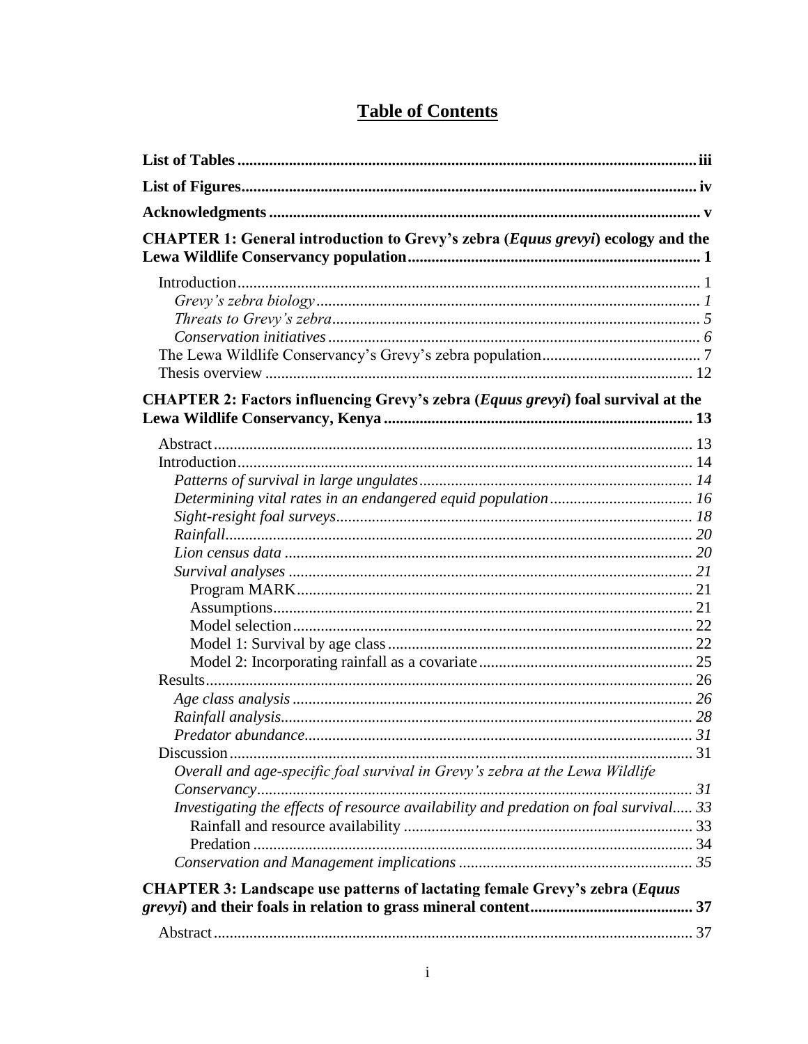# Table of Contents

**List of Tables** .......... iii

**List of Figures** .......... iv

**Acknowledgments** .......... v

**CHAPTER 1: General introduction to Grevy's zebra (*Equus grevyi*) ecology and the Lewa Wildlife Conservancy population** .......... 1

- Introduction .......... 1
  - *Grevy's zebra biology* .......... *1*
  - *Threats to Grevy's zebra* .......... *5*
  - *Conservation initiatives* .......... *6*
- The Lewa Wildlife Conservancy's Grevy's zebra population .......... 7
- Thesis overview .......... 12

**CHAPTER 2: Factors influencing Grevy's zebra (*Equus grevyi*) foal survival at the Lewa Wildlife Conservancy, Kenya** .......... 13

- Abstract .......... 13
- Introduction .......... 14
  - *Patterns of survival in large ungulates* .......... *14*
  - *Determining vital rates in an endangered equid population* .......... *16*
  - *Sight-resight foal surveys* .......... *18*
  - *Rainfall* .......... *20*
  - *Lion census data* .......... *20*
  - *Survival analyses* .......... *21*
    - Program MARK .......... 21
    - Assumptions .......... 21
    - Model selection .......... 22
    - Model 1: Survival by age class .......... 22
    - Model 2: Incorporating rainfall as a covariate .......... 25
- Results .......... 26
  - *Age class analysis* .......... *26*
  - *Rainfall analysis* .......... *28*
  - *Predator abundance* .......... *31*
- Discussion .......... 31
  - *Overall and age-specific foal survival in Grevy's zebra at the Lewa Wildlife Conservancy* .......... *31*
  - *Investigating the effects of resource availability and predation on foal survival* .......... *33*
    - Rainfall and resource availability .......... 33
    - Predation .......... 34
  - *Conservation and Management implications* .......... *35*

**CHAPTER 3: Landscape use patterns of lactating female Grevy's zebra (*Equus grevyi*) and their foals in relation to grass mineral content** .......... 37

- Abstract .......... 37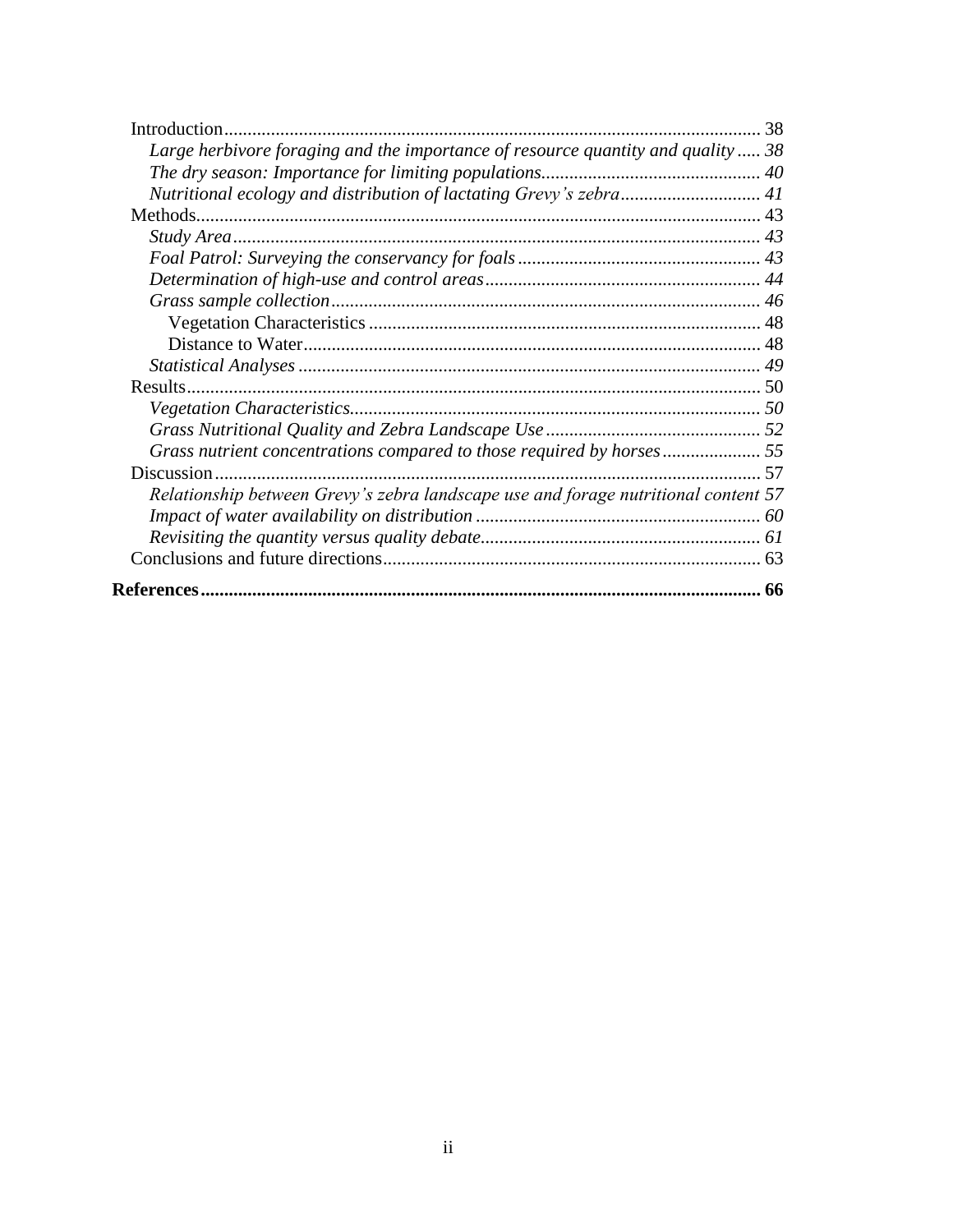Introduction ........ 38

*Large herbivore foraging and the importance of resource quantity and quality* ..... *38*

*The dry season: Importance for limiting populations* ........ *40*

*Nutritional ecology and distribution of lactating Grevy's zebra* ........ *41*

Methods ........ 43

*Study Area* ........ *43*

*Foal Patrol: Surveying the conservancy for foals* ........ *43*

*Determination of high-use and control areas* ........ *44*

*Grass sample collection* ........ *46*

Vegetation Characteristics ........ 48

Distance to Water ........ 48

*Statistical Analyses* ........ *49*

Results ........ 50

*Vegetation Characteristics* ........ *50*

*Grass Nutritional Quality and Zebra Landscape Use* ........ *52*

*Grass nutrient concentrations compared to those required by horses* ........ *55*

Discussion ........ 57

*Relationship between Grevy's zebra landscape use and forage nutritional content* *57*

*Impact of water availability on distribution* ........ *60*

*Revisiting the quantity versus quality debate* ........ *61*

Conclusions and future directions ........ 63

**References ........ 66**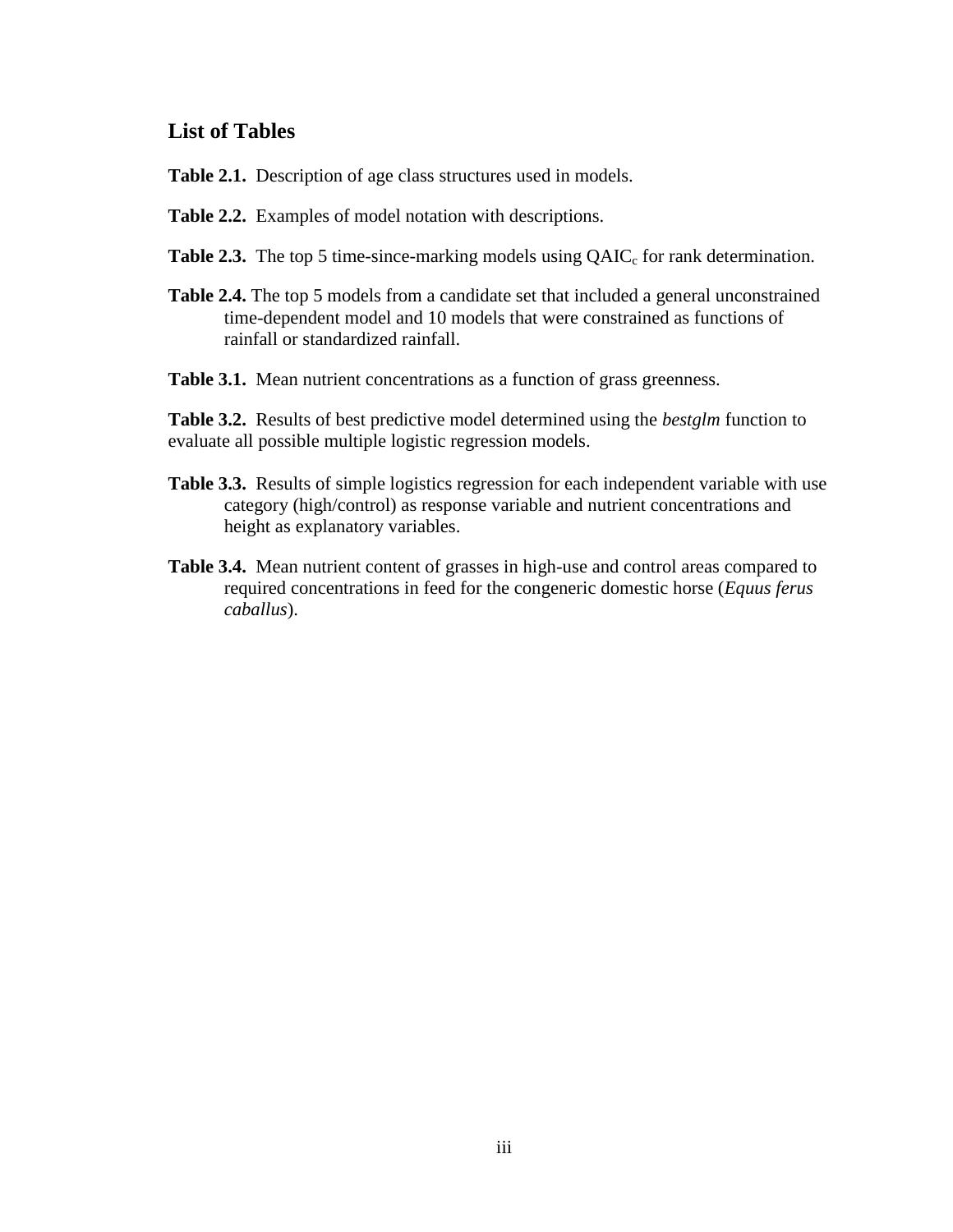## List of Tables

**Table 2.1.** Description of age class structures used in models.

**Table 2.2.** Examples of model notation with descriptions.

**Table 2.3.** The top 5 time-since-marking models using $QAIC_c$ for rank determination.

**Table 2.4.** The top 5 models from a candidate set that included a general unconstrained time-dependent model and 10 models that were constrained as functions of rainfall or standardized rainfall.

**Table 3.1.** Mean nutrient concentrations as a function of grass greenness.

**Table 3.2.** Results of best predictive model determined using the *bestglm* function to evaluate all possible multiple logistic regression models.

**Table 3.3.** Results of simple logistics regression for each independent variable with use category (high/control) as response variable and nutrient concentrations and height as explanatory variables.

**Table 3.4.** Mean nutrient content of grasses in high-use and control areas compared to required concentrations in feed for the congeneric domestic horse (*Equus ferus caballus*).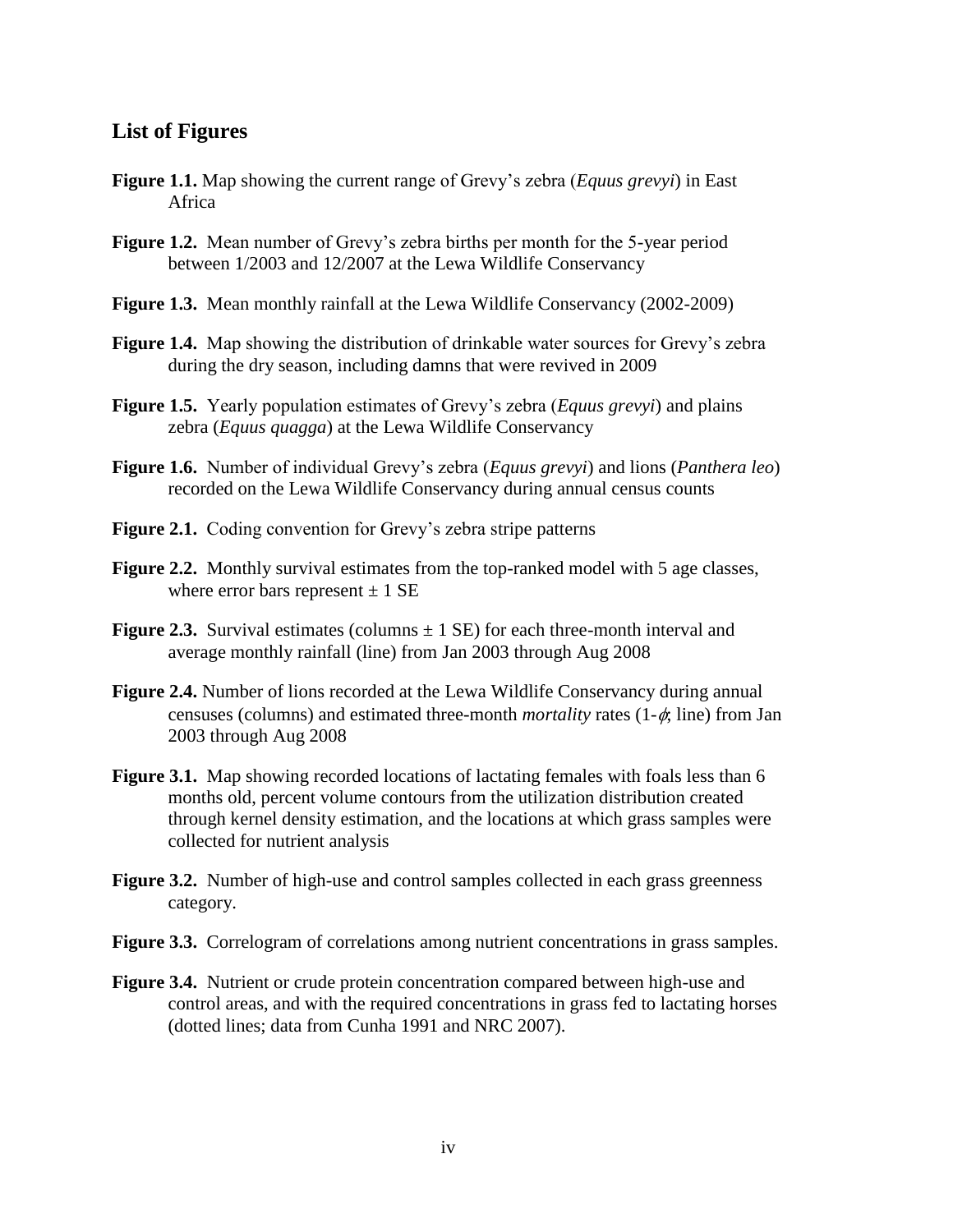## List of Figures

**Figure 1.1.** Map showing the current range of Grevy's zebra (*Equus grevyi*) in East Africa

**Figure 1.2.** Mean number of Grevy's zebra births per month for the 5-year period between 1/2003 and 12/2007 at the Lewa Wildlife Conservancy

**Figure 1.3.** Mean monthly rainfall at the Lewa Wildlife Conservancy (2002-2009)

**Figure 1.4.** Map showing the distribution of drinkable water sources for Grevy's zebra during the dry season, including damns that were revived in 2009

**Figure 1.5.** Yearly population estimates of Grevy's zebra (*Equus grevyi*) and plains zebra (*Equus quagga*) at the Lewa Wildlife Conservancy

**Figure 1.6.** Number of individual Grevy's zebra (*Equus grevyi*) and lions (*Panthera leo*) recorded on the Lewa Wildlife Conservancy during annual census counts

**Figure 2.1.** Coding convention for Grevy's zebra stripe patterns

**Figure 2.2.** Monthly survival estimates from the top-ranked model with 5 age classes, where error bars represent ± 1 SE

**Figure 2.3.** Survival estimates (columns ± 1 SE) for each three-month interval and average monthly rainfall (line) from Jan 2003 through Aug 2008

**Figure 2.4.** Number of lions recorded at the Lewa Wildlife Conservancy during annual censuses (columns) and estimated three-month *mortality* rates ($1-\phi$; line) from Jan 2003 through Aug 2008

**Figure 3.1.** Map showing recorded locations of lactating females with foals less than 6 months old, percent volume contours from the utilization distribution created through kernel density estimation, and the locations at which grass samples were collected for nutrient analysis

**Figure 3.2.** Number of high-use and control samples collected in each grass greenness category.

**Figure 3.3.** Correlogram of correlations among nutrient concentrations in grass samples.

**Figure 3.4.** Nutrient or crude protein concentration compared between high-use and control areas, and with the required concentrations in grass fed to lactating horses (dotted lines; data from Cunha 1991 and NRC 2007).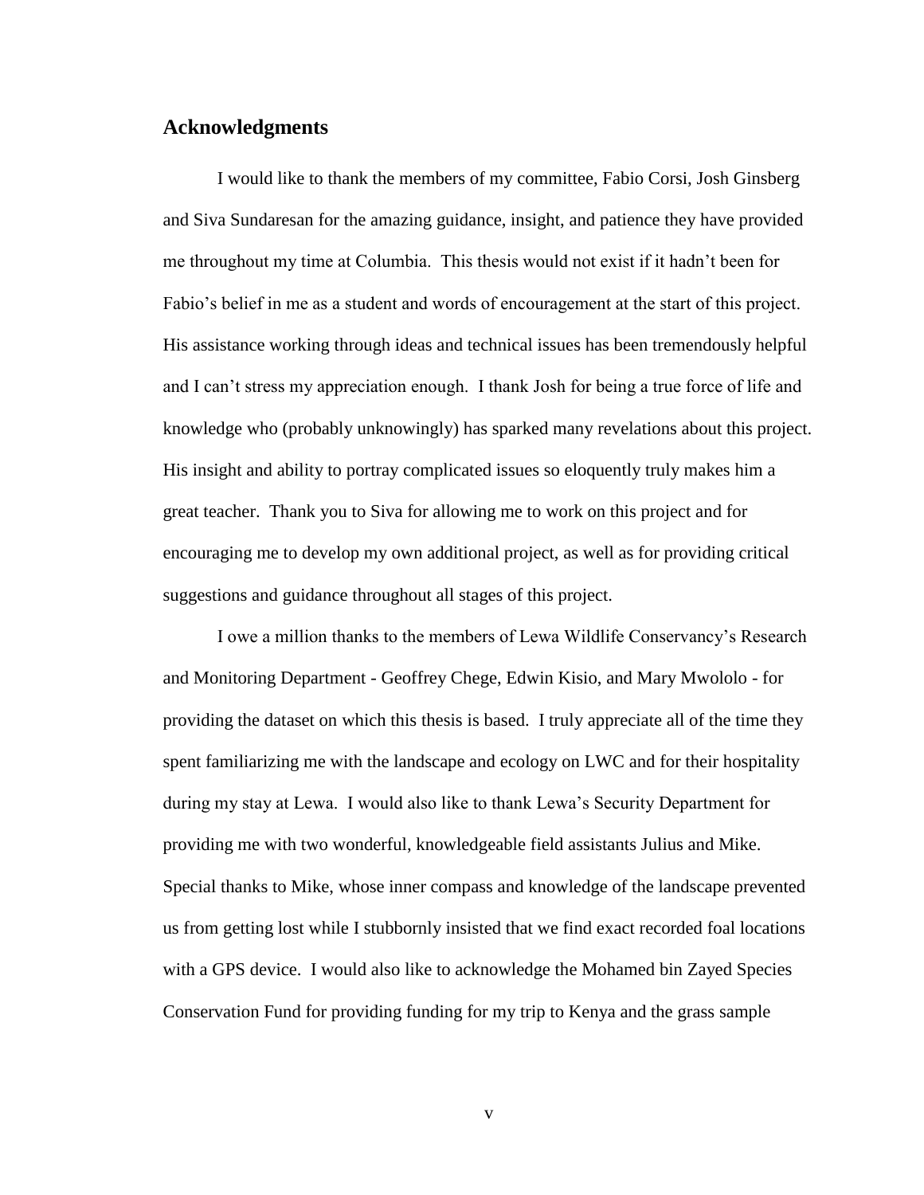## Acknowledgments

I would like to thank the members of my committee, Fabio Corsi, Josh Ginsberg and Siva Sundaresan for the amazing guidance, insight, and patience they have provided me throughout my time at Columbia. This thesis would not exist if it hadn't been for Fabio's belief in me as a student and words of encouragement at the start of this project. His assistance working through ideas and technical issues has been tremendously helpful and I can't stress my appreciation enough. I thank Josh for being a true force of life and knowledge who (probably unknowingly) has sparked many revelations about this project. His insight and ability to portray complicated issues so eloquently truly makes him a great teacher. Thank you to Siva for allowing me to work on this project and for encouraging me to develop my own additional project, as well as for providing critical suggestions and guidance throughout all stages of this project.

I owe a million thanks to the members of Lewa Wildlife Conservancy's Research and Monitoring Department - Geoffrey Chege, Edwin Kisio, and Mary Mwololo - for providing the dataset on which this thesis is based. I truly appreciate all of the time they spent familiarizing me with the landscape and ecology on LWC and for their hospitality during my stay at Lewa. I would also like to thank Lewa's Security Department for providing me with two wonderful, knowledgeable field assistants Julius and Mike. Special thanks to Mike, whose inner compass and knowledge of the landscape prevented us from getting lost while I stubbornly insisted that we find exact recorded foal locations with a GPS device. I would also like to acknowledge the Mohamed bin Zayed Species Conservation Fund for providing funding for my trip to Kenya and the grass sample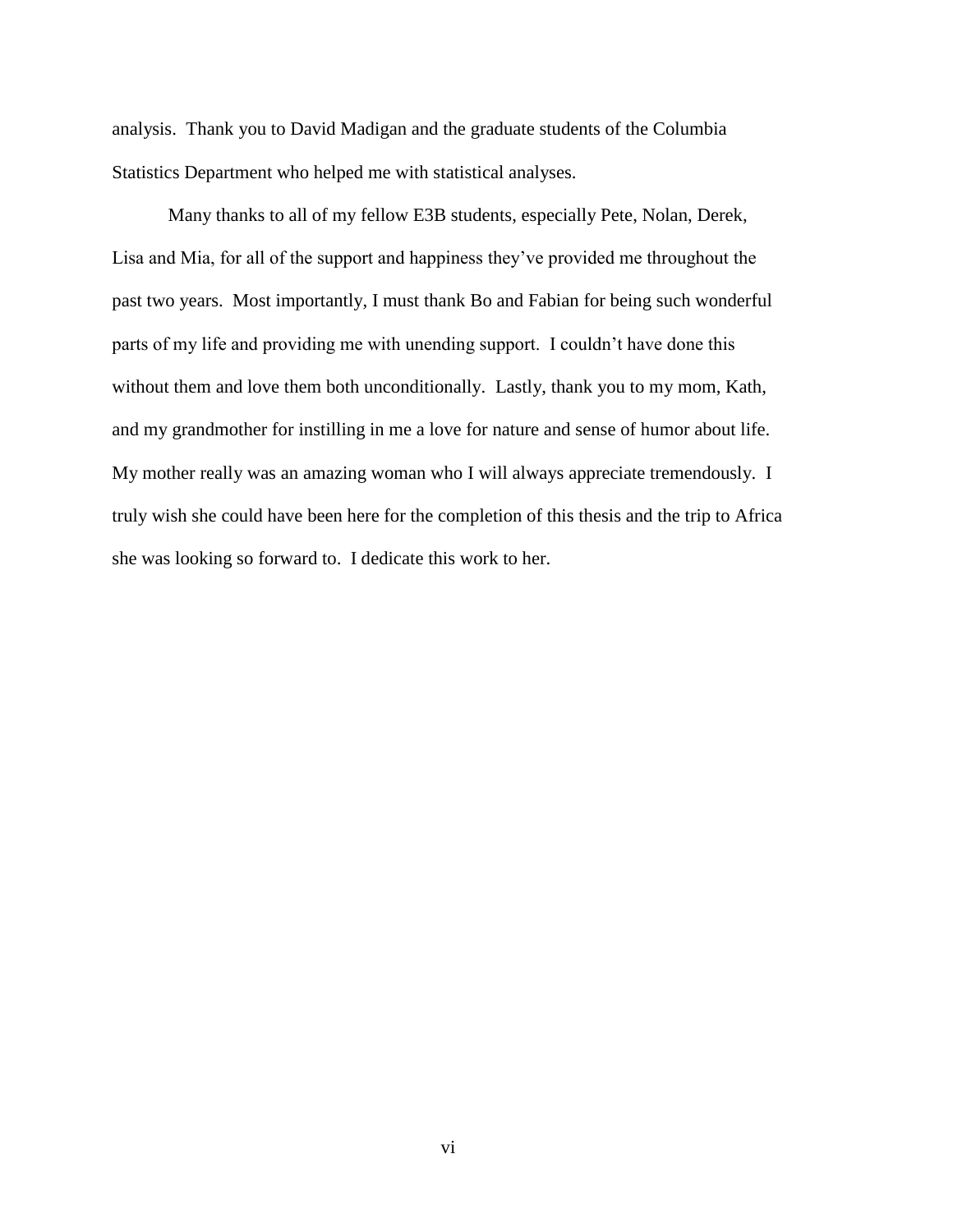analysis. Thank you to David Madigan and the graduate students of the Columbia Statistics Department who helped me with statistical analyses.

Many thanks to all of my fellow E3B students, especially Pete, Nolan, Derek, Lisa and Mia, for all of the support and happiness they've provided me throughout the past two years. Most importantly, I must thank Bo and Fabian for being such wonderful parts of my life and providing me with unending support. I couldn't have done this without them and love them both unconditionally. Lastly, thank you to my mom, Kath, and my grandmother for instilling in me a love for nature and sense of humor about life. My mother really was an amazing woman who I will always appreciate tremendously. I truly wish she could have been here for the completion of this thesis and the trip to Africa she was looking so forward to. I dedicate this work to her.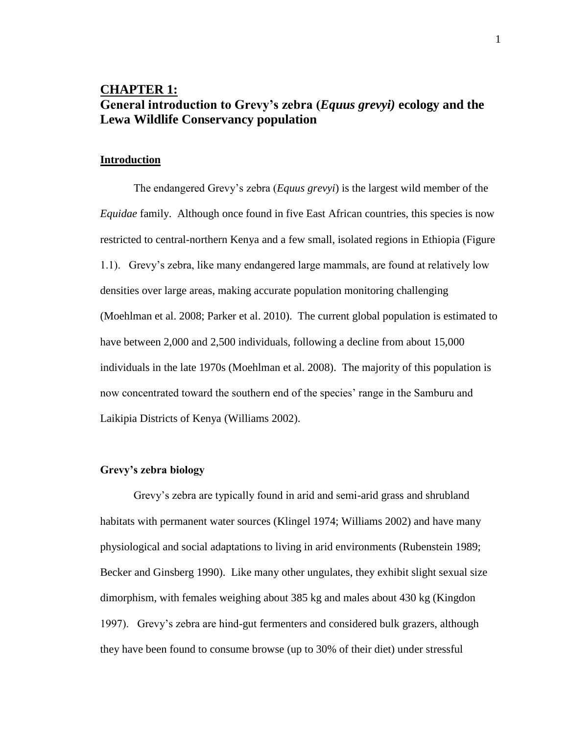# CHAPTER 1:
# General introduction to Grevy's zebra (*Equus grevyi)* ecology and the Lewa Wildlife Conservancy population

## Introduction

The endangered Grevy's zebra (*Equus grevyi*) is the largest wild member of the *Equidae* family. Although once found in five East African countries, this species is now restricted to central-northern Kenya and a few small, isolated regions in Ethiopia (Figure 1.1). Grevy's zebra, like many endangered large mammals, are found at relatively low densities over large areas, making accurate population monitoring challenging (Moehlman et al. 2008; Parker et al. 2010). The current global population is estimated to have between 2,000 and 2,500 individuals, following a decline from about 15,000 individuals in the late 1970s (Moehlman et al. 2008). The majority of this population is now concentrated toward the southern end of the species' range in the Samburu and Laikipia Districts of Kenya (Williams 2002).

### Grevy's zebra biology

Grevy's zebra are typically found in arid and semi-arid grass and shrubland habitats with permanent water sources (Klingel 1974; Williams 2002) and have many physiological and social adaptations to living in arid environments (Rubenstein 1989; Becker and Ginsberg 1990). Like many other ungulates, they exhibit slight sexual size dimorphism, with females weighing about 385 kg and males about 430 kg (Kingdon 1997). Grevy's zebra are hind-gut fermenters and considered bulk grazers, although they have been found to consume browse (up to 30% of their diet) under stressful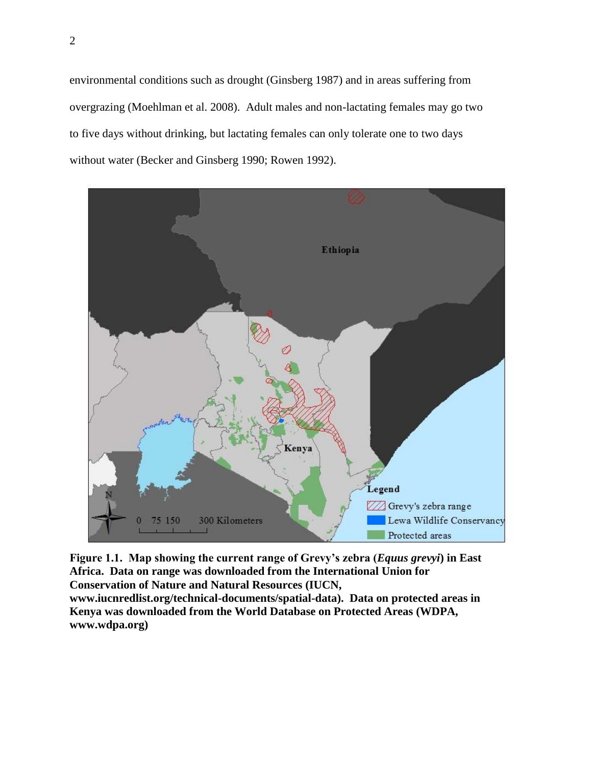environmental conditions such as drought (Ginsberg 1987) and in areas suffering from overgrazing (Moehlman et al. 2008). Adult males and non-lactating females may go two to five days without drinking, but lactating females can only tolerate one to two days without water (Becker and Ginsberg 1990; Rowen 1992).

**Figure 1.1. Map showing the current range of Grevy's zebra (*Equus grevyi*) in East Africa. Data on range was downloaded from the International Union for Conservation of Nature and Natural Resources (IUCN, www.iucnredlist.org/technical-documents/spatial-data). Data on protected areas in Kenya was downloaded from the World Database on Protected Areas (WDPA, www.wdpa.org)**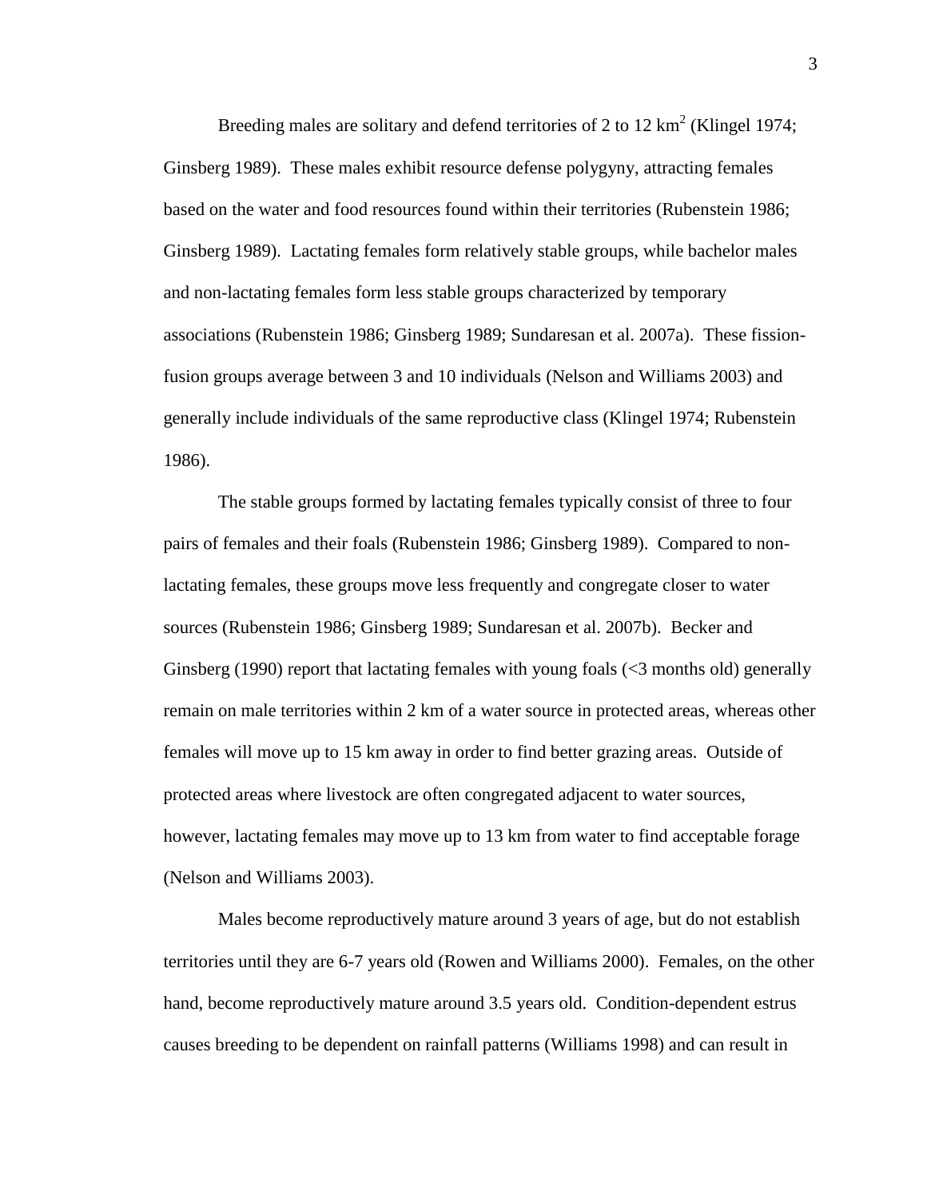Breeding males are solitary and defend territories of 2 to 12 $km^2$ (Klingel 1974; Ginsberg 1989). These males exhibit resource defense polygyny, attracting females based on the water and food resources found within their territories (Rubenstein 1986; Ginsberg 1989). Lactating females form relatively stable groups, while bachelor males and non-lactating females form less stable groups characterized by temporary associations (Rubenstein 1986; Ginsberg 1989; Sundaresan et al. 2007a). These fission-fusion groups average between 3 and 10 individuals (Nelson and Williams 2003) and generally include individuals of the same reproductive class (Klingel 1974; Rubenstein 1986).

The stable groups formed by lactating females typically consist of three to four pairs of females and their foals (Rubenstein 1986; Ginsberg 1989). Compared to non-lactating females, these groups move less frequently and congregate closer to water sources (Rubenstein 1986; Ginsberg 1989; Sundaresan et al. 2007b). Becker and Ginsberg (1990) report that lactating females with young foals (<3 months old) generally remain on male territories within 2 km of a water source in protected areas, whereas other females will move up to 15 km away in order to find better grazing areas. Outside of protected areas where livestock are often congregated adjacent to water sources, however, lactating females may move up to 13 km from water to find acceptable forage (Nelson and Williams 2003).

Males become reproductively mature around 3 years of age, but do not establish territories until they are 6-7 years old (Rowen and Williams 2000). Females, on the other hand, become reproductively mature around 3.5 years old. Condition-dependent estrus causes breeding to be dependent on rainfall patterns (Williams 1998) and can result in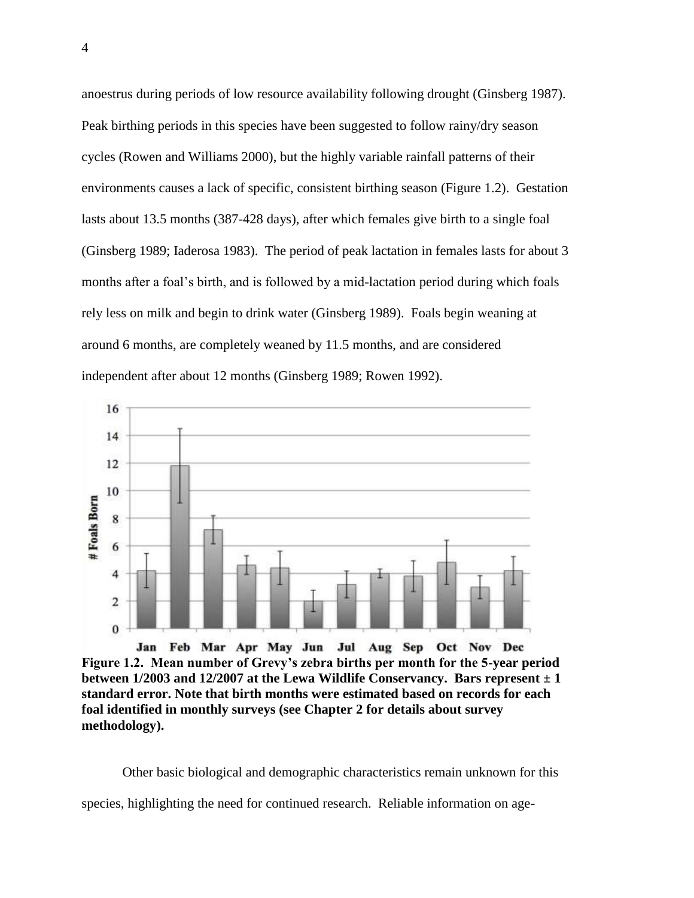anoestrus during periods of low resource availability following drought (Ginsberg 1987). Peak birthing periods in this species have been suggested to follow rainy/dry season cycles (Rowen and Williams 2000), but the highly variable rainfall patterns of their environments causes a lack of specific, consistent birthing season (Figure 1.2). Gestation lasts about 13.5 months (387-428 days), after which females give birth to a single foal (Ginsberg 1989; Iaderosa 1983). The period of peak lactation in females lasts for about 3 months after a foal's birth, and is followed by a mid-lactation period during which foals rely less on milk and begin to drink water (Ginsberg 1989). Foals begin weaning at around 6 months, are completely weaned by 11.5 months, and are considered independent after about 12 months (Ginsberg 1989; Rowen 1992).

**Figure 1.2. Mean number of Grevy's zebra births per month for the 5-year period between 1/2003 and 12/2007 at the Lewa Wildlife Conservancy. Bars represent ± 1 standard error. Note that birth months were estimated based on records for each foal identified in monthly surveys (see Chapter 2 for details about survey methodology).**

Other basic biological and demographic characteristics remain unknown for this species, highlighting the need for continued research. Reliable information on age-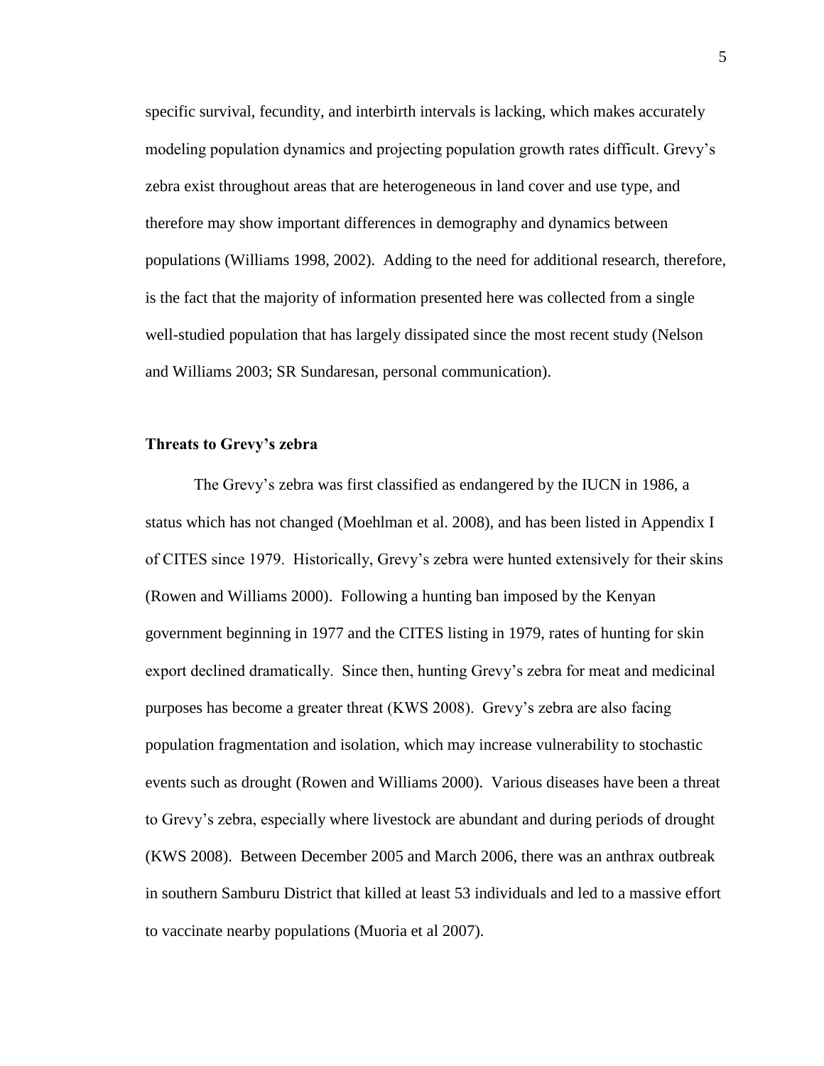specific survival, fecundity, and interbirth intervals is lacking, which makes accurately modeling population dynamics and projecting population growth rates difficult. Grevy's zebra exist throughout areas that are heterogeneous in land cover and use type, and therefore may show important differences in demography and dynamics between populations (Williams 1998, 2002). Adding to the need for additional research, therefore, is the fact that the majority of information presented here was collected from a single well-studied population that has largely dissipated since the most recent study (Nelson and Williams 2003; SR Sundaresan, personal communication).

### Threats to Grevy's zebra

The Grevy's zebra was first classified as endangered by the IUCN in 1986, a status which has not changed (Moehlman et al. 2008), and has been listed in Appendix I of CITES since 1979. Historically, Grevy's zebra were hunted extensively for their skins (Rowen and Williams 2000). Following a hunting ban imposed by the Kenyan government beginning in 1977 and the CITES listing in 1979, rates of hunting for skin export declined dramatically. Since then, hunting Grevy's zebra for meat and medicinal purposes has become a greater threat (KWS 2008). Grevy's zebra are also facing population fragmentation and isolation, which may increase vulnerability to stochastic events such as drought (Rowen and Williams 2000). Various diseases have been a threat to Grevy's zebra, especially where livestock are abundant and during periods of drought (KWS 2008). Between December 2005 and March 2006, there was an anthrax outbreak in southern Samburu District that killed at least 53 individuals and led to a massive effort to vaccinate nearby populations (Muoria et al 2007).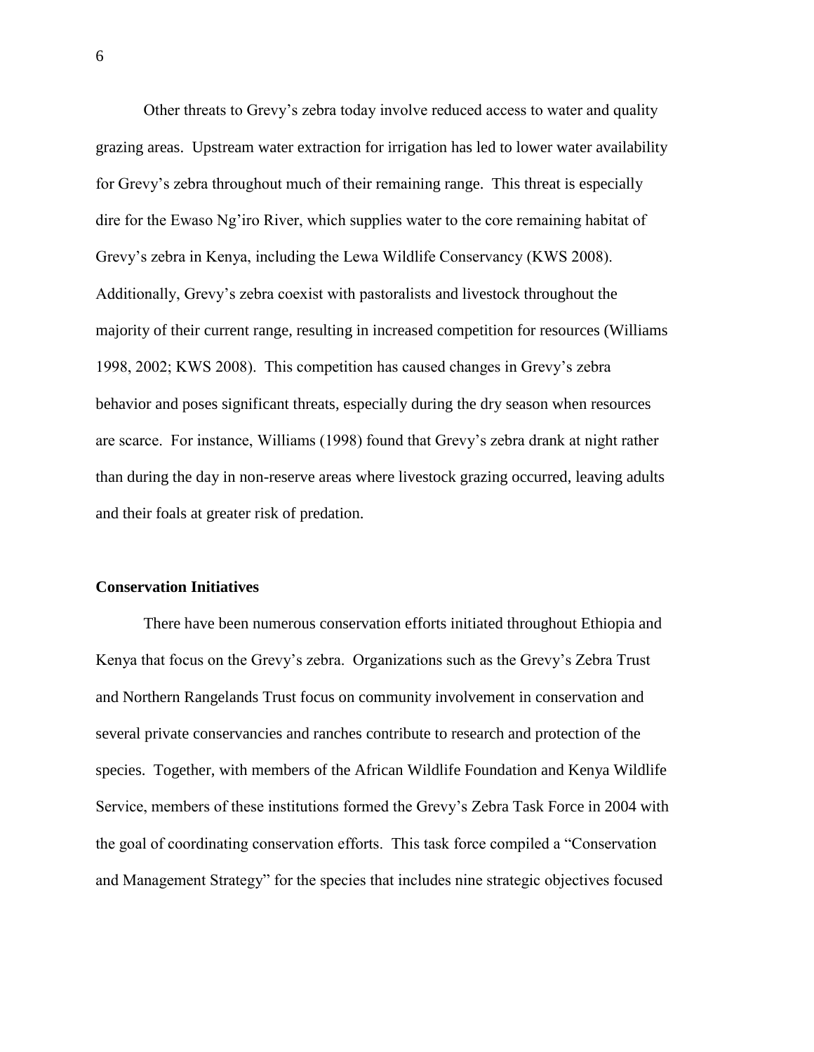Other threats to Grevy's zebra today involve reduced access to water and quality grazing areas. Upstream water extraction for irrigation has led to lower water availability for Grevy's zebra throughout much of their remaining range. This threat is especially dire for the Ewaso Ng'iro River, which supplies water to the core remaining habitat of Grevy's zebra in Kenya, including the Lewa Wildlife Conservancy (KWS 2008). Additionally, Grevy's zebra coexist with pastoralists and livestock throughout the majority of their current range, resulting in increased competition for resources (Williams 1998, 2002; KWS 2008). This competition has caused changes in Grevy's zebra behavior and poses significant threats, especially during the dry season when resources are scarce. For instance, Williams (1998) found that Grevy's zebra drank at night rather than during the day in non-reserve areas where livestock grazing occurred, leaving adults and their foals at greater risk of predation.

## Conservation Initiatives

There have been numerous conservation efforts initiated throughout Ethiopia and Kenya that focus on the Grevy's zebra. Organizations such as the Grevy's Zebra Trust and Northern Rangelands Trust focus on community involvement in conservation and several private conservancies and ranches contribute to research and protection of the species. Together, with members of the African Wildlife Foundation and Kenya Wildlife Service, members of these institutions formed the Grevy's Zebra Task Force in 2004 with the goal of coordinating conservation efforts. This task force compiled a "Conservation and Management Strategy" for the species that includes nine strategic objectives focused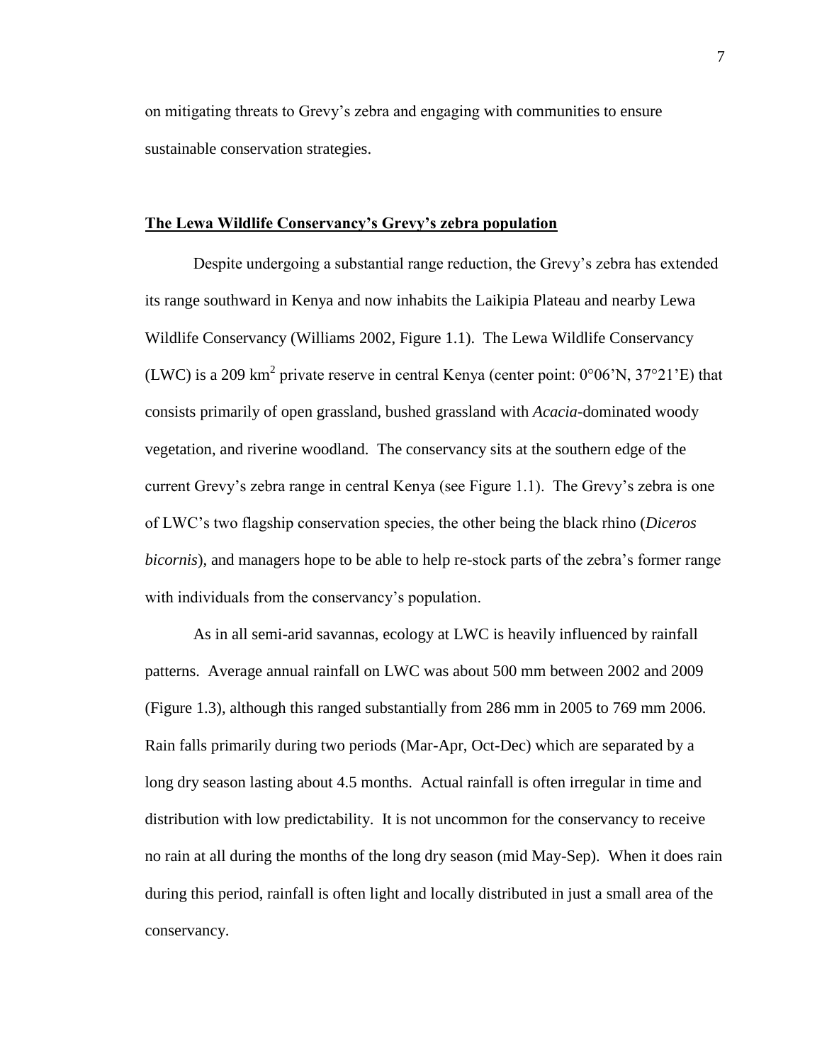on mitigating threats to Grevy's zebra and engaging with communities to ensure sustainable conservation strategies.

## **The Lewa Wildlife Conservancy's Grevy's zebra population**

Despite undergoing a substantial range reduction, the Grevy's zebra has extended its range southward in Kenya and now inhabits the Laikipia Plateau and nearby Lewa Wildlife Conservancy (Williams 2002, Figure 1.1). The Lewa Wildlife Conservancy (LWC) is a 209 $km^2$ private reserve in central Kenya (center point: 0°06'N, 37°21'E) that consists primarily of open grassland, bushed grassland with *Acacia*-dominated woody vegetation, and riverine woodland. The conservancy sits at the southern edge of the current Grevy's zebra range in central Kenya (see Figure 1.1). The Grevy's zebra is one of LWC's two flagship conservation species, the other being the black rhino (*Diceros bicornis*), and managers hope to be able to help re-stock parts of the zebra's former range with individuals from the conservancy's population.

As in all semi-arid savannas, ecology at LWC is heavily influenced by rainfall patterns. Average annual rainfall on LWC was about 500 mm between 2002 and 2009 (Figure 1.3), although this ranged substantially from 286 mm in 2005 to 769 mm 2006. Rain falls primarily during two periods (Mar-Apr, Oct-Dec) which are separated by a long dry season lasting about 4.5 months. Actual rainfall is often irregular in time and distribution with low predictability. It is not uncommon for the conservancy to receive no rain at all during the months of the long dry season (mid May-Sep). When it does rain during this period, rainfall is often light and locally distributed in just a small area of the conservancy.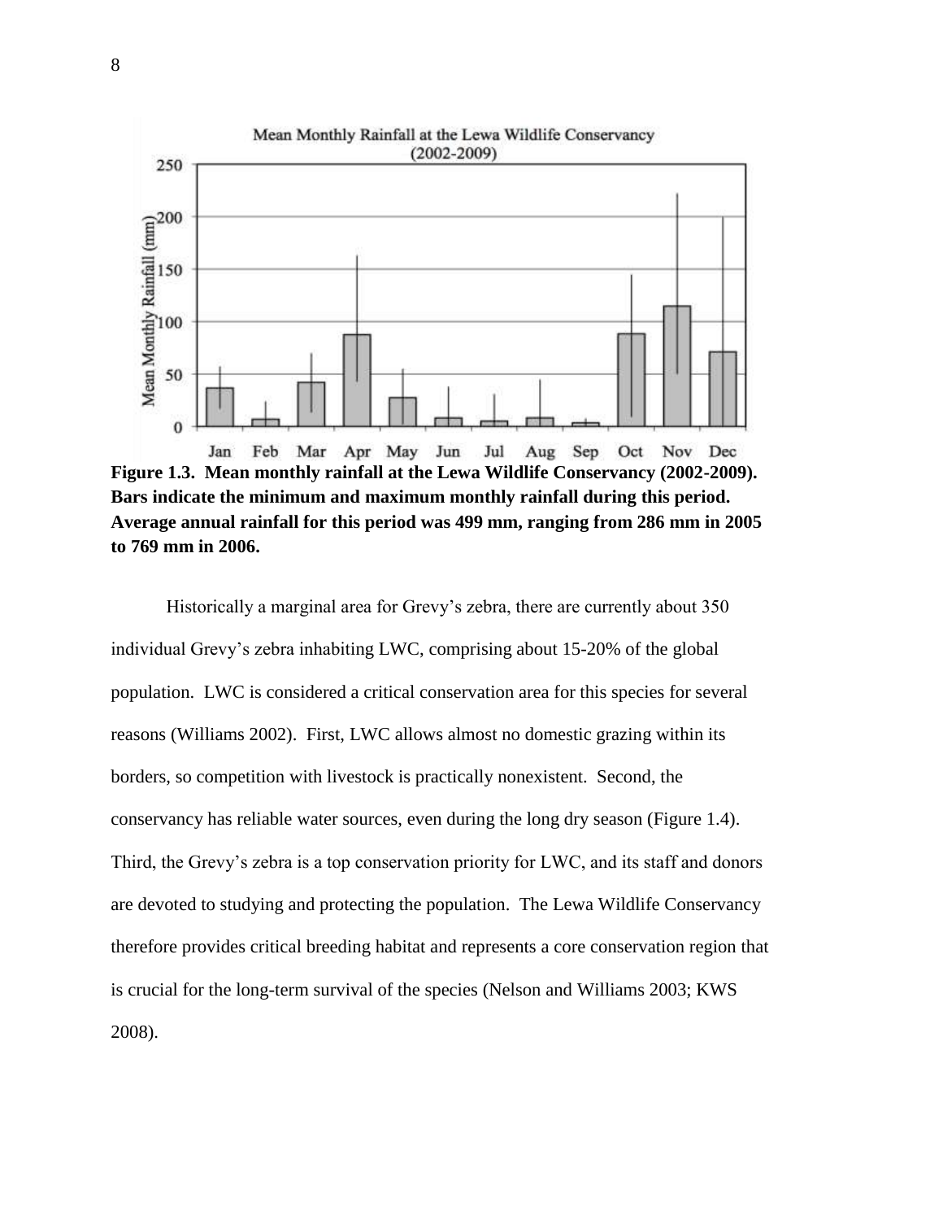**Figure 1.3. Mean monthly rainfall at the Lewa Wildlife Conservancy (2002-2009). Bars indicate the minimum and maximum monthly rainfall during this period. Average annual rainfall for this period was 499 mm, ranging from 286 mm in 2005 to 769 mm in 2006.**

Historically a marginal area for Grevy's zebra, there are currently about 350 individual Grevy's zebra inhabiting LWC, comprising about 15-20% of the global population. LWC is considered a critical conservation area for this species for several reasons (Williams 2002). First, LWC allows almost no domestic grazing within its borders, so competition with livestock is practically nonexistent. Second, the conservancy has reliable water sources, even during the long dry season (Figure 1.4). Third, the Grevy's zebra is a top conservation priority for LWC, and its staff and donors are devoted to studying and protecting the population. The Lewa Wildlife Conservancy therefore provides critical breeding habitat and represents a core conservation region that is crucial for the long-term survival of the species (Nelson and Williams 2003; KWS 2008).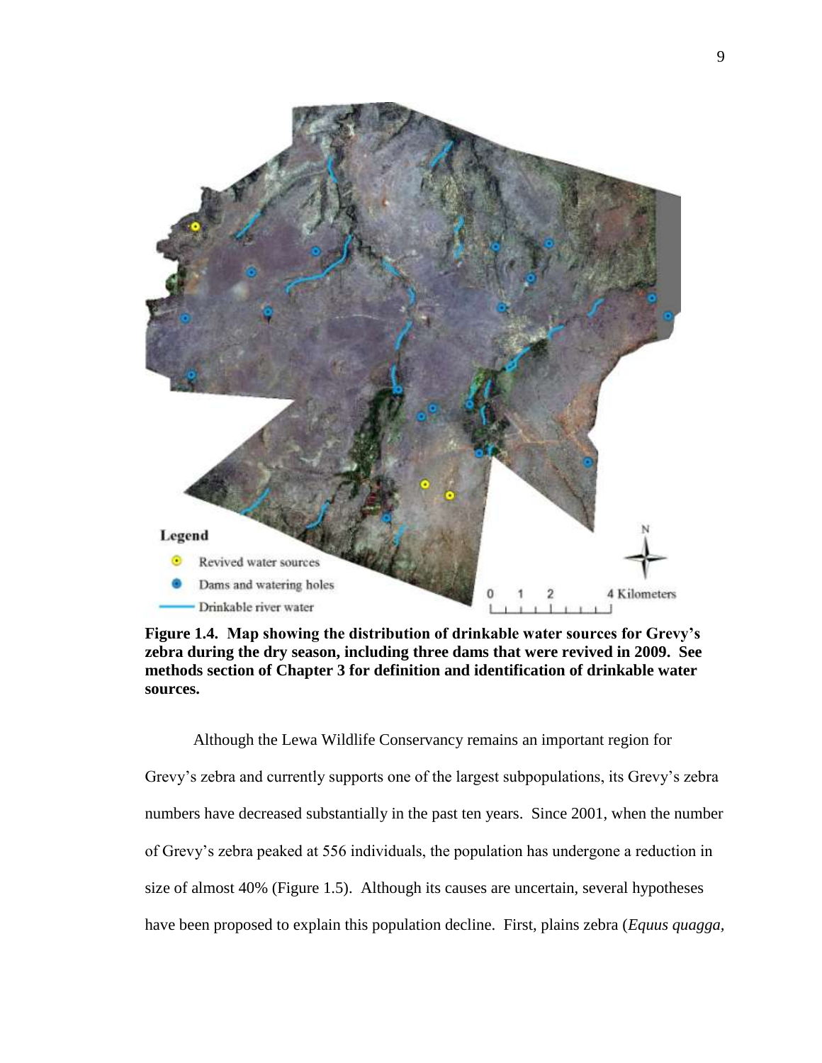**Figure 1.4. Map showing the distribution of drinkable water sources for Grevy's zebra during the dry season, including three dams that were revived in 2009. See methods section of Chapter 3 for definition and identification of drinkable water sources.**

Although the Lewa Wildlife Conservancy remains an important region for Grevy's zebra and currently supports one of the largest subpopulations, its Grevy's zebra numbers have decreased substantially in the past ten years. Since 2001, when the number of Grevy's zebra peaked at 556 individuals, the population has undergone a reduction in size of almost 40% (Figure 1.5). Although its causes are uncertain, several hypotheses have been proposed to explain this population decline. First, plains zebra (*Equus quagga,*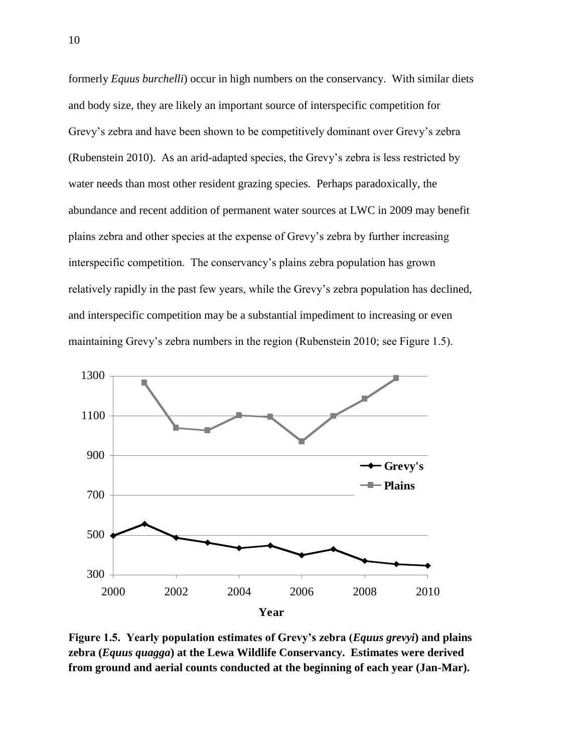formerly *Equus burchelli*) occur in high numbers on the conservancy. With similar diets and body size, they are likely an important source of interspecific competition for Grevy's zebra and have been shown to be competitively dominant over Grevy's zebra (Rubenstein 2010). As an arid-adapted species, the Grevy's zebra is less restricted by water needs than most other resident grazing species. Perhaps paradoxically, the abundance and recent addition of permanent water sources at LWC in 2009 may benefit plains zebra and other species at the expense of Grevy's zebra by further increasing interspecific competition. The conservancy's plains zebra population has grown relatively rapidly in the past few years, while the Grevy's zebra population has declined, and interspecific competition may be a substantial impediment to increasing or even maintaining Grevy's zebra numbers in the region (Rubenstein 2010; see Figure 1.5).

**Figure 1.5. Yearly population estimates of Grevy's zebra (*Equus grevyi*) and plains zebra (*Equus quagga*) at the Lewa Wildlife Conservancy. Estimates were derived from ground and aerial counts conducted at the beginning of each year (Jan-Mar).**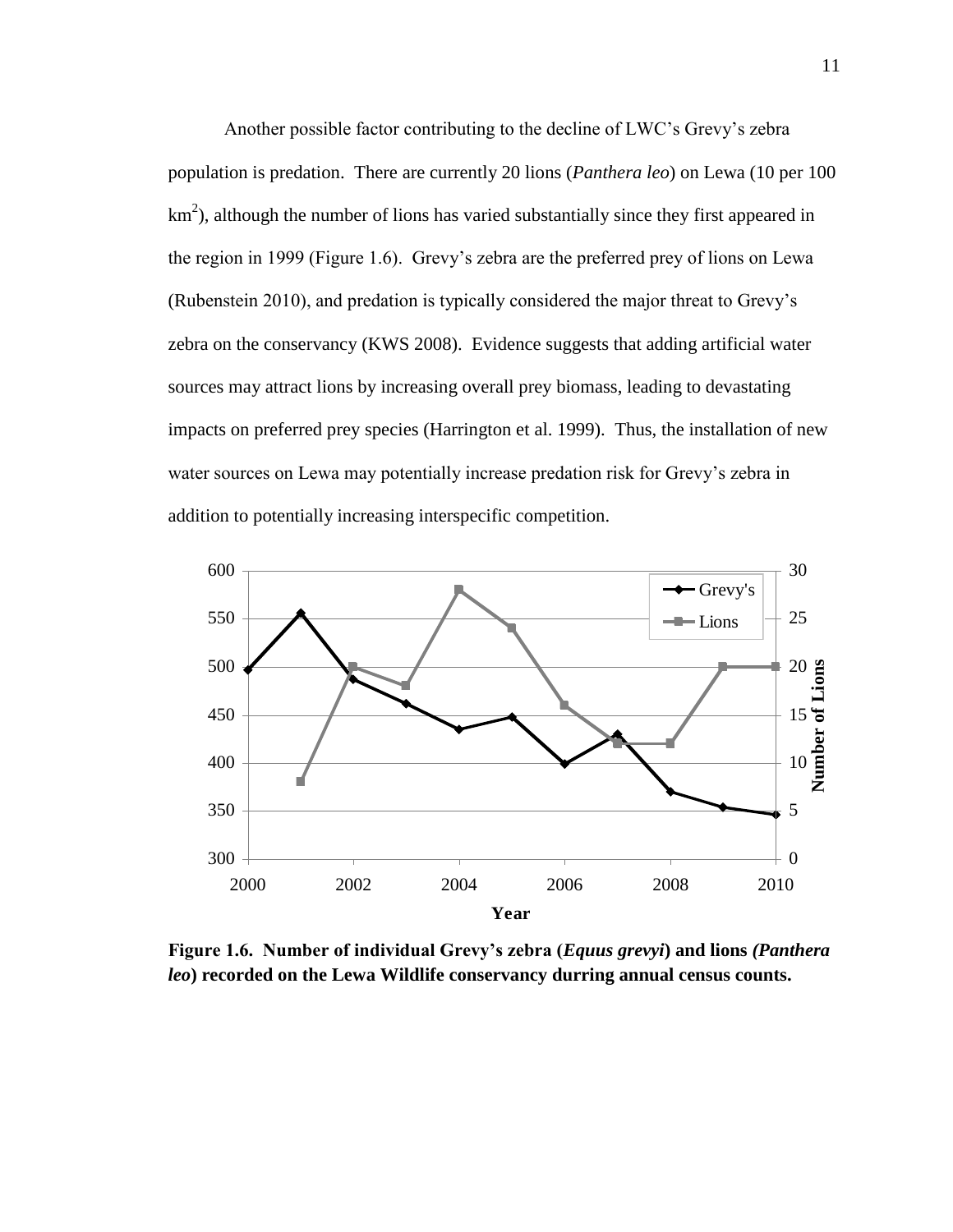Another possible factor contributing to the decline of LWC's Grevy's zebra population is predation. There are currently 20 lions (*Panthera leo*) on Lewa (10 per 100 $km^2$), although the number of lions has varied substantially since they first appeared in the region in 1999 (Figure 1.6). Grevy's zebra are the preferred prey of lions on Lewa (Rubenstein 2010), and predation is typically considered the major threat to Grevy's zebra on the conservancy (KWS 2008). Evidence suggests that adding artificial water sources may attract lions by increasing overall prey biomass, leading to devastating impacts on preferred prey species (Harrington et al. 1999). Thus, the installation of new water sources on Lewa may potentially increase predation risk for Grevy's zebra in addition to potentially increasing interspecific competition.

**Figure 1.6. Number of individual Grevy's zebra (*Equus grevyi*) and lions *(Panthera leo*) recorded on the Lewa Wildlife conservancy durring annual census counts.**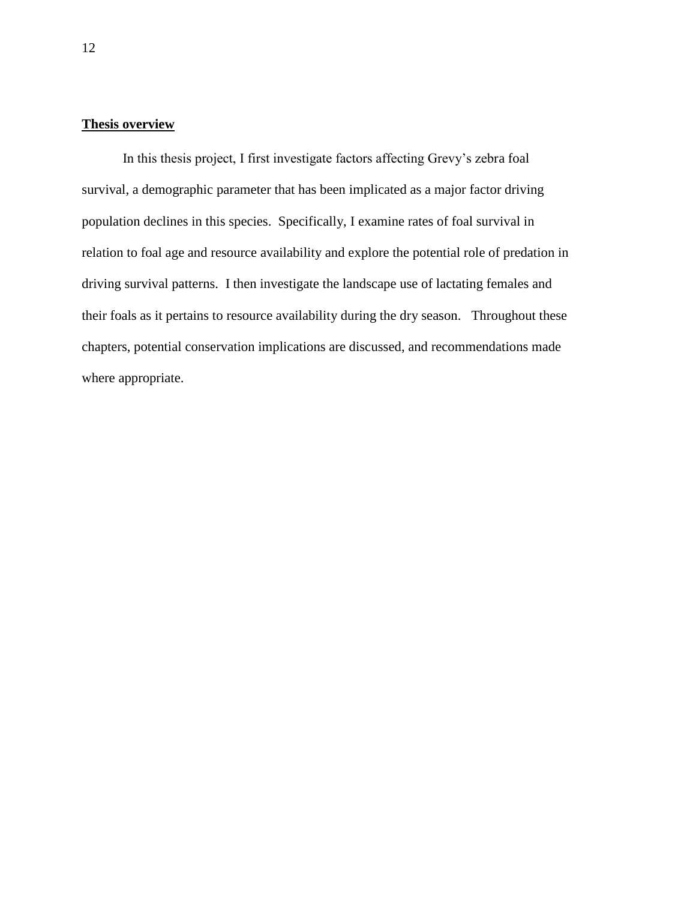**Thesis overview**

In this thesis project, I first investigate factors affecting Grevy's zebra foal survival, a demographic parameter that has been implicated as a major factor driving population declines in this species. Specifically, I examine rates of foal survival in relation to foal age and resource availability and explore the potential role of predation in driving survival patterns. I then investigate the landscape use of lactating females and their foals as it pertains to resource availability during the dry season. Throughout these chapters, potential conservation implications are discussed, and recommendations made where appropriate.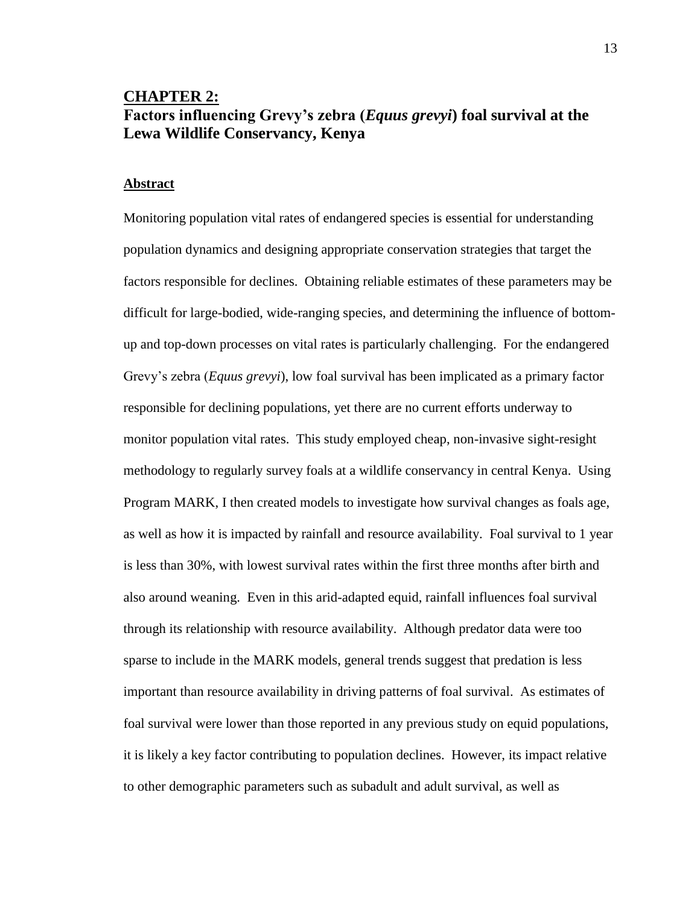# CHAPTER 2:
# Factors influencing Grevy's zebra (*Equus grevyi*) foal survival at the Lewa Wildlife Conservancy, Kenya

## Abstract

Monitoring population vital rates of endangered species is essential for understanding population dynamics and designing appropriate conservation strategies that target the factors responsible for declines. Obtaining reliable estimates of these parameters may be difficult for large-bodied, wide-ranging species, and determining the influence of bottom-up and top-down processes on vital rates is particularly challenging. For the endangered Grevy's zebra (*Equus grevyi*), low foal survival has been implicated as a primary factor responsible for declining populations, yet there are no current efforts underway to monitor population vital rates. This study employed cheap, non-invasive sight-resight methodology to regularly survey foals at a wildlife conservancy in central Kenya. Using Program MARK, I then created models to investigate how survival changes as foals age, as well as how it is impacted by rainfall and resource availability. Foal survival to 1 year is less than 30%, with lowest survival rates within the first three months after birth and also around weaning. Even in this arid-adapted equid, rainfall influences foal survival through its relationship with resource availability. Although predator data were too sparse to include in the MARK models, general trends suggest that predation is less important than resource availability in driving patterns of foal survival. As estimates of foal survival were lower than those reported in any previous study on equid populations, it is likely a key factor contributing to population declines. However, its impact relative to other demographic parameters such as subadult and adult survival, as well as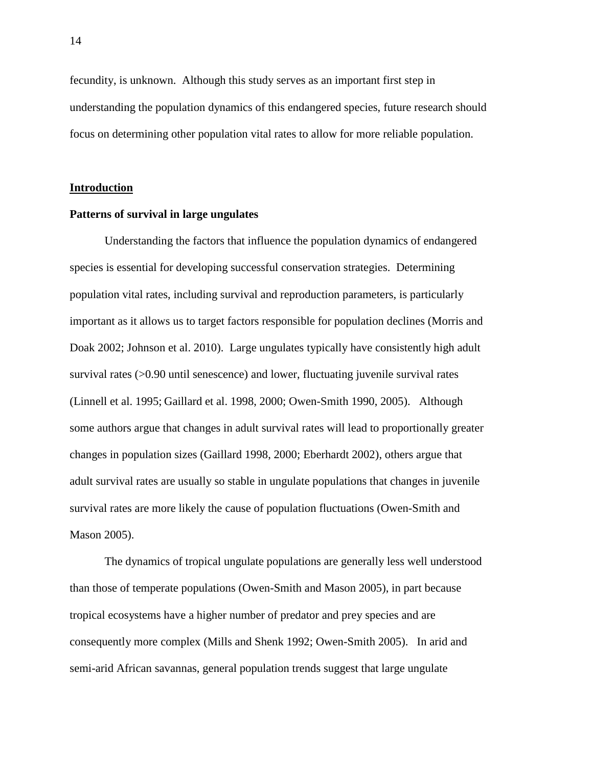fecundity, is unknown. Although this study serves as an important first step in understanding the population dynamics of this endangered species, future research should focus on determining other population vital rates to allow for more reliable population.

## Introduction

### Patterns of survival in large ungulates

Understanding the factors that influence the population dynamics of endangered species is essential for developing successful conservation strategies. Determining population vital rates, including survival and reproduction parameters, is particularly important as it allows us to target factors responsible for population declines (Morris and Doak 2002; Johnson et al. 2010). Large ungulates typically have consistently high adult survival rates (>0.90 until senescence) and lower, fluctuating juvenile survival rates (Linnell et al. 1995; Gaillard et al. 1998, 2000; Owen-Smith 1990, 2005). Although some authors argue that changes in adult survival rates will lead to proportionally greater changes in population sizes (Gaillard 1998, 2000; Eberhardt 2002), others argue that adult survival rates are usually so stable in ungulate populations that changes in juvenile survival rates are more likely the cause of population fluctuations (Owen-Smith and Mason 2005).

The dynamics of tropical ungulate populations are generally less well understood than those of temperate populations (Owen-Smith and Mason 2005), in part because tropical ecosystems have a higher number of predator and prey species and are consequently more complex (Mills and Shenk 1992; Owen-Smith 2005). In arid and semi-arid African savannas, general population trends suggest that large ungulate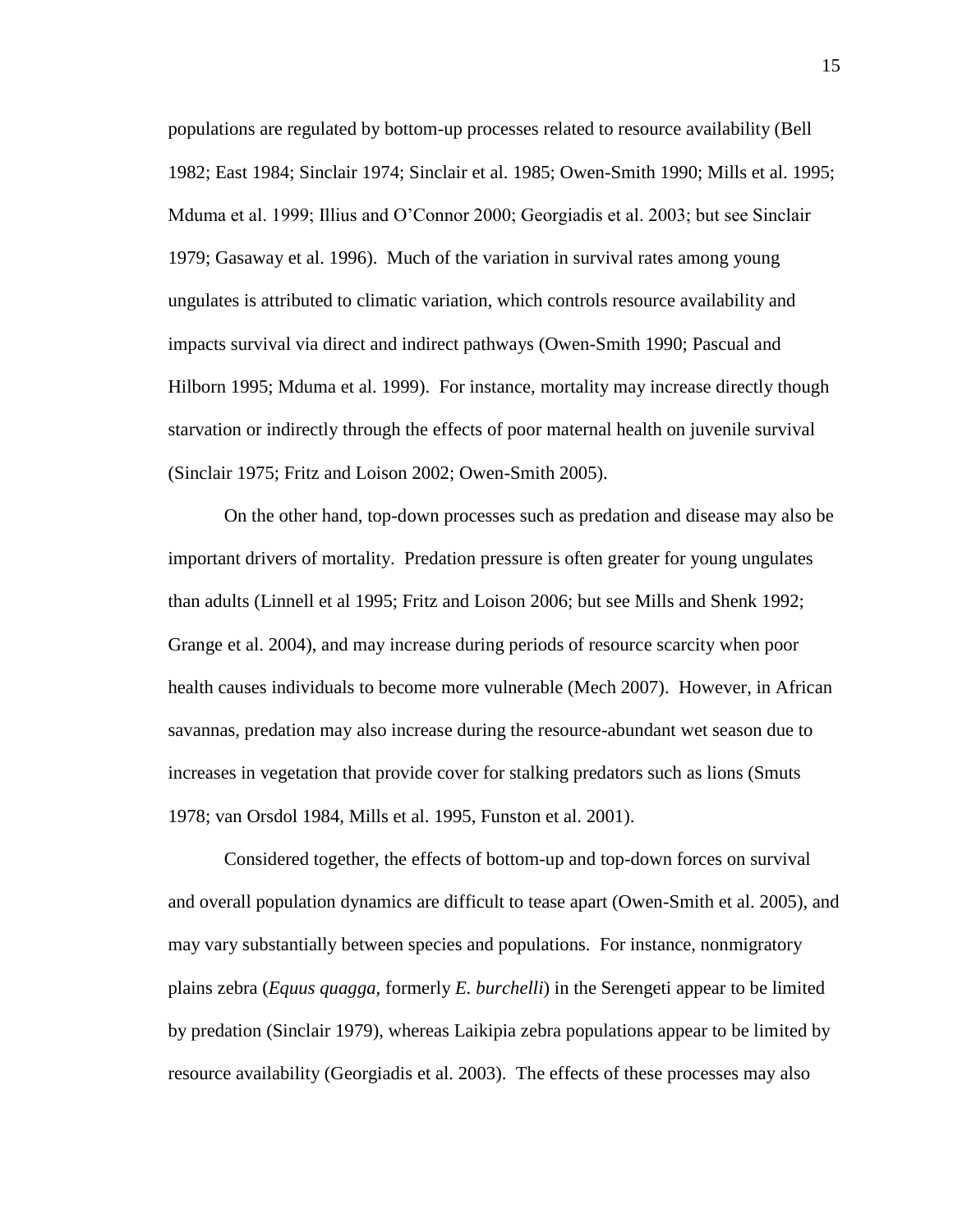populations are regulated by bottom-up processes related to resource availability (Bell 1982; East 1984; Sinclair 1974; Sinclair et al. 1985; Owen-Smith 1990; Mills et al. 1995; Mduma et al. 1999; Illius and O'Connor 2000; Georgiadis et al. 2003; but see Sinclair 1979; Gasaway et al. 1996). Much of the variation in survival rates among young ungulates is attributed to climatic variation, which controls resource availability and impacts survival via direct and indirect pathways (Owen-Smith 1990; Pascual and Hilborn 1995; Mduma et al. 1999). For instance, mortality may increase directly though starvation or indirectly through the effects of poor maternal health on juvenile survival (Sinclair 1975; Fritz and Loison 2002; Owen-Smith 2005).

On the other hand, top-down processes such as predation and disease may also be important drivers of mortality. Predation pressure is often greater for young ungulates than adults (Linnell et al 1995; Fritz and Loison 2006; but see Mills and Shenk 1992; Grange et al. 2004), and may increase during periods of resource scarcity when poor health causes individuals to become more vulnerable (Mech 2007). However, in African savannas, predation may also increase during the resource-abundant wet season due to increases in vegetation that provide cover for stalking predators such as lions (Smuts 1978; van Orsdol 1984, Mills et al. 1995, Funston et al. 2001).

Considered together, the effects of bottom-up and top-down forces on survival and overall population dynamics are difficult to tease apart (Owen-Smith et al. 2005), and may vary substantially between species and populations. For instance, nonmigratory plains zebra (*Equus quagga*, formerly *E. burchelli*) in the Serengeti appear to be limited by predation (Sinclair 1979), whereas Laikipia zebra populations appear to be limited by resource availability (Georgiadis et al. 2003). The effects of these processes may also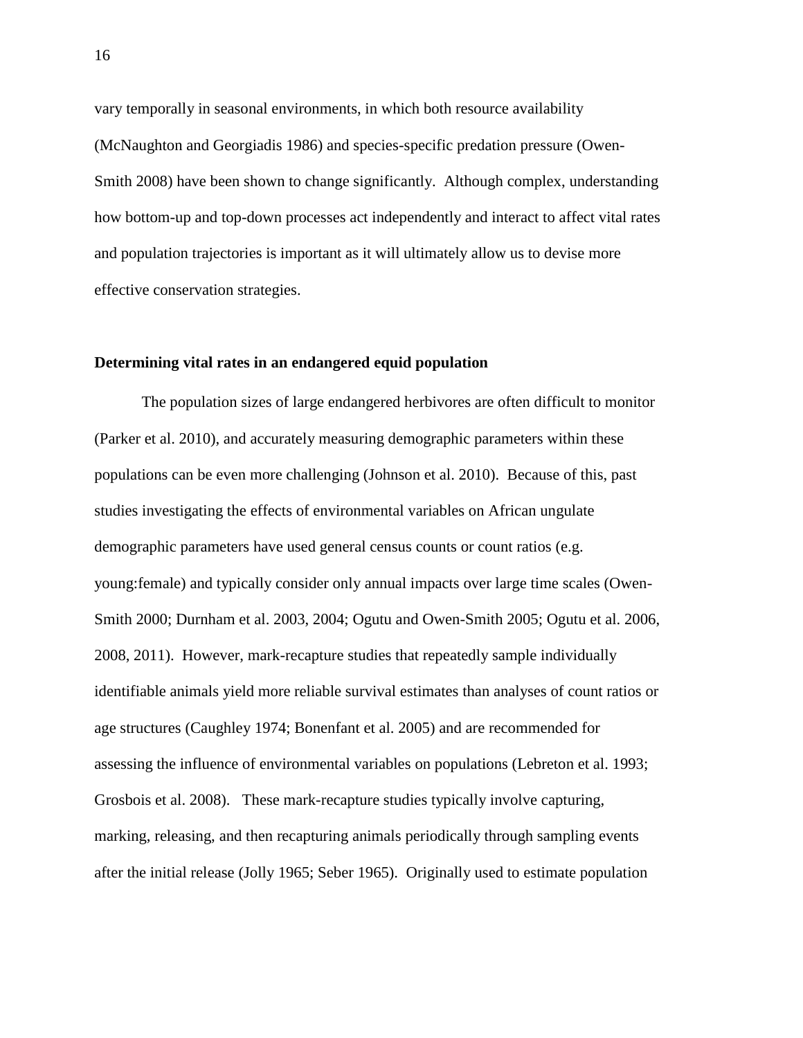vary temporally in seasonal environments, in which both resource availability (McNaughton and Georgiadis 1986) and species-specific predation pressure (Owen-Smith 2008) have been shown to change significantly. Although complex, understanding how bottom-up and top-down processes act independently and interact to affect vital rates and population trajectories is important as it will ultimately allow us to devise more effective conservation strategies.

**Determining vital rates in an endangered equid population**

The population sizes of large endangered herbivores are often difficult to monitor (Parker et al. 2010), and accurately measuring demographic parameters within these populations can be even more challenging (Johnson et al. 2010). Because of this, past studies investigating the effects of environmental variables on African ungulate demographic parameters have used general census counts or count ratios (e.g. young:female) and typically consider only annual impacts over large time scales (Owen-Smith 2000; Durnham et al. 2003, 2004; Ogutu and Owen-Smith 2005; Ogutu et al. 2006, 2008, 2011). However, mark-recapture studies that repeatedly sample individually identifiable animals yield more reliable survival estimates than analyses of count ratios or age structures (Caughley 1974; Bonenfant et al. 2005) and are recommended for assessing the influence of environmental variables on populations (Lebreton et al. 1993; Grosbois et al. 2008). These mark-recapture studies typically involve capturing, marking, releasing, and then recapturing animals periodically through sampling events after the initial release (Jolly 1965; Seber 1965). Originally used to estimate population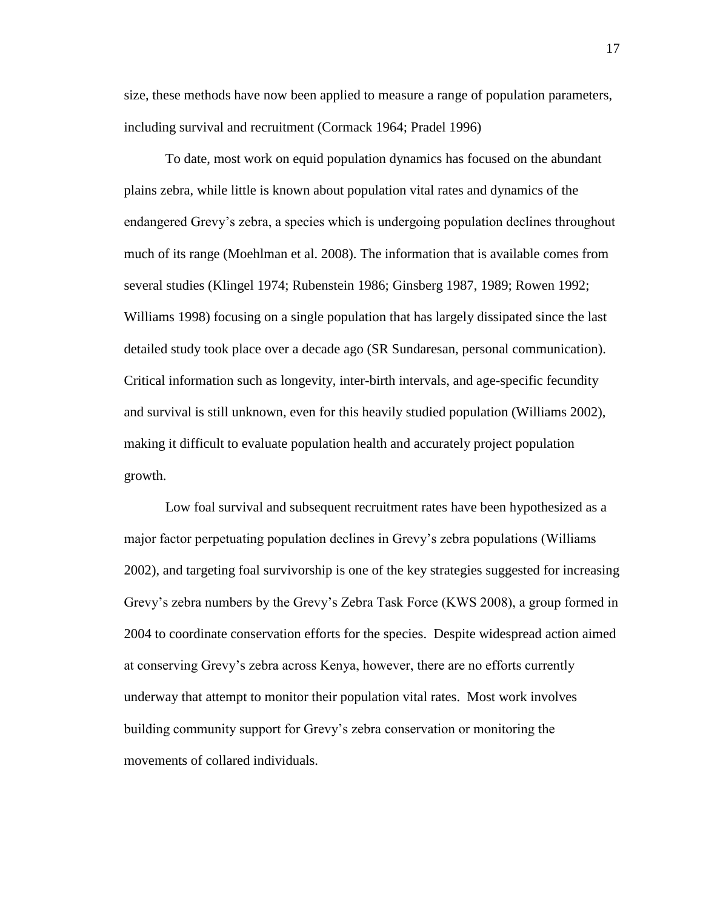size, these methods have now been applied to measure a range of population parameters, including survival and recruitment (Cormack 1964; Pradel 1996)

To date, most work on equid population dynamics has focused on the abundant plains zebra, while little is known about population vital rates and dynamics of the endangered Grevy's zebra, a species which is undergoing population declines throughout much of its range (Moehlman et al. 2008). The information that is available comes from several studies (Klingel 1974; Rubenstein 1986; Ginsberg 1987, 1989; Rowen 1992; Williams 1998) focusing on a single population that has largely dissipated since the last detailed study took place over a decade ago (SR Sundaresan, personal communication). Critical information such as longevity, inter-birth intervals, and age-specific fecundity and survival is still unknown, even for this heavily studied population (Williams 2002), making it difficult to evaluate population health and accurately project population growth.

Low foal survival and subsequent recruitment rates have been hypothesized as a major factor perpetuating population declines in Grevy's zebra populations (Williams 2002), and targeting foal survivorship is one of the key strategies suggested for increasing Grevy's zebra numbers by the Grevy's Zebra Task Force (KWS 2008), a group formed in 2004 to coordinate conservation efforts for the species. Despite widespread action aimed at conserving Grevy's zebra across Kenya, however, there are no efforts currently underway that attempt to monitor their population vital rates. Most work involves building community support for Grevy's zebra conservation or monitoring the movements of collared individuals.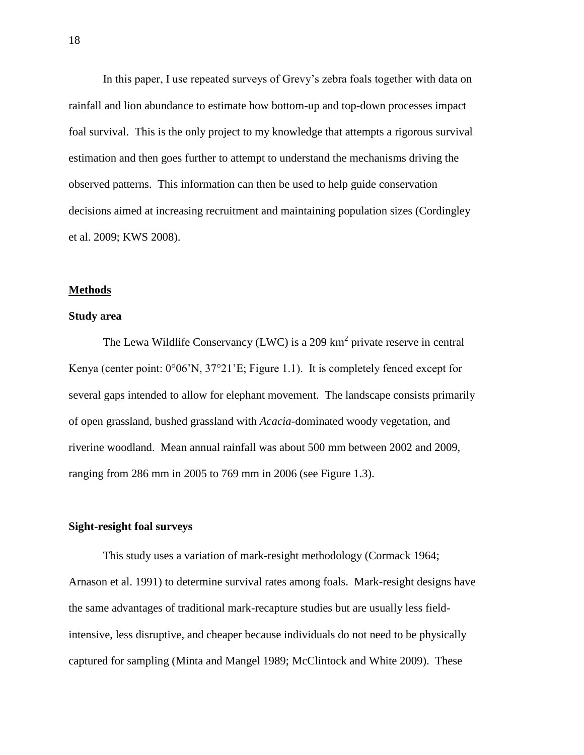In this paper, I use repeated surveys of Grevy's zebra foals together with data on rainfall and lion abundance to estimate how bottom-up and top-down processes impact foal survival. This is the only project to my knowledge that attempts a rigorous survival estimation and then goes further to attempt to understand the mechanisms driving the observed patterns. This information can then be used to help guide conservation decisions aimed at increasing recruitment and maintaining population sizes (Cordingley et al. 2009; KWS 2008).

## Methods

### Study area

The Lewa Wildlife Conservancy (LWC) is a 209 $km^2$ private reserve in central Kenya (center point: 0°06'N, 37°21'E; Figure 1.1). It is completely fenced except for several gaps intended to allow for elephant movement. The landscape consists primarily of open grassland, bushed grassland with *Acacia*-dominated woody vegetation, and riverine woodland. Mean annual rainfall was about 500 mm between 2002 and 2009, ranging from 286 mm in 2005 to 769 mm in 2006 (see Figure 1.3).

### Sight-resight foal surveys

This study uses a variation of mark-resight methodology (Cormack 1964; Arnason et al. 1991) to determine survival rates among foals. Mark-resight designs have the same advantages of traditional mark-recapture studies but are usually less field-intensive, less disruptive, and cheaper because individuals do not need to be physically captured for sampling (Minta and Mangel 1989; McClintock and White 2009). These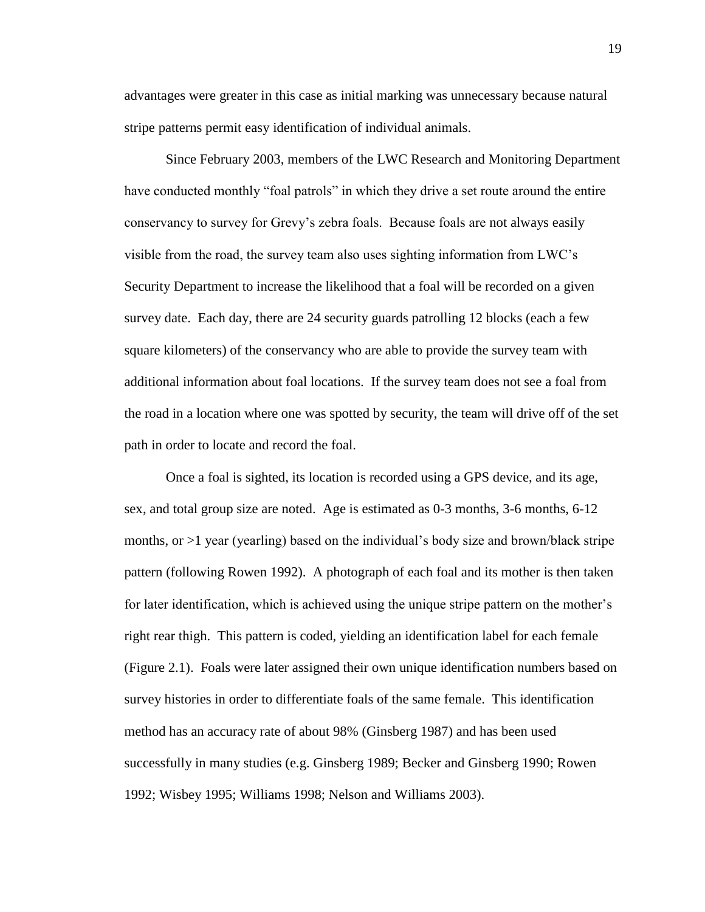advantages were greater in this case as initial marking was unnecessary because natural stripe patterns permit easy identification of individual animals.

Since February 2003, members of the LWC Research and Monitoring Department have conducted monthly "foal patrols" in which they drive a set route around the entire conservancy to survey for Grevy's zebra foals. Because foals are not always easily visible from the road, the survey team also uses sighting information from LWC's Security Department to increase the likelihood that a foal will be recorded on a given survey date. Each day, there are 24 security guards patrolling 12 blocks (each a few square kilometers) of the conservancy who are able to provide the survey team with additional information about foal locations. If the survey team does not see a foal from the road in a location where one was spotted by security, the team will drive off of the set path in order to locate and record the foal.

Once a foal is sighted, its location is recorded using a GPS device, and its age, sex, and total group size are noted. Age is estimated as 0-3 months, 3-6 months, 6-12 months, or >1 year (yearling) based on the individual's body size and brown/black stripe pattern (following Rowen 1992). A photograph of each foal and its mother is then taken for later identification, which is achieved using the unique stripe pattern on the mother's right rear thigh. This pattern is coded, yielding an identification label for each female (Figure 2.1). Foals were later assigned their own unique identification numbers based on survey histories in order to differentiate foals of the same female. This identification method has an accuracy rate of about 98% (Ginsberg 1987) and has been used successfully in many studies (e.g. Ginsberg 1989; Becker and Ginsberg 1990; Rowen 1992; Wisbey 1995; Williams 1998; Nelson and Williams 2003).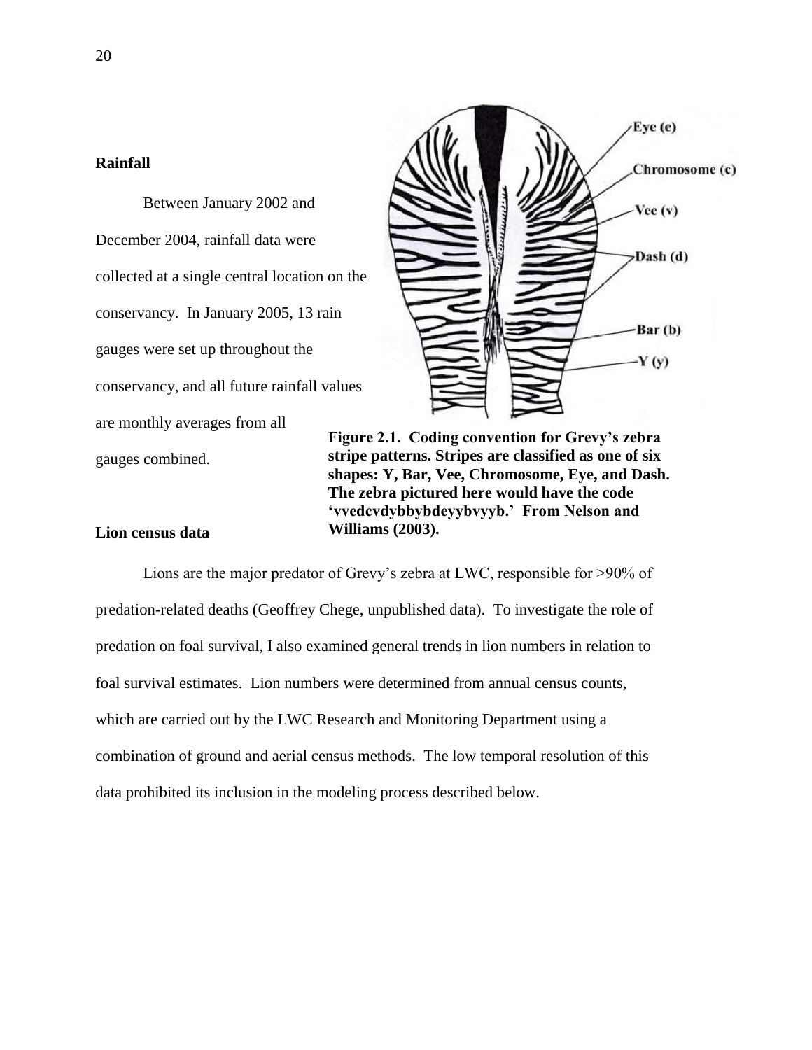### Rainfall

Between January 2002 and December 2004, rainfall data were collected at a single central location on the conservancy. In January 2005, 13 rain gauges were set up throughout the conservancy, and all future rainfall values are monthly averages from all gauges combined.

**Figure 2.1. Coding convention for Grevy's zebra stripe patterns. Stripes are classified as one of six shapes: Y, Bar, Vee, Chromosome, Eye, and Dash. The zebra pictured here would have the code 'vvedcvdybbybdeyybvyyb.' From Nelson and Williams (2003).**

### Lion census data

Lions are the major predator of Grevy's zebra at LWC, responsible for >90% of predation-related deaths (Geoffrey Chege, unpublished data). To investigate the role of predation on foal survival, I also examined general trends in lion numbers in relation to foal survival estimates. Lion numbers were determined from annual census counts, which are carried out by the LWC Research and Monitoring Department using a combination of ground and aerial census methods. The low temporal resolution of this data prohibited its inclusion in the modeling process described below.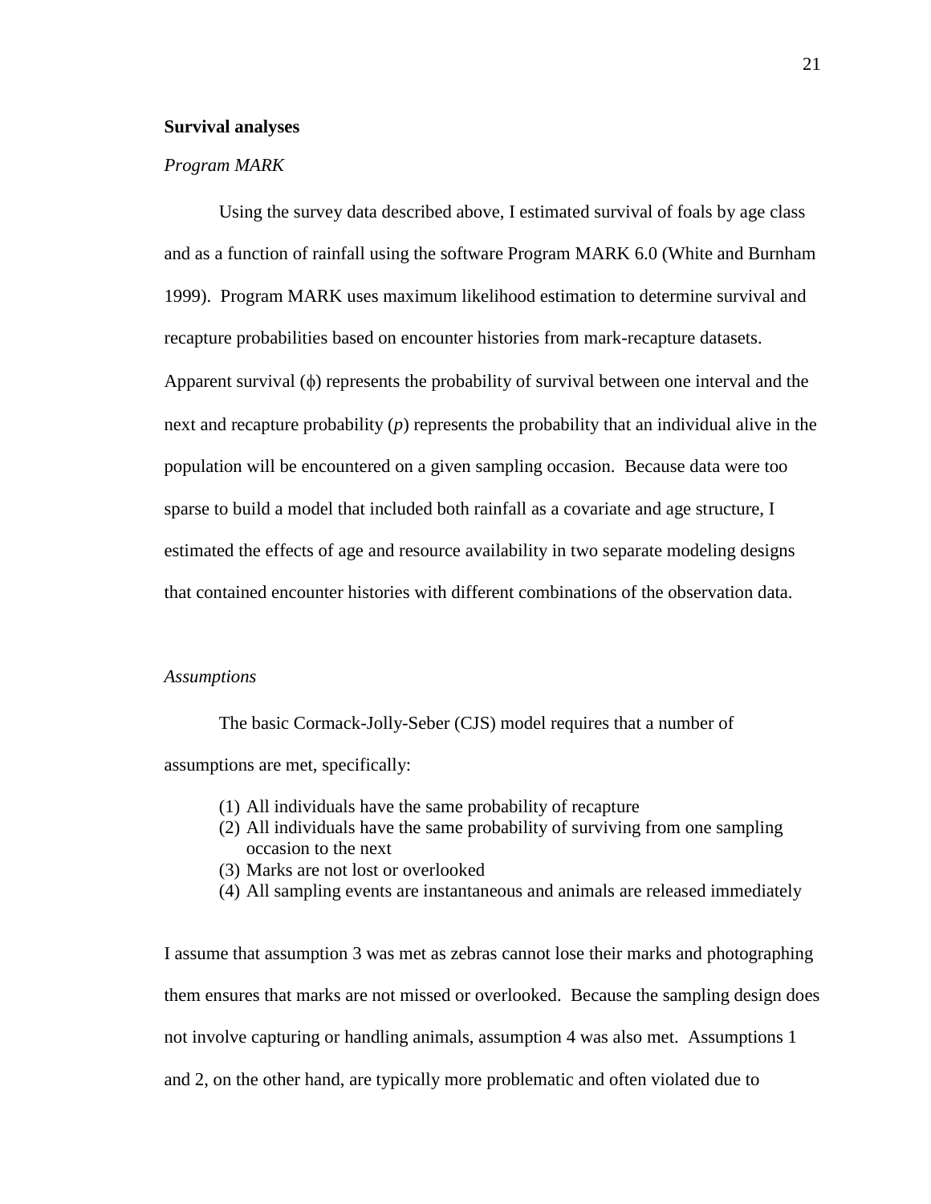**Survival analyses**

*Program MARK*

Using the survey data described above, I estimated survival of foals by age class and as a function of rainfall using the software Program MARK 6.0 (White and Burnham 1999). Program MARK uses maximum likelihood estimation to determine survival and recapture probabilities based on encounter histories from mark-recapture datasets. Apparent survival ($\phi$) represents the probability of survival between one interval and the next and recapture probability ($p$) represents the probability that an individual alive in the population will be encountered on a given sampling occasion. Because data were too sparse to build a model that included both rainfall as a covariate and age structure, I estimated the effects of age and resource availability in two separate modeling designs that contained encounter histories with different combinations of the observation data.

*Assumptions*

The basic Cormack-Jolly-Seber (CJS) model requires that a number of assumptions are met, specifically:

(1) All individuals have the same probability of recapture
(2) All individuals have the same probability of surviving from one sampling occasion to the next
(3) Marks are not lost or overlooked
(4) All sampling events are instantaneous and animals are released immediately

I assume that assumption 3 was met as zebras cannot lose their marks and photographing them ensures that marks are not missed or overlooked. Because the sampling design does not involve capturing or handling animals, assumption 4 was also met. Assumptions 1 and 2, on the other hand, are typically more problematic and often violated due to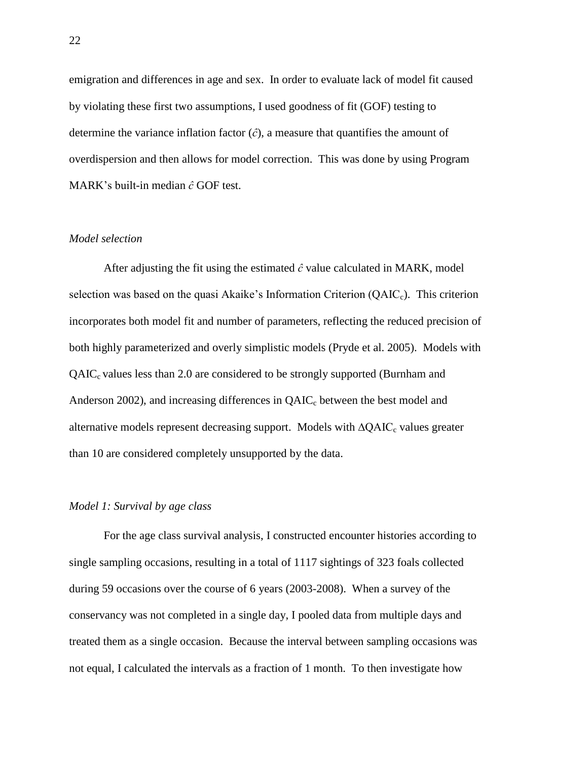emigration and differences in age and sex. In order to evaluate lack of model fit caused by violating these first two assumptions, I used goodness of fit (GOF) testing to determine the variance inflation factor ($\hat{c}$), a measure that quantifies the amount of overdispersion and then allows for model correction. This was done by using Program MARK's built-in median $\hat{c}$ GOF test.

### *Model selection*

After adjusting the fit using the estimated $\hat{c}$ value calculated in MARK, model selection was based on the quasi Akaike's Information Criterion ($QAIC_c$). This criterion incorporates both model fit and number of parameters, reflecting the reduced precision of both highly parameterized and overly simplistic models (Pryde et al. 2005). Models with $QAIC_c$ values less than 2.0 are considered to be strongly supported (Burnham and Anderson 2002), and increasing differences in $QAIC_c$ between the best model and alternative models represent decreasing support. Models with $\Delta QAIC_c$ values greater than 10 are considered completely unsupported by the data.

### *Model 1: Survival by age class*

For the age class survival analysis, I constructed encounter histories according to single sampling occasions, resulting in a total of 1117 sightings of 323 foals collected during 59 occasions over the course of 6 years (2003-2008). When a survey of the conservancy was not completed in a single day, I pooled data from multiple days and treated them as a single occasion. Because the interval between sampling occasions was not equal, I calculated the intervals as a fraction of 1 month. To then investigate how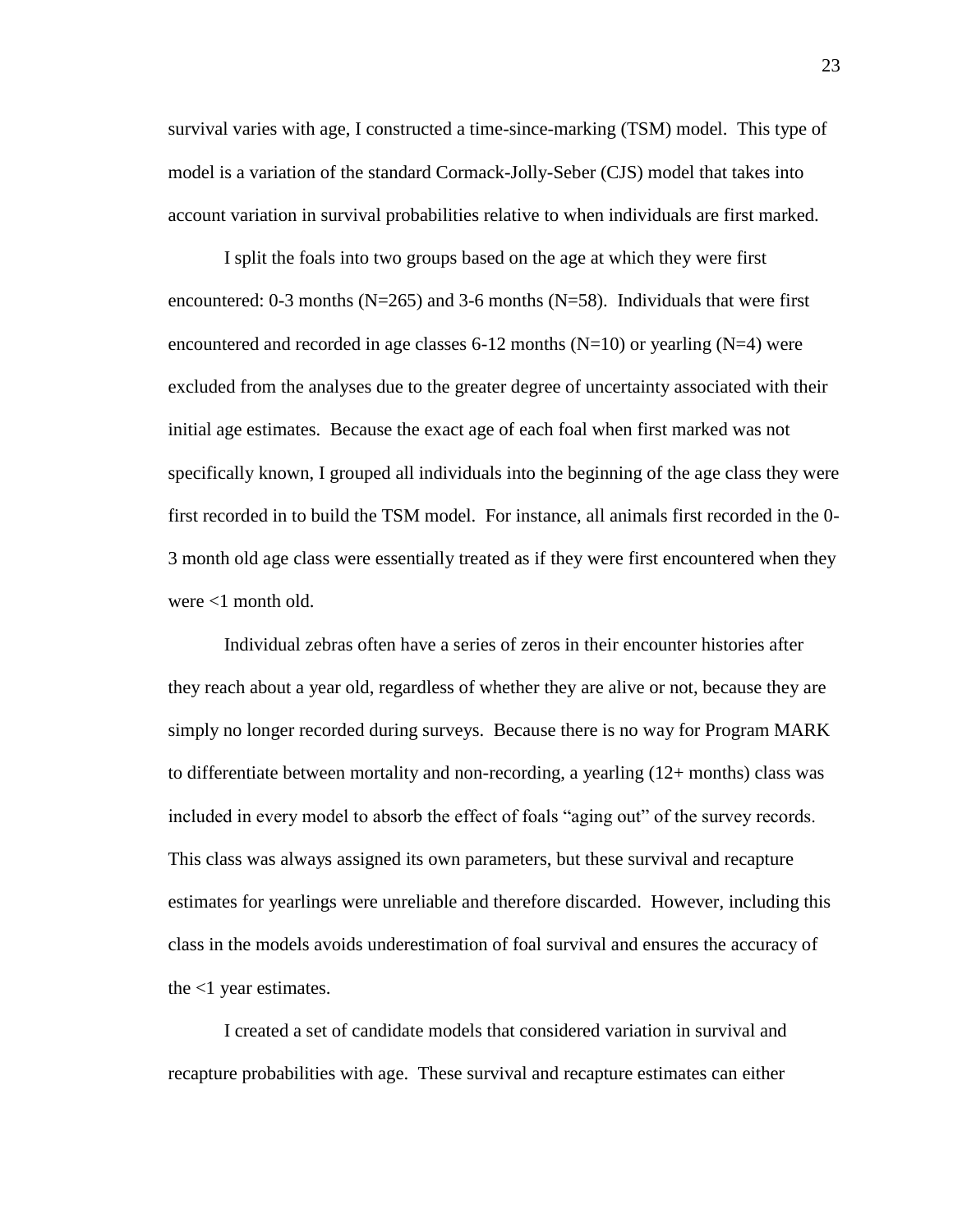survival varies with age, I constructed a time-since-marking (TSM) model. This type of model is a variation of the standard Cormack-Jolly-Seber (CJS) model that takes into account variation in survival probabilities relative to when individuals are first marked.

I split the foals into two groups based on the age at which they were first encountered: 0-3 months (N=265) and 3-6 months (N=58). Individuals that were first encountered and recorded in age classes 6-12 months (N=10) or yearling (N=4) were excluded from the analyses due to the greater degree of uncertainty associated with their initial age estimates. Because the exact age of each foal when first marked was not specifically known, I grouped all individuals into the beginning of the age class they were first recorded in to build the TSM model. For instance, all animals first recorded in the 0-3 month old age class were essentially treated as if they were first encountered when they were <1 month old.

Individual zebras often have a series of zeros in their encounter histories after they reach about a year old, regardless of whether they are alive or not, because they are simply no longer recorded during surveys. Because there is no way for Program MARK to differentiate between mortality and non-recording, a yearling (12+ months) class was included in every model to absorb the effect of foals "aging out" of the survey records. This class was always assigned its own parameters, but these survival and recapture estimates for yearlings were unreliable and therefore discarded. However, including this class in the models avoids underestimation of foal survival and ensures the accuracy of the <1 year estimates.

I created a set of candidate models that considered variation in survival and recapture probabilities with age. These survival and recapture estimates can either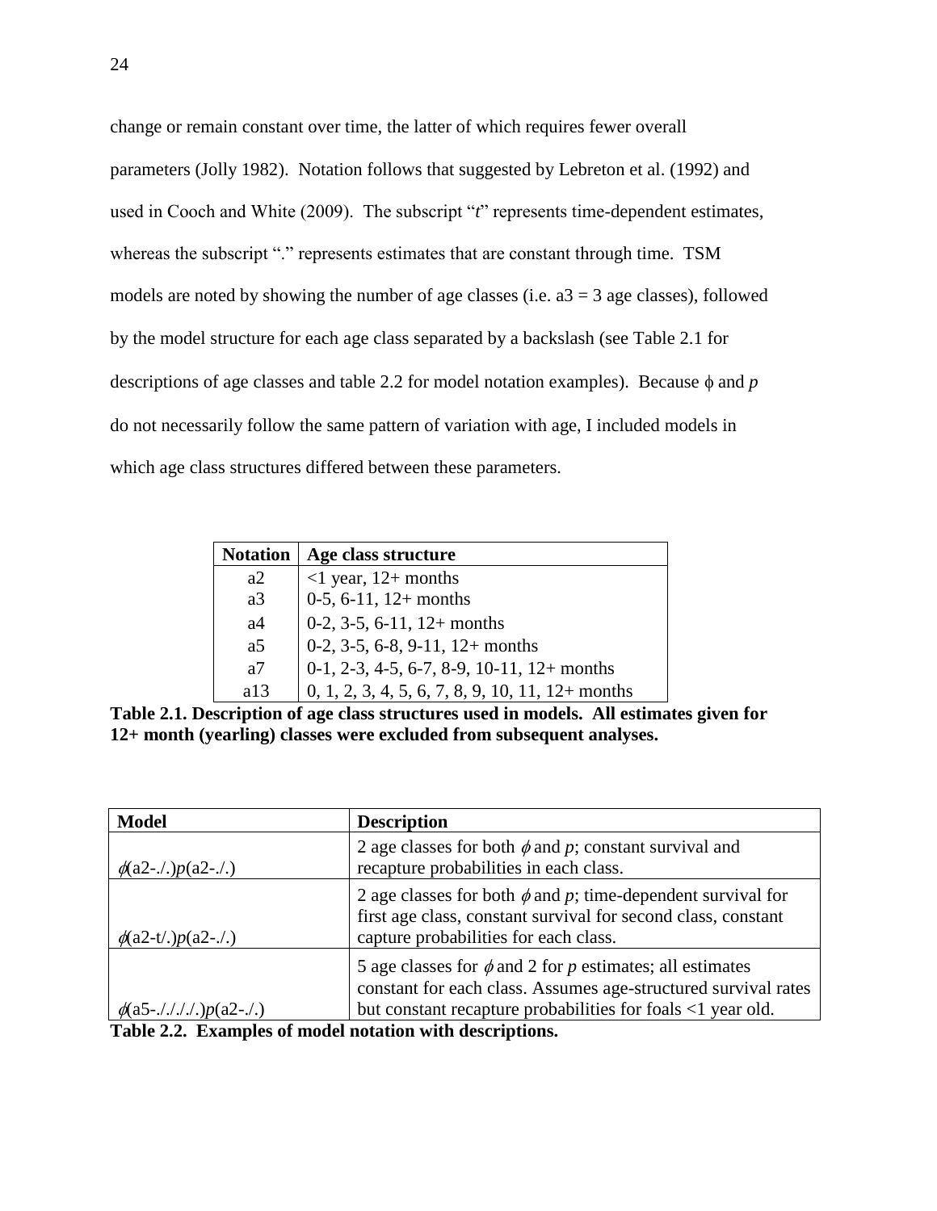change or remain constant over time, the latter of which requires fewer overall parameters (Jolly 1982). Notation follows that suggested by Lebreton et al. (1992) and used in Cooch and White (2009). The subscript "*t*" represents time-dependent estimates, whereas the subscript "." represents estimates that are constant through time. TSM models are noted by showing the number of age classes (i.e. a3 = 3 age classes), followed by the model structure for each age class separated by a backslash (see Table 2.1 for descriptions of age classes and table 2.2 for model notation examples). Because $\phi$ and $p$ do not necessarily follow the same pattern of variation with age, I included models in which age class structures differed between these parameters.

| Notation | Age class structure |
|---|---|
| a2 | <1 year, 12+ months |
| a3 | 0-5, 6-11, 12+ months |
| a4 | 0-2, 3-5, 6-11, 12+ months |
| a5 | 0-2, 3-5, 6-8, 9-11, 12+ months |
| a7 | 0-1, 2-3, 4-5, 6-7, 8-9, 10-11, 12+ months |
| a13 | 0, 1, 2, 3, 4, 5, 6, 7, 8, 9, 10, 11, 12+ months |

**Table 2.1. Description of age class structures used in models. All estimates given for 12+ month (yearling) classes were excluded from subsequent analyses.**

| Model | Description |
|---|---|
| $\phi$(a2-./.)$p$(a2-./.) | 2 age classes for both $\phi$ and $p$; constant survival and recapture probabilities in each class. |
| $\phi$(a2-t/.)$p$(a2-./.) | 2 age classes for both $\phi$ and $p$; time-dependent survival for first age class, constant survival for second class, constant capture probabilities for each class. |
| $\phi$(a5-././././.)$p$(a2-./.) | 5 age classes for $\phi$ and 2 for $p$ estimates; all estimates constant for each class. Assumes age-structured survival rates but constant recapture probabilities for foals <1 year old. |

**Table 2.2. Examples of model notation with descriptions.**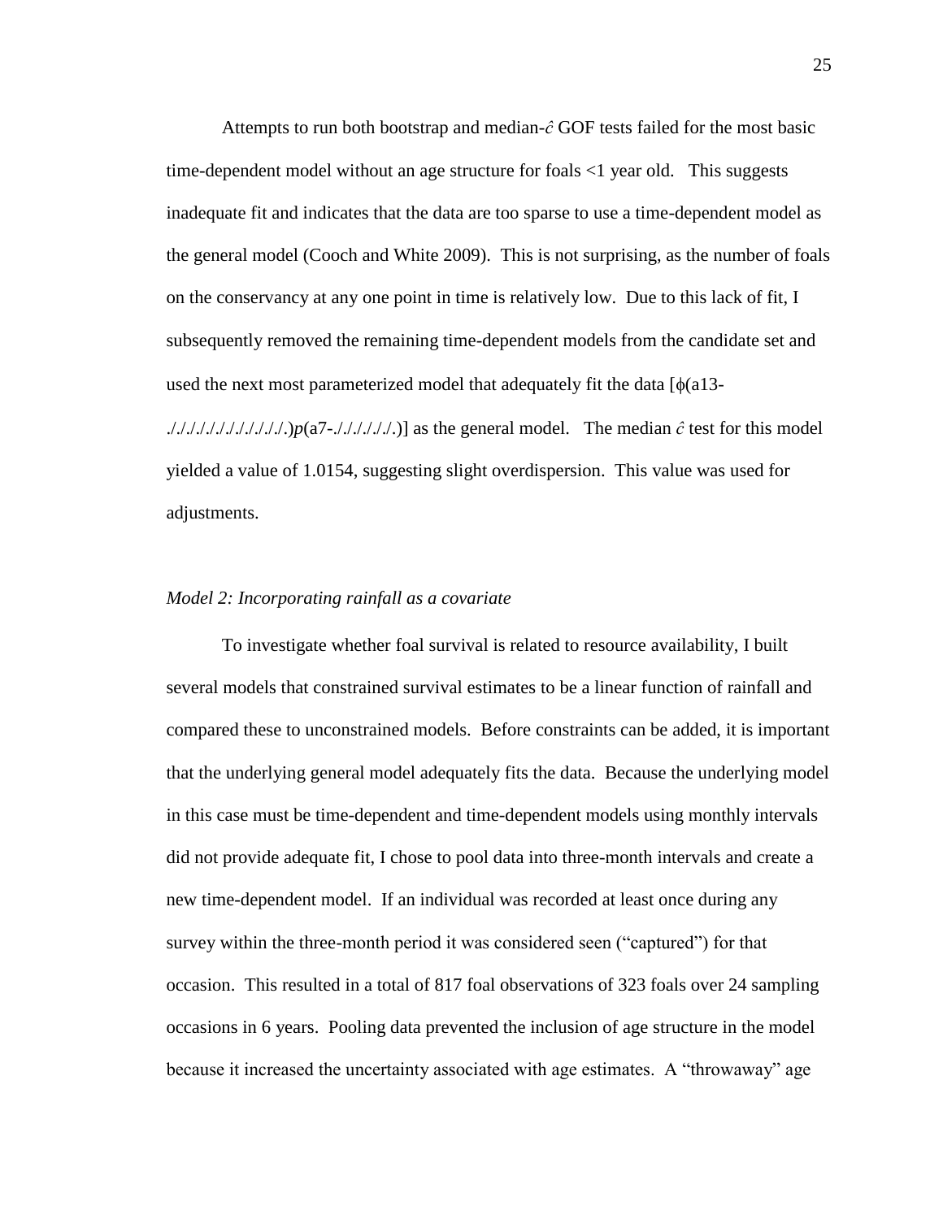Attempts to run both bootstrap and median-$\hat{c}$ GOF tests failed for the most basic time-dependent model without an age structure for foals <1 year old. This suggests inadequate fit and indicates that the data are too sparse to use a time-dependent model as the general model (Cooch and White 2009). This is not surprising, as the number of foals on the conservancy at any one point in time is relatively low. Due to this lack of fit, I subsequently removed the remaining time-dependent models from the candidate set and used the next most parameterized model that adequately fit the data [ϕ(a13-./././././././././././.)*p*(a7-./././././.)] as the general model. The median $\hat{c}$ test for this model yielded a value of 1.0154, suggesting slight overdispersion. This value was used for adjustments.

*Model 2: Incorporating rainfall as a covariate*

To investigate whether foal survival is related to resource availability, I built several models that constrained survival estimates to be a linear function of rainfall and compared these to unconstrained models. Before constraints can be added, it is important that the underlying general model adequately fits the data. Because the underlying model in this case must be time-dependent and time-dependent models using monthly intervals did not provide adequate fit, I chose to pool data into three-month intervals and create a new time-dependent model. If an individual was recorded at least once during any survey within the three-month period it was considered seen ("captured") for that occasion. This resulted in a total of 817 foal observations of 323 foals over 24 sampling occasions in 6 years. Pooling data prevented the inclusion of age structure in the model because it increased the uncertainty associated with age estimates. A "throwaway" age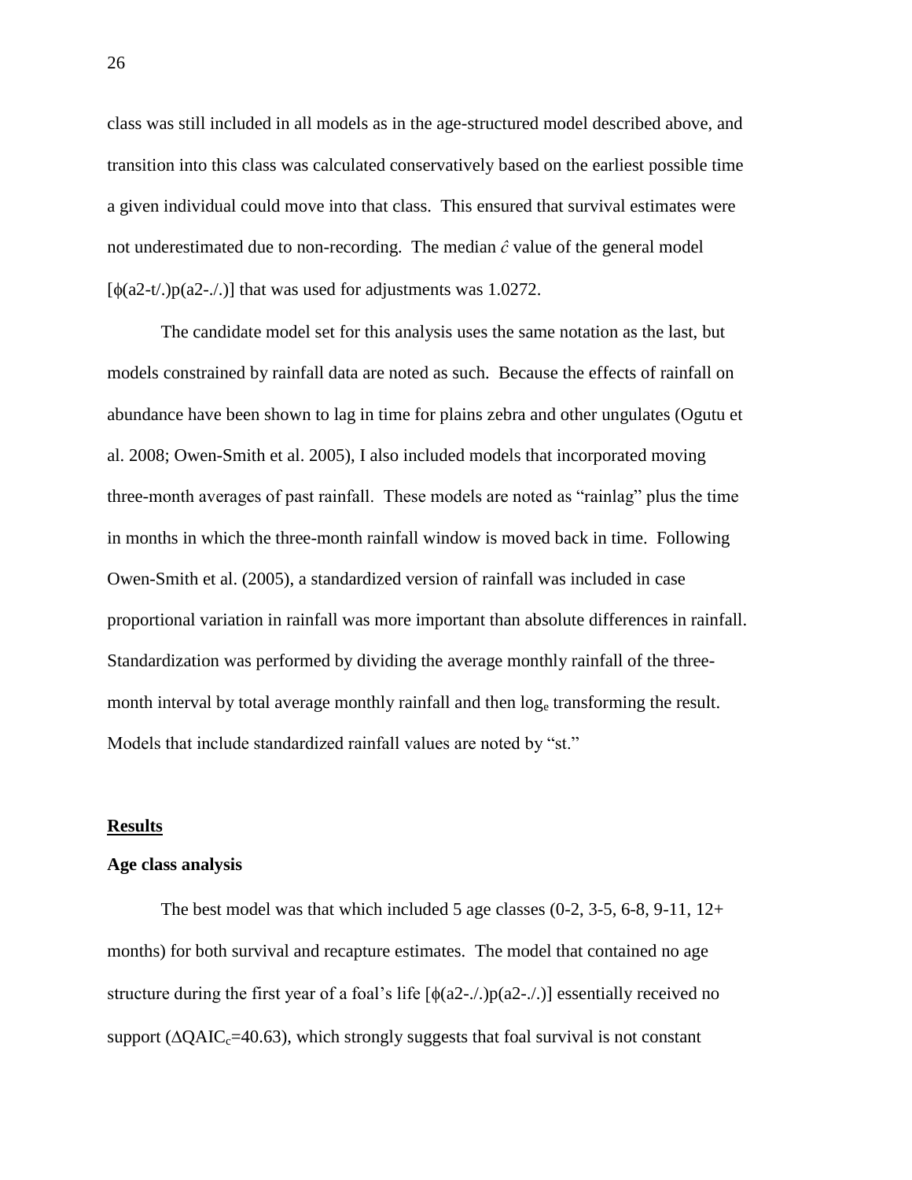class was still included in all models as in the age-structured model described above, and transition into this class was calculated conservatively based on the earliest possible time a given individual could move into that class. This ensured that survival estimates were not underestimated due to non-recording. The median $\hat{c}$ value of the general model [$\phi$(a2-t/.)p(a2-./.)] that was used for adjustments was 1.0272.

The candidate model set for this analysis uses the same notation as the last, but models constrained by rainfall data are noted as such. Because the effects of rainfall on abundance have been shown to lag in time for plains zebra and other ungulates (Ogutu et al. 2008; Owen-Smith et al. 2005), I also included models that incorporated moving three-month averages of past rainfall. These models are noted as "rainlag" plus the time in months in which the three-month rainfall window is moved back in time. Following Owen-Smith et al. (2005), a standardized version of rainfall was included in case proportional variation in rainfall was more important than absolute differences in rainfall. Standardization was performed by dividing the average monthly rainfall of the three-month interval by total average monthly rainfall and then $\log_e$ transforming the result. Models that include standardized rainfall values are noted by "st."

## Results

### Age class analysis

The best model was that which included 5 age classes (0-2, 3-5, 6-8, 9-11, 12+ months) for both survival and recapture estimates. The model that contained no age structure during the first year of a foal's life [$\phi$(a2-./.)p(a2-./.)] essentially received no support ($\Delta QAIC_c$=40.63), which strongly suggests that foal survival is not constant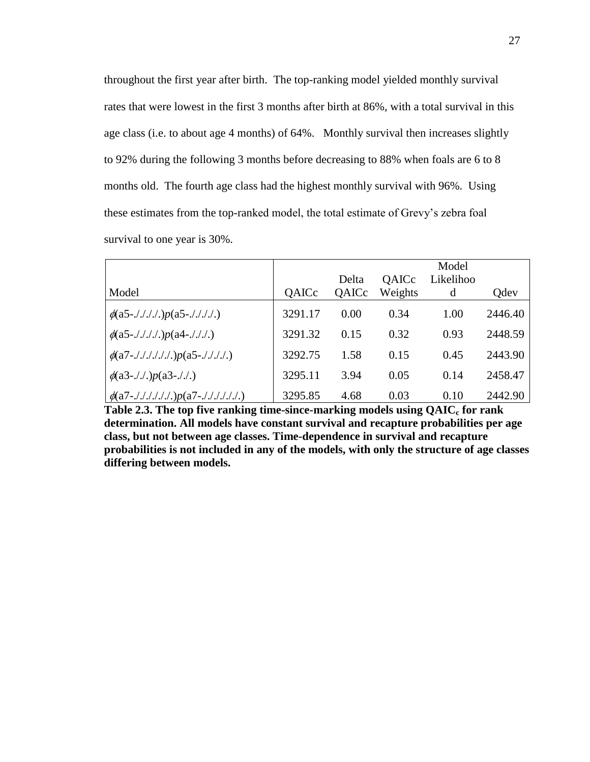throughout the first year after birth. The top-ranking model yielded monthly survival rates that were lowest in the first 3 months after birth at 86%, with a total survival in this age class (i.e. to about age 4 months) of 64%. Monthly survival then increases slightly to 92% during the following 3 months before decreasing to 88% when foals are 6 to 8 months old. The fourth age class had the highest monthly survival with 96%. Using these estimates from the top-ranked model, the total estimate of Grevy's zebra foal survival to one year is 30%.

| Model | QAICc | Delta QAICc | QAICc Weights | Model Likelihood | Qdev |
|---|---|---|---|---|---|
| $\phi$(a5-./././.)*p*(a5-./././.) | 3291.17 | 0.00 | 0.34 | 1.00 | 2446.40 |
| $\phi$(a5-./././.)*p*(a4-././.) | 3291.32 | 0.15 | 0.32 | 0.93 | 2448.59 |
| $\phi$(a7-./././././.)*p*(a5-./././.) | 3292.75 | 1.58 | 0.15 | 0.45 | 2443.90 |
| $\phi$(a3-././.)*p*(a3-././.) | 3295.11 | 3.94 | 0.05 | 0.14 | 2458.47 |
| $\phi$(a7-./././././.)*p*(a7-./././././.) | 3295.85 | 4.68 | 0.03 | 0.10 | 2442.90 |

**Table 2.3. The top five ranking time-since-marking models using $QAIC_c$ for rank determination. All models have constant survival and recapture probabilities per age class, but not between age classes. Time-dependence in survival and recapture probabilities is not included in any of the models, with only the structure of age classes differing between models.**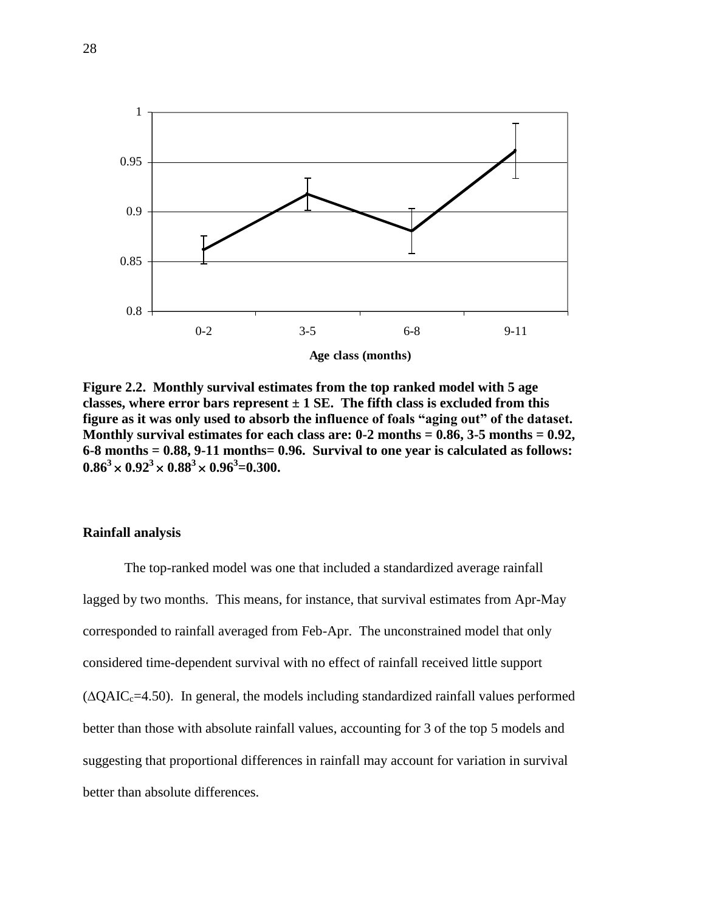**Figure 2.2. Monthly survival estimates from the top ranked model with 5 age classes, where error bars represent ± 1 SE. The fifth class is excluded from this figure as it was only used to absorb the influence of foals "aging out" of the dataset. Monthly survival estimates for each class are: 0-2 months = 0.86, 3-5 months = 0.92, 6-8 months = 0.88, 9-11 months= 0.96. Survival to one year is calculated as follows: $0.86^3 \times 0.92^3 \times 0.88^3 \times 0.96^3 = 0.300$.**

**Rainfall analysis**

The top-ranked model was one that included a standardized average rainfall lagged by two months. This means, for instance, that survival estimates from Apr-May corresponded to rainfall averaged from Feb-Apr. The unconstrained model that only considered time-dependent survival with no effect of rainfall received little support ($\Delta QAIC_c = 4.50$). In general, the models including standardized rainfall values performed better than those with absolute rainfall values, accounting for 3 of the top 5 models and suggesting that proportional differences in rainfall may account for variation in survival better than absolute differences.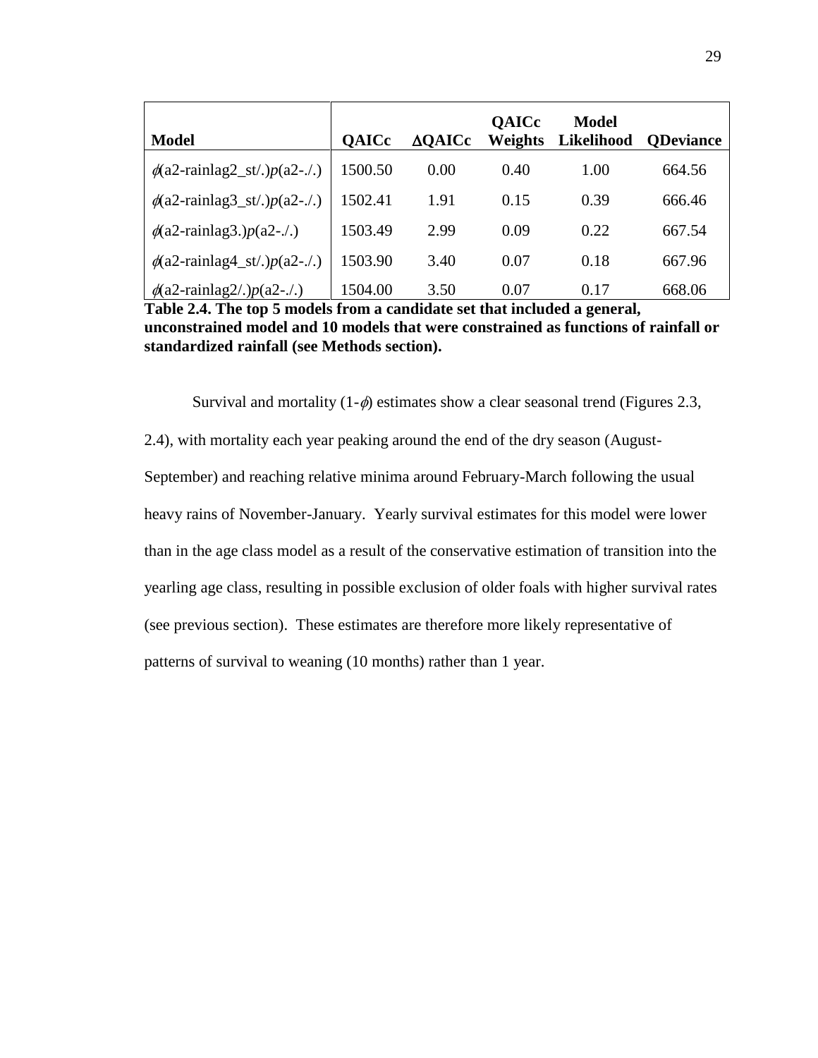| Model | QAICc | ΔQAICc | QAICc Weights | Model Likelihood | QDeviance |
|---|---|---|---|---|---|
| $\phi$(a2-rainlag2_st/.)*p*(a2-./.) | 1500.50 | 0.00 | 0.40 | 1.00 | 664.56 |
| $\phi$(a2-rainlag3_st/.)*p*(a2-./.) | 1502.41 | 1.91 | 0.15 | 0.39 | 666.46 |
| $\phi$(a2-rainlag3.)*p*(a2-./.) | 1503.49 | 2.99 | 0.09 | 0.22 | 667.54 |
| $\phi$(a2-rainlag4_st/.)*p*(a2-./.) | 1503.90 | 3.40 | 0.07 | 0.18 | 667.96 |
| $\phi$(a2-rainlag2/.)*p*(a2-./.) | 1504.00 | 3.50 | 0.07 | 0.17 | 668.06 |

**Table 2.4. The top 5 models from a candidate set that included a general, unconstrained model and 10 models that were constrained as functions of rainfall or standardized rainfall (see Methods section).**

Survival and mortality (1-$\phi$) estimates show a clear seasonal trend (Figures 2.3, 2.4), with mortality each year peaking around the end of the dry season (August-September) and reaching relative minima around February-March following the usual heavy rains of November-January. Yearly survival estimates for this model were lower than in the age class model as a result of the conservative estimation of transition into the yearling age class, resulting in possible exclusion of older foals with higher survival rates (see previous section). These estimates are therefore more likely representative of patterns of survival to weaning (10 months) rather than 1 year.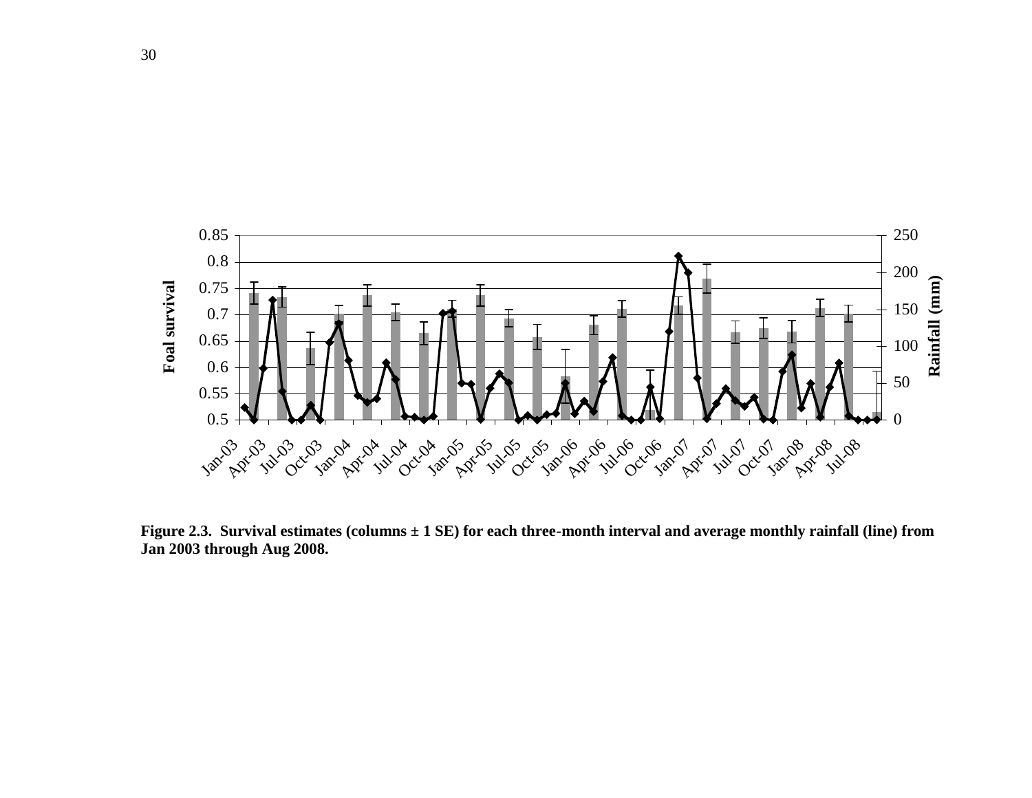**Figure 2.3. Survival estimates (columns ± 1 SE) for each three-month interval and average monthly rainfall (line) from Jan 2003 through Aug 2008.**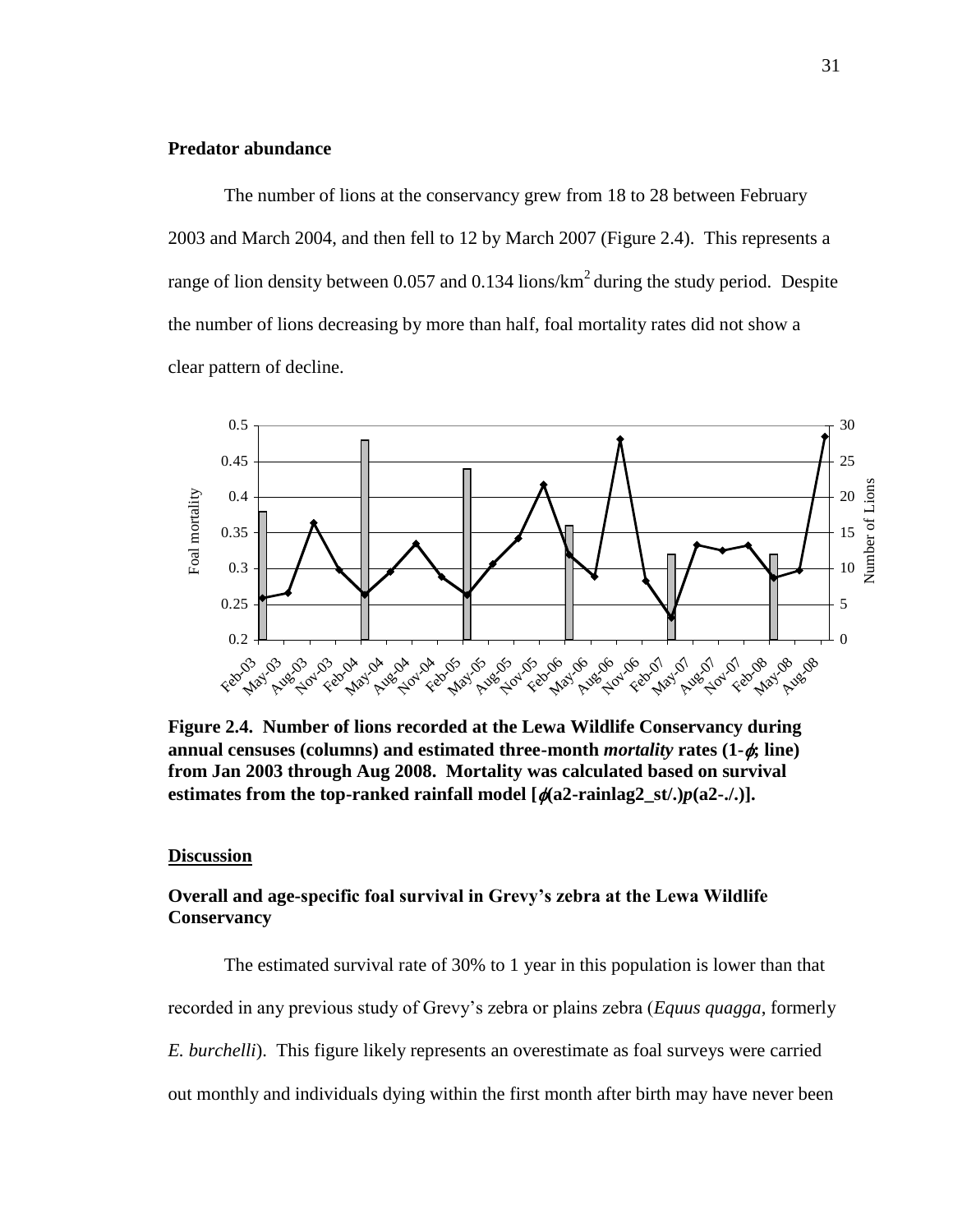**Predator abundance**

The number of lions at the conservancy grew from 18 to 28 between February 2003 and March 2004, and then fell to 12 by March 2007 (Figure 2.4). This represents a range of lion density between 0.057 and 0.134 lions/km$^2$ during the study period. Despite the number of lions decreasing by more than half, foal mortality rates did not show a clear pattern of decline.

**Figure 2.4. Number of lions recorded at the Lewa Wildlife Conservancy during annual censuses (columns) and estimated three-month *mortality* rates (1-$\phi$; line) from Jan 2003 through Aug 2008. Mortality was calculated based on survival estimates from the top-ranked rainfall model [$\phi$(a2-rainlag2_st/.)$p$(a2-./.)].**

## Discussion

**Overall and age-specific foal survival in Grevy's zebra at the Lewa Wildlife Conservancy**

The estimated survival rate of 30% to 1 year in this population is lower than that recorded in any previous study of Grevy's zebra or plains zebra (*Equus quagga*, formerly *E. burchelli*). This figure likely represents an overestimate as foal surveys were carried out monthly and individuals dying within the first month after birth may have never been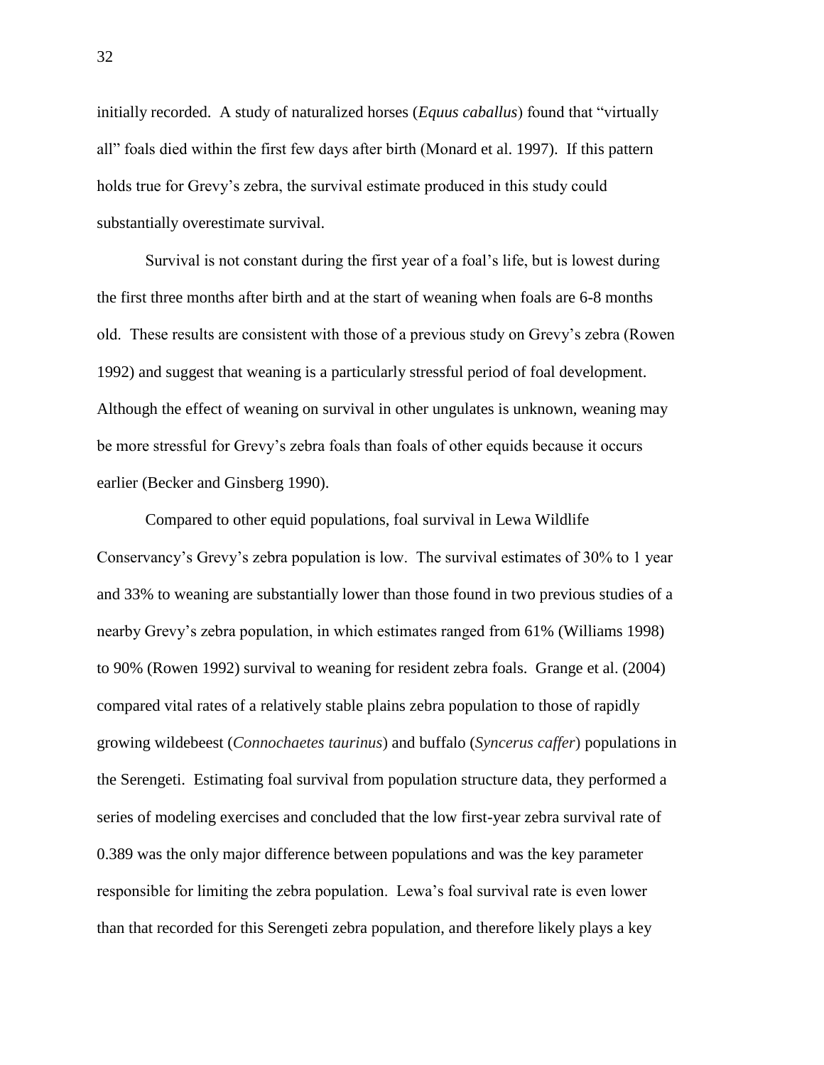initially recorded. A study of naturalized horses (*Equus caballus*) found that "virtually all" foals died within the first few days after birth (Monard et al. 1997). If this pattern holds true for Grevy's zebra, the survival estimate produced in this study could substantially overestimate survival.

Survival is not constant during the first year of a foal's life, but is lowest during the first three months after birth and at the start of weaning when foals are 6-8 months old. These results are consistent with those of a previous study on Grevy's zebra (Rowen 1992) and suggest that weaning is a particularly stressful period of foal development. Although the effect of weaning on survival in other ungulates is unknown, weaning may be more stressful for Grevy's zebra foals than foals of other equids because it occurs earlier (Becker and Ginsberg 1990).

Compared to other equid populations, foal survival in Lewa Wildlife Conservancy's Grevy's zebra population is low. The survival estimates of 30% to 1 year and 33% to weaning are substantially lower than those found in two previous studies of a nearby Grevy's zebra population, in which estimates ranged from 61% (Williams 1998) to 90% (Rowen 1992) survival to weaning for resident zebra foals. Grange et al. (2004) compared vital rates of a relatively stable plains zebra population to those of rapidly growing wildebeest (*Connochaetes taurinus*) and buffalo (*Syncerus caffer*) populations in the Serengeti. Estimating foal survival from population structure data, they performed a series of modeling exercises and concluded that the low first-year zebra survival rate of 0.389 was the only major difference between populations and was the key parameter responsible for limiting the zebra population. Lewa's foal survival rate is even lower than that recorded for this Serengeti zebra population, and therefore likely plays a key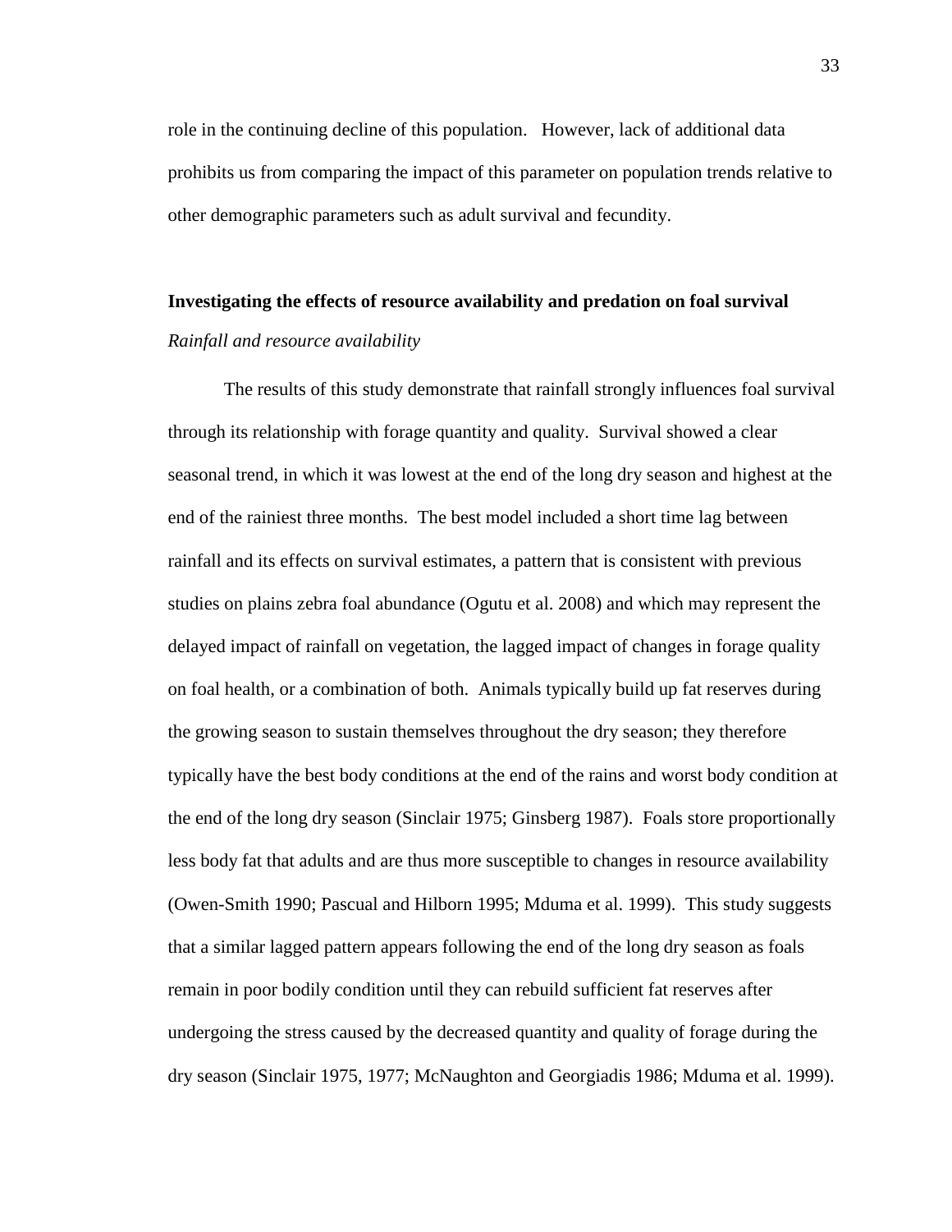role in the continuing decline of this population. However, lack of additional data prohibits us from comparing the impact of this parameter on population trends relative to other demographic parameters such as adult survival and fecundity.

## Investigating the effects of resource availability and predation on foal survival

### *Rainfall and resource availability*

The results of this study demonstrate that rainfall strongly influences foal survival through its relationship with forage quantity and quality. Survival showed a clear seasonal trend, in which it was lowest at the end of the long dry season and highest at the end of the rainiest three months. The best model included a short time lag between rainfall and its effects on survival estimates, a pattern that is consistent with previous studies on plains zebra foal abundance (Ogutu et al. 2008) and which may represent the delayed impact of rainfall on vegetation, the lagged impact of changes in forage quality on foal health, or a combination of both. Animals typically build up fat reserves during the growing season to sustain themselves throughout the dry season; they therefore typically have the best body conditions at the end of the rains and worst body condition at the end of the long dry season (Sinclair 1975; Ginsberg 1987). Foals store proportionally less body fat that adults and are thus more susceptible to changes in resource availability (Owen-Smith 1990; Pascual and Hilborn 1995; Mduma et al. 1999). This study suggests that a similar lagged pattern appears following the end of the long dry season as foals remain in poor bodily condition until they can rebuild sufficient fat reserves after undergoing the stress caused by the decreased quantity and quality of forage during the dry season (Sinclair 1975, 1977; McNaughton and Georgiadis 1986; Mduma et al. 1999).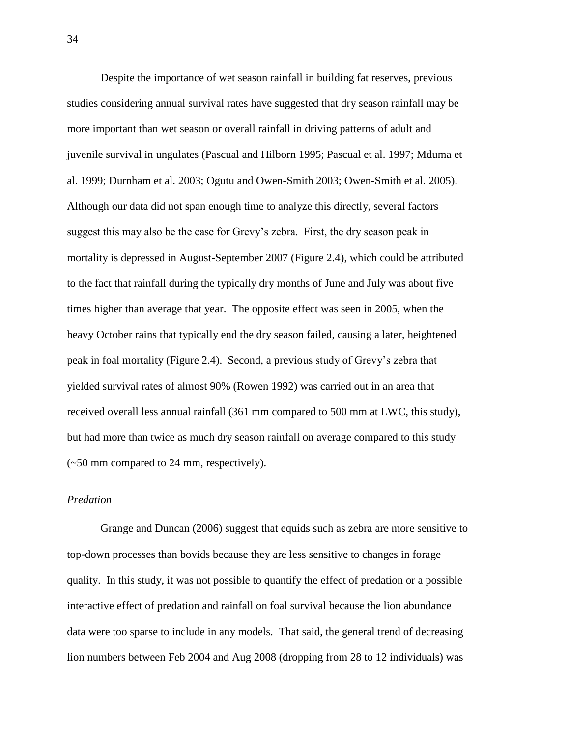Despite the importance of wet season rainfall in building fat reserves, previous studies considering annual survival rates have suggested that dry season rainfall may be more important than wet season or overall rainfall in driving patterns of adult and juvenile survival in ungulates (Pascual and Hilborn 1995; Pascual et al. 1997; Mduma et al. 1999; Durnham et al. 2003; Ogutu and Owen-Smith 2003; Owen-Smith et al. 2005). Although our data did not span enough time to analyze this directly, several factors suggest this may also be the case for Grevy's zebra. First, the dry season peak in mortality is depressed in August-September 2007 (Figure 2.4), which could be attributed to the fact that rainfall during the typically dry months of June and July was about five times higher than average that year. The opposite effect was seen in 2005, when the heavy October rains that typically end the dry season failed, causing a later, heightened peak in foal mortality (Figure 2.4). Second, a previous study of Grevy's zebra that yielded survival rates of almost 90% (Rowen 1992) was carried out in an area that received overall less annual rainfall (361 mm compared to 500 mm at LWC, this study), but had more than twice as much dry season rainfall on average compared to this study (~50 mm compared to 24 mm, respectively).

### *Predation*

Grange and Duncan (2006) suggest that equids such as zebra are more sensitive to top-down processes than bovids because they are less sensitive to changes in forage quality. In this study, it was not possible to quantify the effect of predation or a possible interactive effect of predation and rainfall on foal survival because the lion abundance data were too sparse to include in any models. That said, the general trend of decreasing lion numbers between Feb 2004 and Aug 2008 (dropping from 28 to 12 individuals) was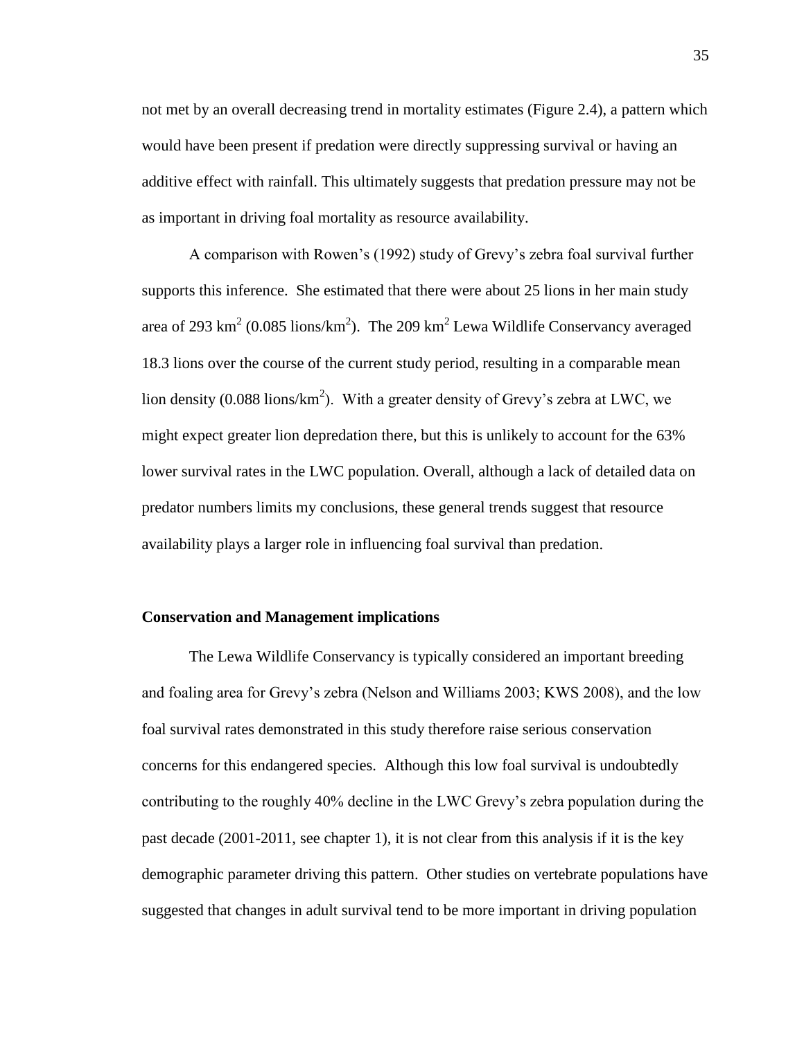not met by an overall decreasing trend in mortality estimates (Figure 2.4), a pattern which would have been present if predation were directly suppressing survival or having an additive effect with rainfall. This ultimately suggests that predation pressure may not be as important in driving foal mortality as resource availability.

A comparison with Rowen's (1992) study of Grevy's zebra foal survival further supports this inference. She estimated that there were about 25 lions in her main study area of 293 $km^2$ (0.085 lions/$km^2$). The 209 $km^2$ Lewa Wildlife Conservancy averaged 18.3 lions over the course of the current study period, resulting in a comparable mean lion density (0.088 lions/$km^2$). With a greater density of Grevy's zebra at LWC, we might expect greater lion depredation there, but this is unlikely to account for the 63% lower survival rates in the LWC population. Overall, although a lack of detailed data on predator numbers limits my conclusions, these general trends suggest that resource availability plays a larger role in influencing foal survival than predation.

**Conservation and Management implications**

The Lewa Wildlife Conservancy is typically considered an important breeding and foaling area for Grevy's zebra (Nelson and Williams 2003; KWS 2008), and the low foal survival rates demonstrated in this study therefore raise serious conservation concerns for this endangered species. Although this low foal survival is undoubtedly contributing to the roughly 40% decline in the LWC Grevy's zebra population during the past decade (2001-2011, see chapter 1), it is not clear from this analysis if it is the key demographic parameter driving this pattern. Other studies on vertebrate populations have suggested that changes in adult survival tend to be more important in driving population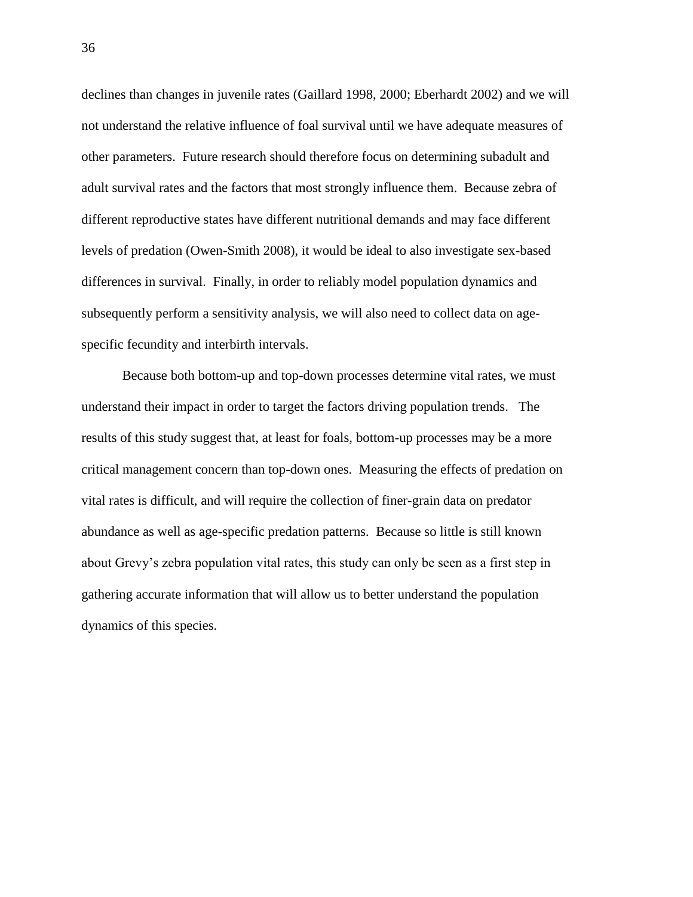declines than changes in juvenile rates (Gaillard 1998, 2000; Eberhardt 2002) and we will not understand the relative influence of foal survival until we have adequate measures of other parameters. Future research should therefore focus on determining subadult and adult survival rates and the factors that most strongly influence them. Because zebra of different reproductive states have different nutritional demands and may face different levels of predation (Owen-Smith 2008), it would be ideal to also investigate sex-based differences in survival. Finally, in order to reliably model population dynamics and subsequently perform a sensitivity analysis, we will also need to collect data on age-specific fecundity and interbirth intervals.

Because both bottom-up and top-down processes determine vital rates, we must understand their impact in order to target the factors driving population trends. The results of this study suggest that, at least for foals, bottom-up processes may be a more critical management concern than top-down ones. Measuring the effects of predation on vital rates is difficult, and will require the collection of finer-grain data on predator abundance as well as age-specific predation patterns. Because so little is still known about Grevy's zebra population vital rates, this study can only be seen as a first step in gathering accurate information that will allow us to better understand the population dynamics of this species.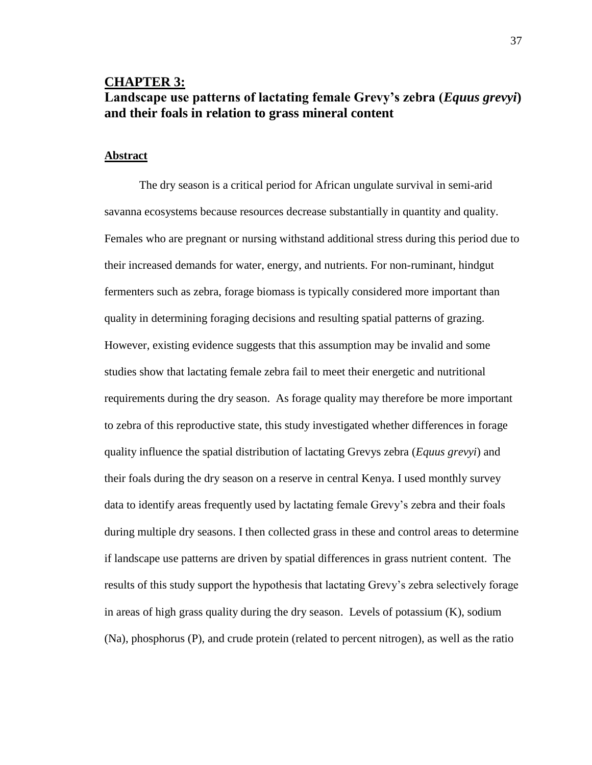# CHAPTER 3:
## Landscape use patterns of lactating female Grevy's zebra (*Equus grevyi*) and their foals in relation to grass mineral content

### Abstract

The dry season is a critical period for African ungulate survival in semi-arid savanna ecosystems because resources decrease substantially in quantity and quality. Females who are pregnant or nursing withstand additional stress during this period due to their increased demands for water, energy, and nutrients. For non-ruminant, hindgut fermenters such as zebra, forage biomass is typically considered more important than quality in determining foraging decisions and resulting spatial patterns of grazing. However, existing evidence suggests that this assumption may be invalid and some studies show that lactating female zebra fail to meet their energetic and nutritional requirements during the dry season. As forage quality may therefore be more important to zebra of this reproductive state, this study investigated whether differences in forage quality influence the spatial distribution of lactating Grevys zebra (*Equus grevyi*) and their foals during the dry season on a reserve in central Kenya. I used monthly survey data to identify areas frequently used by lactating female Grevy's zebra and their foals during multiple dry seasons. I then collected grass in these and control areas to determine if landscape use patterns are driven by spatial differences in grass nutrient content. The results of this study support the hypothesis that lactating Grevy's zebra selectively forage in areas of high grass quality during the dry season. Levels of potassium (K), sodium (Na), phosphorus (P), and crude protein (related to percent nitrogen), as well as the ratio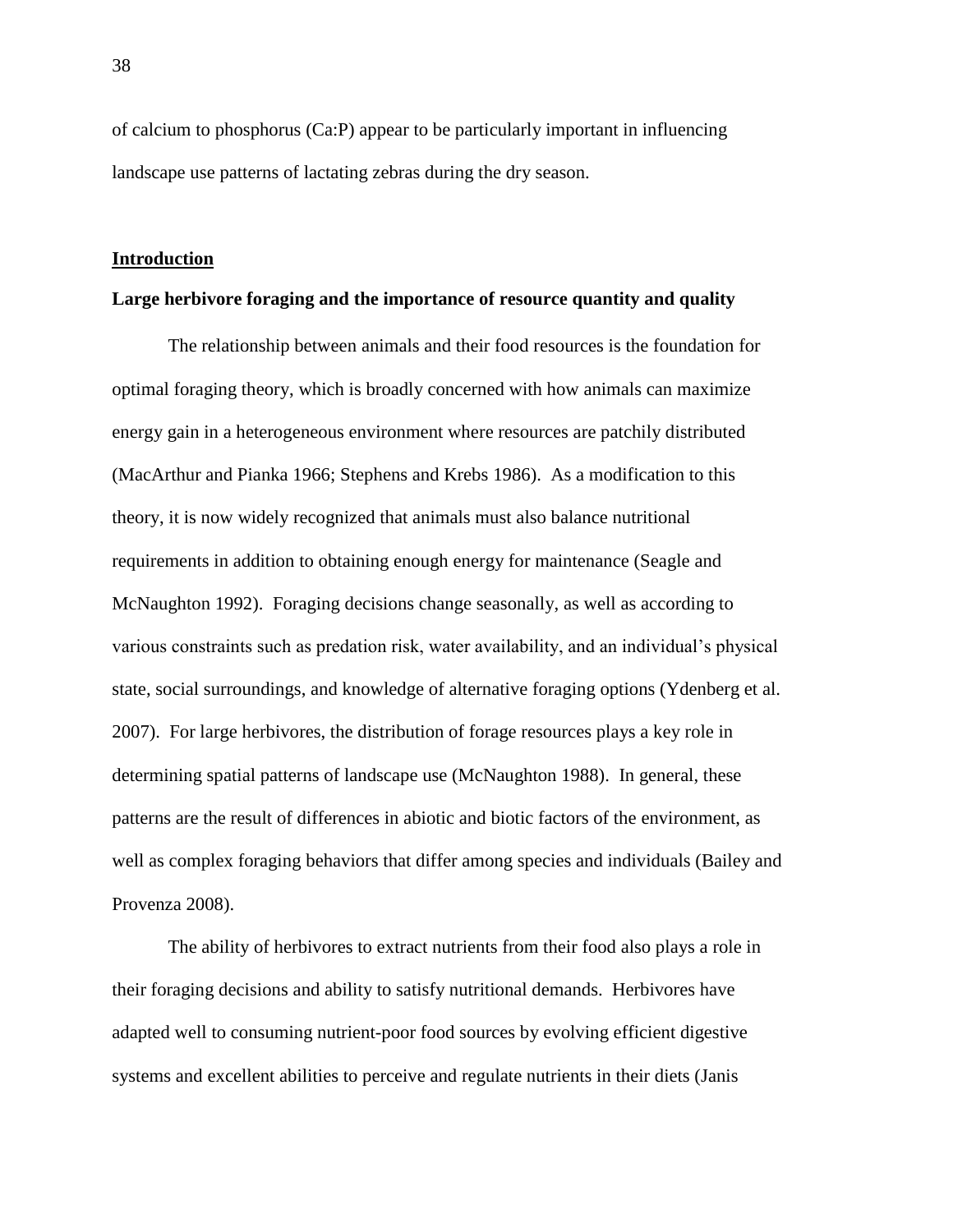of calcium to phosphorus (Ca:P) appear to be particularly important in influencing landscape use patterns of lactating zebras during the dry season.

## <u>Introduction</u>

### Large herbivore foraging and the importance of resource quantity and quality

The relationship between animals and their food resources is the foundation for optimal foraging theory, which is broadly concerned with how animals can maximize energy gain in a heterogeneous environment where resources are patchily distributed (MacArthur and Pianka 1966; Stephens and Krebs 1986). As a modification to this theory, it is now widely recognized that animals must also balance nutritional requirements in addition to obtaining enough energy for maintenance (Seagle and McNaughton 1992). Foraging decisions change seasonally, as well as according to various constraints such as predation risk, water availability, and an individual's physical state, social surroundings, and knowledge of alternative foraging options (Ydenberg et al. 2007). For large herbivores, the distribution of forage resources plays a key role in determining spatial patterns of landscape use (McNaughton 1988). In general, these patterns are the result of differences in abiotic and biotic factors of the environment, as well as complex foraging behaviors that differ among species and individuals (Bailey and Provenza 2008).

The ability of herbivores to extract nutrients from their food also plays a role in their foraging decisions and ability to satisfy nutritional demands. Herbivores have adapted well to consuming nutrient-poor food sources by evolving efficient digestive systems and excellent abilities to perceive and regulate nutrients in their diets (Janis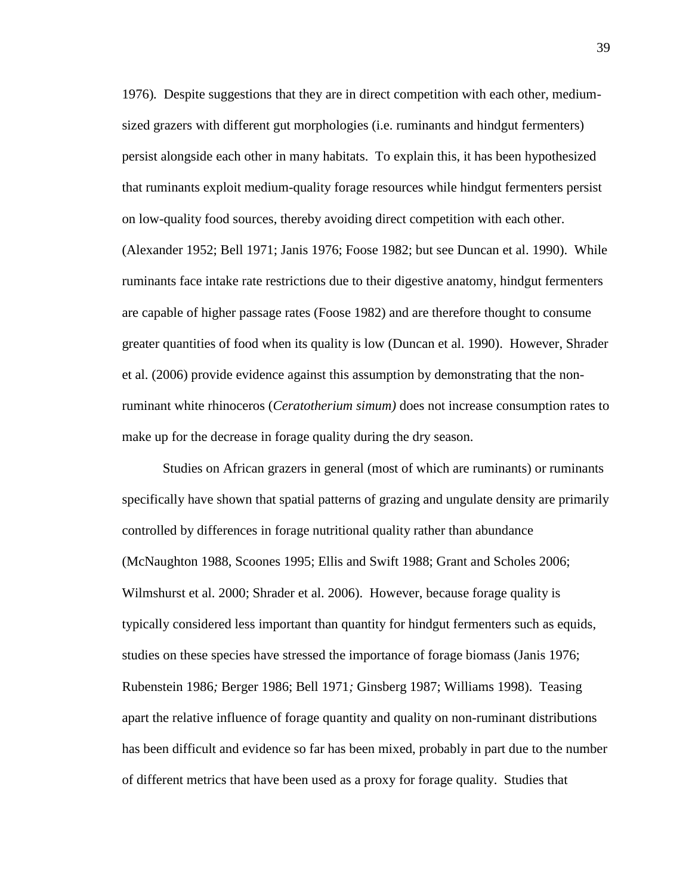1976). Despite suggestions that they are in direct competition with each other, medium-sized grazers with different gut morphologies (i.e. ruminants and hindgut fermenters) persist alongside each other in many habitats. To explain this, it has been hypothesized that ruminants exploit medium-quality forage resources while hindgut fermenters persist on low-quality food sources, thereby avoiding direct competition with each other. (Alexander 1952; Bell 1971; Janis 1976; Foose 1982; but see Duncan et al. 1990). While ruminants face intake rate restrictions due to their digestive anatomy, hindgut fermenters are capable of higher passage rates (Foose 1982) and are therefore thought to consume greater quantities of food when its quality is low (Duncan et al. 1990). However, Shrader et al. (2006) provide evidence against this assumption by demonstrating that the non-ruminant white rhinoceros (*Ceratotherium simum)* does not increase consumption rates to make up for the decrease in forage quality during the dry season.

Studies on African grazers in general (most of which are ruminants) or ruminants specifically have shown that spatial patterns of grazing and ungulate density are primarily controlled by differences in forage nutritional quality rather than abundance (McNaughton 1988, Scoones 1995; Ellis and Swift 1988; Grant and Scholes 2006; Wilmshurst et al. 2000; Shrader et al. 2006). However, because forage quality is typically considered less important than quantity for hindgut fermenters such as equids, studies on these species have stressed the importance of forage biomass (Janis 1976; Rubenstein 1986*;* Berger 1986; Bell 1971*;* Ginsberg 1987; Williams 1998). Teasing apart the relative influence of forage quantity and quality on non-ruminant distributions has been difficult and evidence so far has been mixed, probably in part due to the number of different metrics that have been used as a proxy for forage quality. Studies that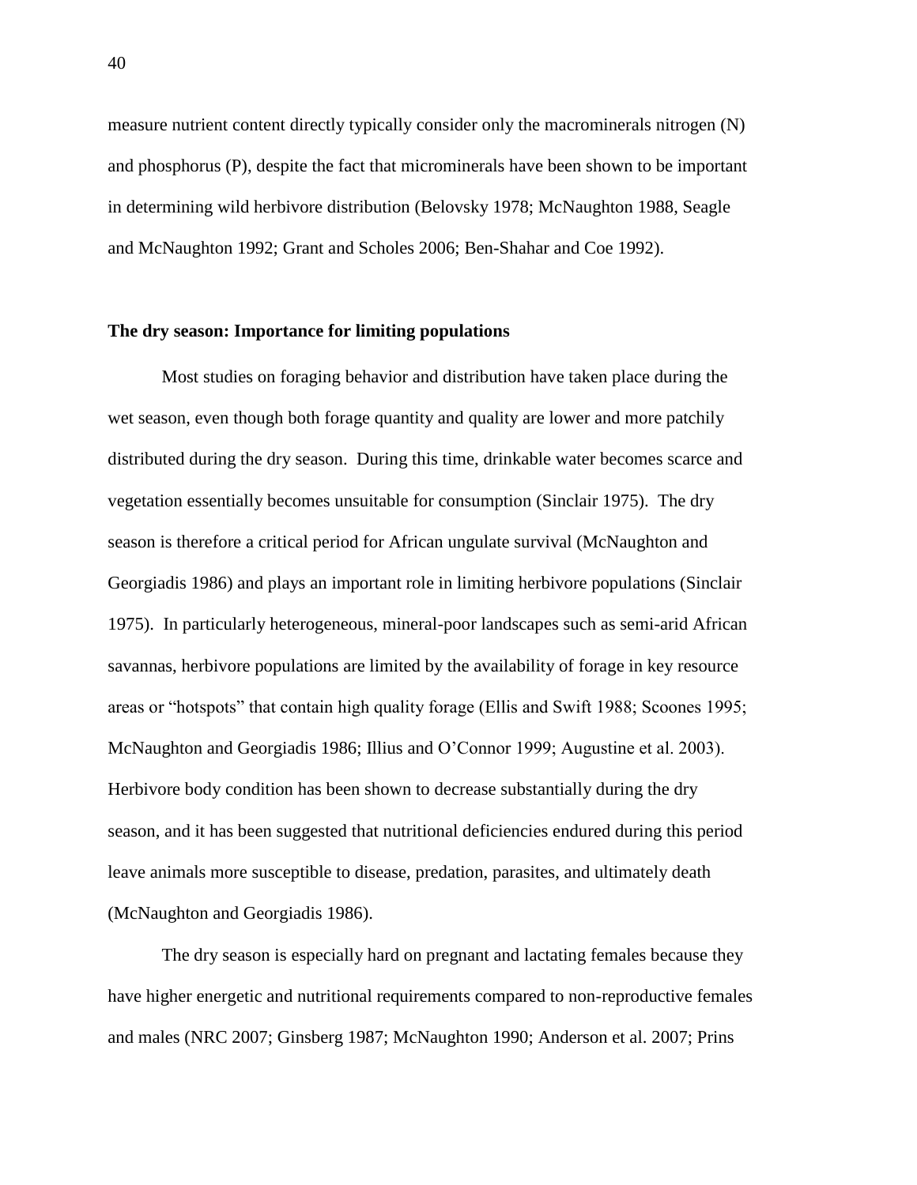measure nutrient content directly typically consider only the macrominerals nitrogen (N) and phosphorus (P), despite the fact that microminerals have been shown to be important in determining wild herbivore distribution (Belovsky 1978; McNaughton 1988, Seagle and McNaughton 1992; Grant and Scholes 2006; Ben-Shahar and Coe 1992).

**The dry season: Importance for limiting populations**

Most studies on foraging behavior and distribution have taken place during the wet season, even though both forage quantity and quality are lower and more patchily distributed during the dry season. During this time, drinkable water becomes scarce and vegetation essentially becomes unsuitable for consumption (Sinclair 1975). The dry season is therefore a critical period for African ungulate survival (McNaughton and Georgiadis 1986) and plays an important role in limiting herbivore populations (Sinclair 1975). In particularly heterogeneous, mineral-poor landscapes such as semi-arid African savannas, herbivore populations are limited by the availability of forage in key resource areas or "hotspots" that contain high quality forage (Ellis and Swift 1988; Scoones 1995; McNaughton and Georgiadis 1986; Illius and O'Connor 1999; Augustine et al. 2003). Herbivore body condition has been shown to decrease substantially during the dry season, and it has been suggested that nutritional deficiencies endured during this period leave animals more susceptible to disease, predation, parasites, and ultimately death (McNaughton and Georgiadis 1986).

The dry season is especially hard on pregnant and lactating females because they have higher energetic and nutritional requirements compared to non-reproductive females and males (NRC 2007; Ginsberg 1987; McNaughton 1990; Anderson et al. 2007; Prins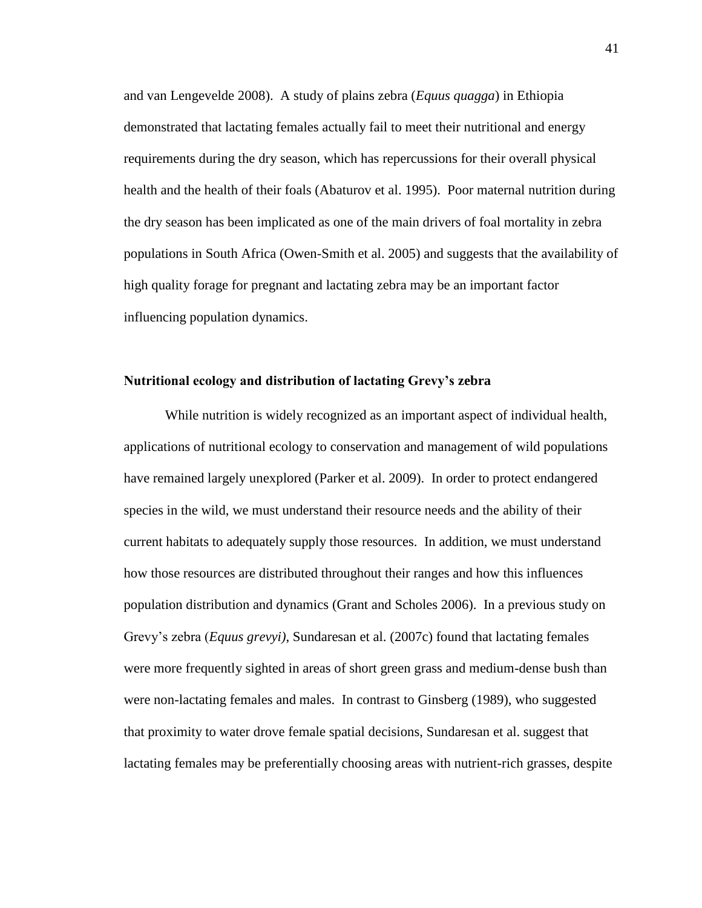and van Lengevelde 2008). A study of plains zebra (*Equus quagga*) in Ethiopia demonstrated that lactating females actually fail to meet their nutritional and energy requirements during the dry season, which has repercussions for their overall physical health and the health of their foals (Abaturov et al. 1995). Poor maternal nutrition during the dry season has been implicated as one of the main drivers of foal mortality in zebra populations in South Africa (Owen-Smith et al. 2005) and suggests that the availability of high quality forage for pregnant and lactating zebra may be an important factor influencing population dynamics.

### Nutritional ecology and distribution of lactating Grevy's zebra

While nutrition is widely recognized as an important aspect of individual health, applications of nutritional ecology to conservation and management of wild populations have remained largely unexplored (Parker et al. 2009). In order to protect endangered species in the wild, we must understand their resource needs and the ability of their current habitats to adequately supply those resources. In addition, we must understand how those resources are distributed throughout their ranges and how this influences population distribution and dynamics (Grant and Scholes 2006). In a previous study on Grevy's zebra (*Equus grevyi)*, Sundaresan et al. (2007c) found that lactating females were more frequently sighted in areas of short green grass and medium-dense bush than were non-lactating females and males. In contrast to Ginsberg (1989), who suggested that proximity to water drove female spatial decisions, Sundaresan et al. suggest that lactating females may be preferentially choosing areas with nutrient-rich grasses, despite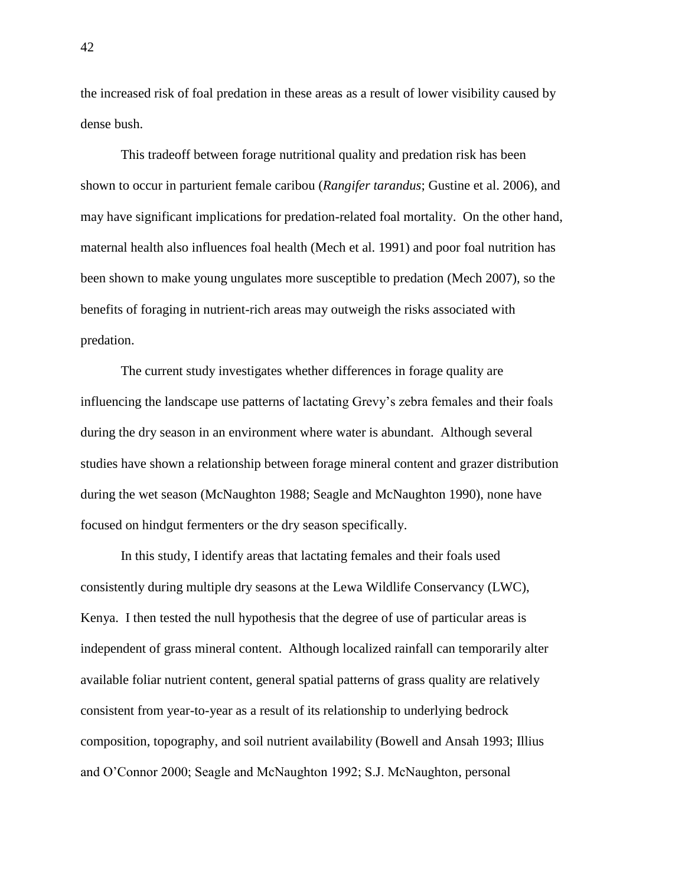the increased risk of foal predation in these areas as a result of lower visibility caused by dense bush.

This tradeoff between forage nutritional quality and predation risk has been shown to occur in parturient female caribou (*Rangifer tarandus*; Gustine et al. 2006), and may have significant implications for predation-related foal mortality. On the other hand, maternal health also influences foal health (Mech et al. 1991) and poor foal nutrition has been shown to make young ungulates more susceptible to predation (Mech 2007), so the benefits of foraging in nutrient-rich areas may outweigh the risks associated with predation.

The current study investigates whether differences in forage quality are influencing the landscape use patterns of lactating Grevy's zebra females and their foals during the dry season in an environment where water is abundant. Although several studies have shown a relationship between forage mineral content and grazer distribution during the wet season (McNaughton 1988; Seagle and McNaughton 1990), none have focused on hindgut fermenters or the dry season specifically.

In this study, I identify areas that lactating females and their foals used consistently during multiple dry seasons at the Lewa Wildlife Conservancy (LWC), Kenya. I then tested the null hypothesis that the degree of use of particular areas is independent of grass mineral content. Although localized rainfall can temporarily alter available foliar nutrient content, general spatial patterns of grass quality are relatively consistent from year-to-year as a result of its relationship to underlying bedrock composition, topography, and soil nutrient availability (Bowell and Ansah 1993; Illius and O'Connor 2000; Seagle and McNaughton 1992; S.J. McNaughton, personal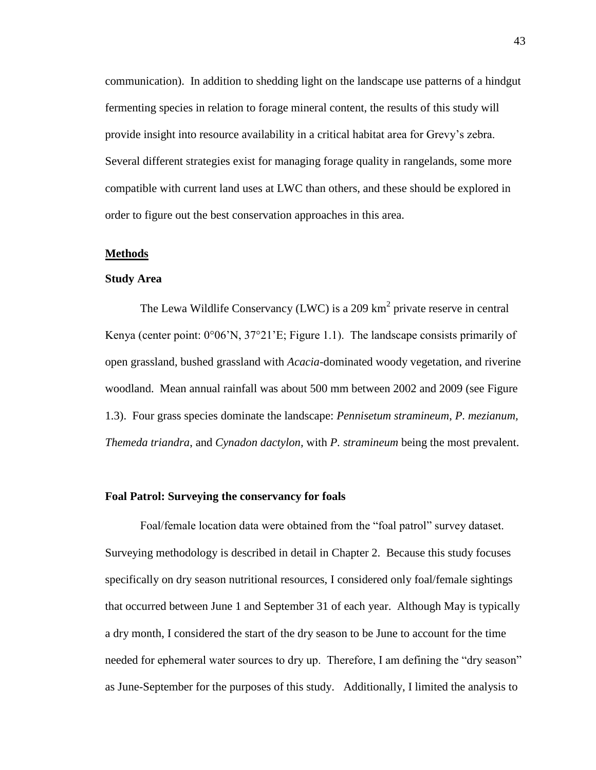communication). In addition to shedding light on the landscape use patterns of a hindgut fermenting species in relation to forage mineral content, the results of this study will provide insight into resource availability in a critical habitat area for Grevy's zebra. Several different strategies exist for managing forage quality in rangelands, some more compatible with current land uses at LWC than others, and these should be explored in order to figure out the best conservation approaches in this area.

## Methods

### Study Area

The Lewa Wildlife Conservancy (LWC) is a 209 km$^2$ private reserve in central Kenya (center point: 0°06'N, 37°21'E; Figure 1.1). The landscape consists primarily of open grassland, bushed grassland with *Acacia*-dominated woody vegetation, and riverine woodland. Mean annual rainfall was about 500 mm between 2002 and 2009 (see Figure 1.3). Four grass species dominate the landscape: *Pennisetum stramineum*, *P. mezianum, Themeda triandra*, and *Cynadon dactylon*, with *P. stramineum* being the most prevalent.

### Foal Patrol: Surveying the conservancy for foals

Foal/female location data were obtained from the "foal patrol" survey dataset. Surveying methodology is described in detail in Chapter 2. Because this study focuses specifically on dry season nutritional resources, I considered only foal/female sightings that occurred between June 1 and September 31 of each year. Although May is typically a dry month, I considered the start of the dry season to be June to account for the time needed for ephemeral water sources to dry up. Therefore, I am defining the "dry season" as June-September for the purposes of this study. Additionally, I limited the analysis to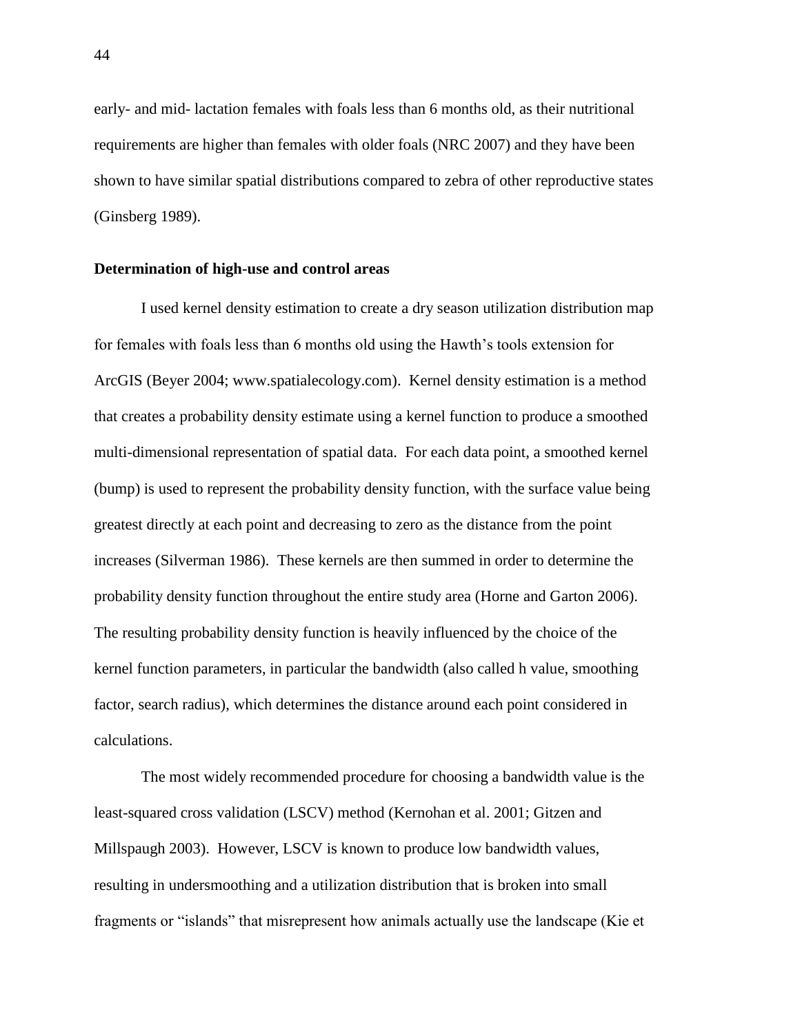early- and mid- lactation females with foals less than 6 months old, as their nutritional requirements are higher than females with older foals (NRC 2007) and they have been shown to have similar spatial distributions compared to zebra of other reproductive states (Ginsberg 1989).

**Determination of high-use and control areas**

I used kernel density estimation to create a dry season utilization distribution map for females with foals less than 6 months old using the Hawth's tools extension for ArcGIS (Beyer 2004; www.spatialecology.com). Kernel density estimation is a method that creates a probability density estimate using a kernel function to produce a smoothed multi-dimensional representation of spatial data. For each data point, a smoothed kernel (bump) is used to represent the probability density function, with the surface value being greatest directly at each point and decreasing to zero as the distance from the point increases (Silverman 1986). These kernels are then summed in order to determine the probability density function throughout the entire study area (Horne and Garton 2006). The resulting probability density function is heavily influenced by the choice of the kernel function parameters, in particular the bandwidth (also called h value, smoothing factor, search radius), which determines the distance around each point considered in calculations.

The most widely recommended procedure for choosing a bandwidth value is the least-squared cross validation (LSCV) method (Kernohan et al. 2001; Gitzen and Millspaugh 2003). However, LSCV is known to produce low bandwidth values, resulting in undersmoothing and a utilization distribution that is broken into small fragments or "islands" that misrepresent how animals actually use the landscape (Kie et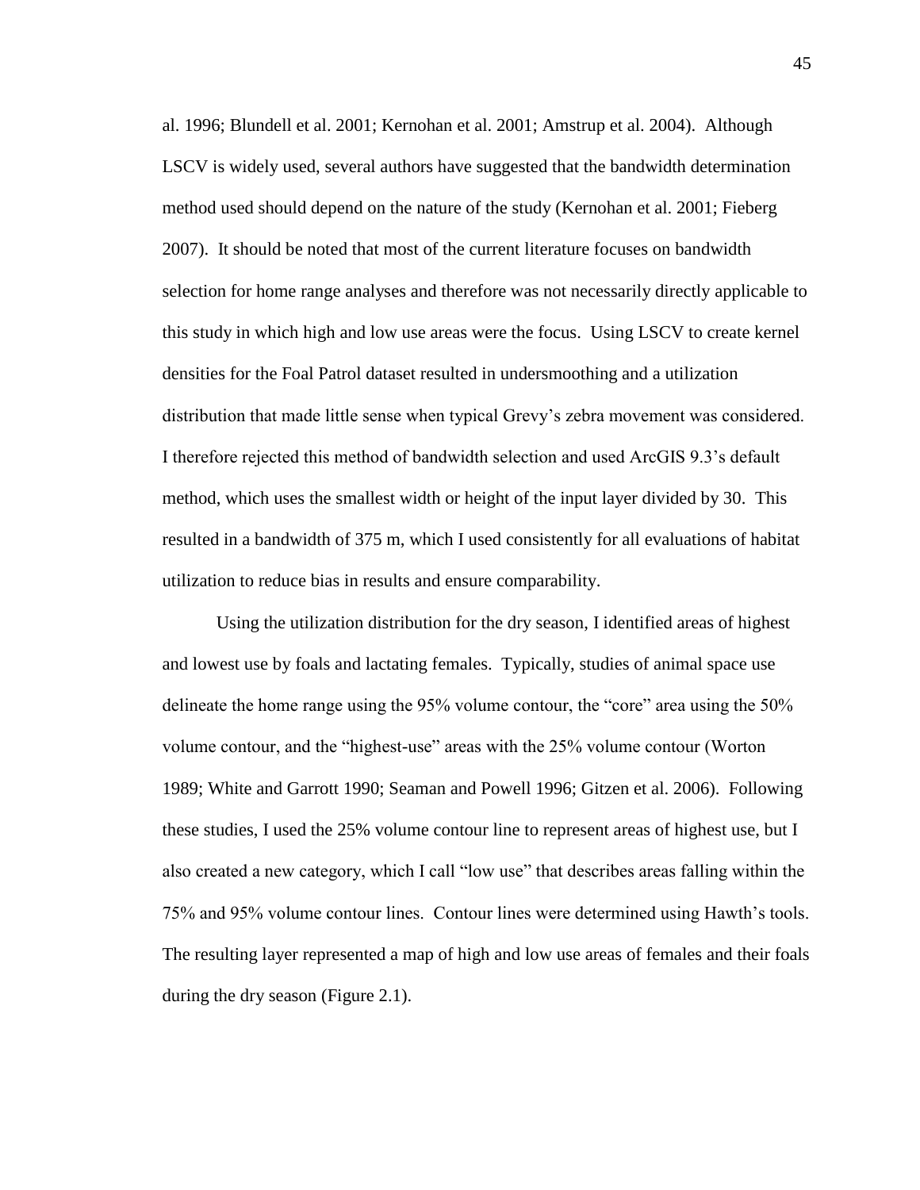al. 1996; Blundell et al. 2001; Kernohan et al. 2001; Amstrup et al. 2004). Although LSCV is widely used, several authors have suggested that the bandwidth determination method used should depend on the nature of the study (Kernohan et al. 2001; Fieberg 2007). It should be noted that most of the current literature focuses on bandwidth selection for home range analyses and therefore was not necessarily directly applicable to this study in which high and low use areas were the focus. Using LSCV to create kernel densities for the Foal Patrol dataset resulted in undersmoothing and a utilization distribution that made little sense when typical Grevy's zebra movement was considered. I therefore rejected this method of bandwidth selection and used ArcGIS 9.3's default method, which uses the smallest width or height of the input layer divided by 30. This resulted in a bandwidth of 375 m, which I used consistently for all evaluations of habitat utilization to reduce bias in results and ensure comparability.

Using the utilization distribution for the dry season, I identified areas of highest and lowest use by foals and lactating females. Typically, studies of animal space use delineate the home range using the 95% volume contour, the "core" area using the 50% volume contour, and the "highest-use" areas with the 25% volume contour (Worton 1989; White and Garrott 1990; Seaman and Powell 1996; Gitzen et al. 2006). Following these studies, I used the 25% volume contour line to represent areas of highest use, but I also created a new category, which I call "low use" that describes areas falling within the 75% and 95% volume contour lines. Contour lines were determined using Hawth's tools. The resulting layer represented a map of high and low use areas of females and their foals during the dry season (Figure 2.1).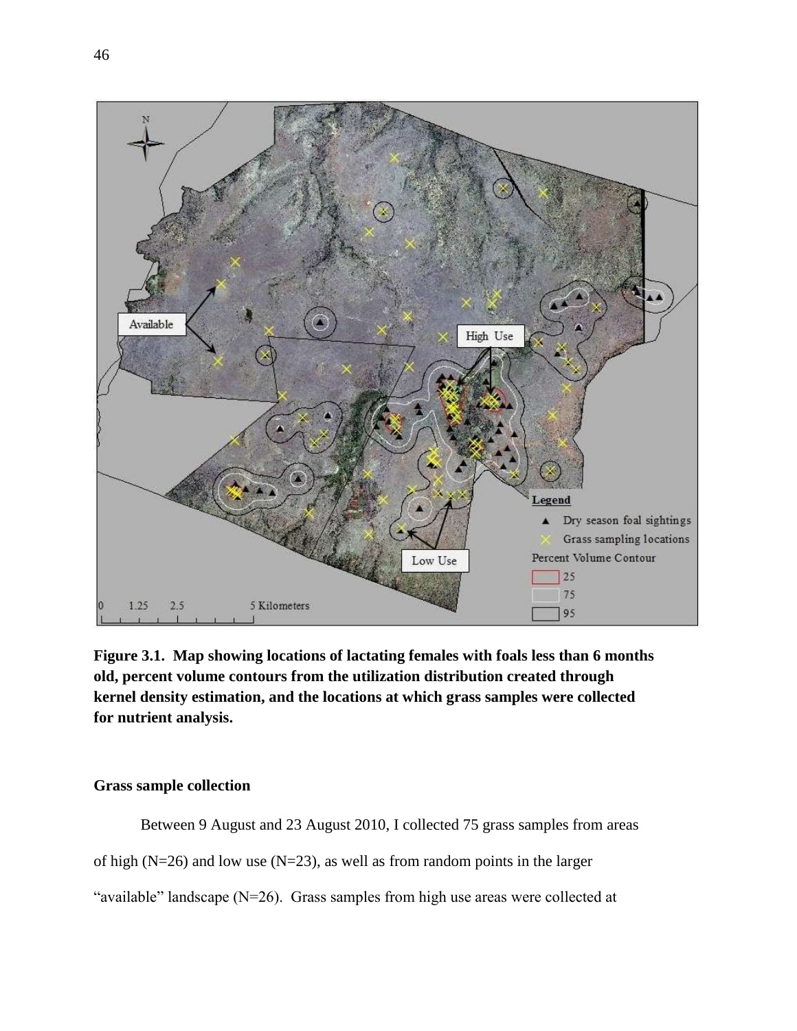**Figure 3.1. Map showing locations of lactating females with foals less than 6 months old, percent volume contours from the utilization distribution created through kernel density estimation, and the locations at which grass samples were collected for nutrient analysis.**

### Grass sample collection

Between 9 August and 23 August 2010, I collected 75 grass samples from areas of high (N=26) and low use (N=23), as well as from random points in the larger "available" landscape (N=26). Grass samples from high use areas were collected at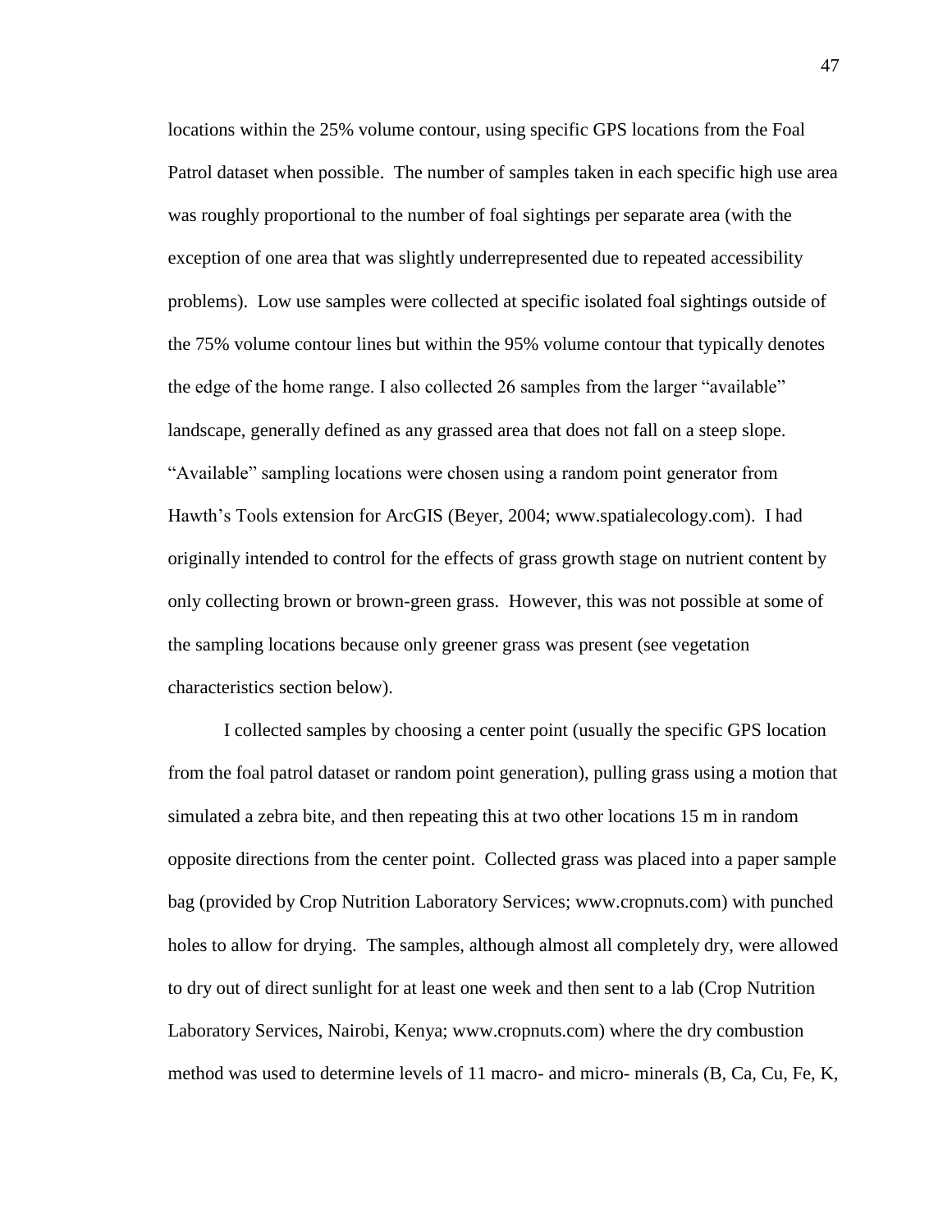locations within the 25% volume contour, using specific GPS locations from the Foal Patrol dataset when possible. The number of samples taken in each specific high use area was roughly proportional to the number of foal sightings per separate area (with the exception of one area that was slightly underrepresented due to repeated accessibility problems). Low use samples were collected at specific isolated foal sightings outside of the 75% volume contour lines but within the 95% volume contour that typically denotes the edge of the home range. I also collected 26 samples from the larger "available" landscape, generally defined as any grassed area that does not fall on a steep slope. "Available" sampling locations were chosen using a random point generator from Hawth's Tools extension for ArcGIS (Beyer, 2004; www.spatialecology.com). I had originally intended to control for the effects of grass growth stage on nutrient content by only collecting brown or brown-green grass. However, this was not possible at some of the sampling locations because only greener grass was present (see vegetation characteristics section below).

I collected samples by choosing a center point (usually the specific GPS location from the foal patrol dataset or random point generation), pulling grass using a motion that simulated a zebra bite, and then repeating this at two other locations 15 m in random opposite directions from the center point. Collected grass was placed into a paper sample bag (provided by Crop Nutrition Laboratory Services; www.cropnuts.com) with punched holes to allow for drying. The samples, although almost all completely dry, were allowed to dry out of direct sunlight for at least one week and then sent to a lab (Crop Nutrition Laboratory Services, Nairobi, Kenya; www.cropnuts.com) where the dry combustion method was used to determine levels of 11 macro- and micro- minerals (B, Ca, Cu, Fe, K,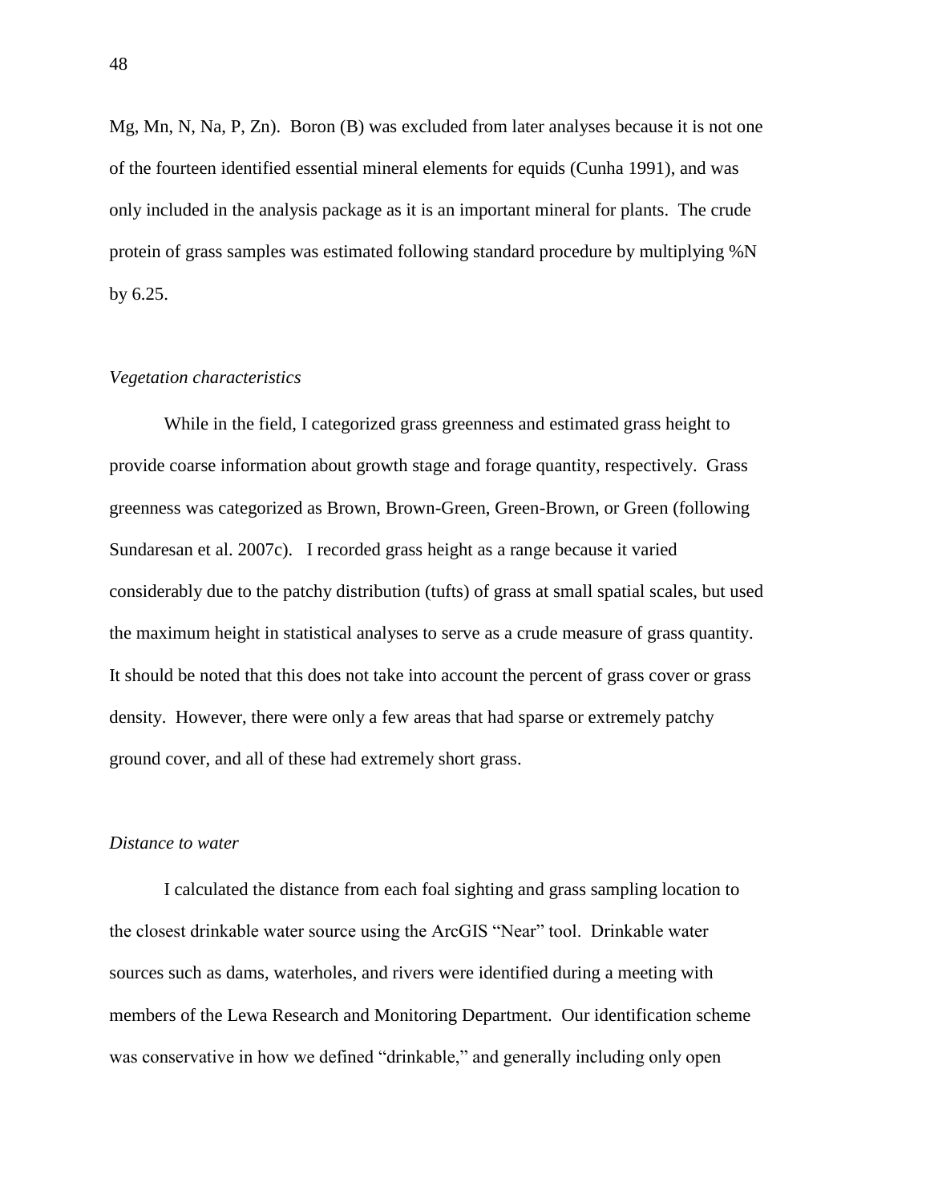Mg, Mn, N, Na, P, Zn). Boron (B) was excluded from later analyses because it is not one of the fourteen identified essential mineral elements for equids (Cunha 1991), and was only included in the analysis package as it is an important mineral for plants. The crude protein of grass samples was estimated following standard procedure by multiplying %N by 6.25.

*Vegetation characteristics*

While in the field, I categorized grass greenness and estimated grass height to provide coarse information about growth stage and forage quantity, respectively. Grass greenness was categorized as Brown, Brown-Green, Green-Brown, or Green (following Sundaresan et al. 2007c). I recorded grass height as a range because it varied considerably due to the patchy distribution (tufts) of grass at small spatial scales, but used the maximum height in statistical analyses to serve as a crude measure of grass quantity. It should be noted that this does not take into account the percent of grass cover or grass density. However, there were only a few areas that had sparse or extremely patchy ground cover, and all of these had extremely short grass.

*Distance to water*

I calculated the distance from each foal sighting and grass sampling location to the closest drinkable water source using the ArcGIS "Near" tool. Drinkable water sources such as dams, waterholes, and rivers were identified during a meeting with members of the Lewa Research and Monitoring Department. Our identification scheme was conservative in how we defined "drinkable," and generally including only open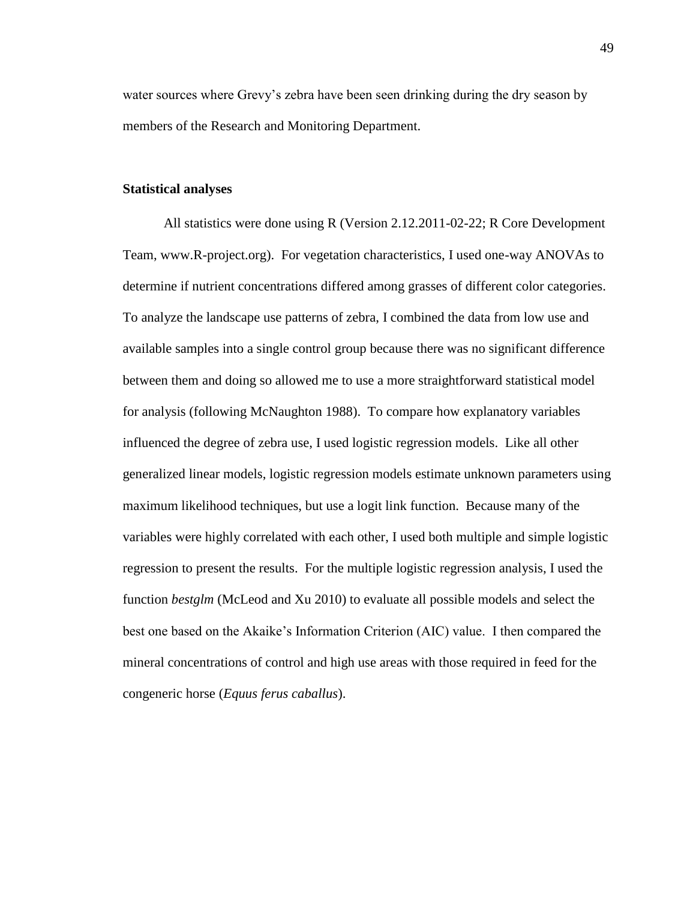water sources where Grevy's zebra have been seen drinking during the dry season by members of the Research and Monitoring Department.

### Statistical analyses

All statistics were done using R (Version 2.12.2011-02-22; R Core Development Team, www.R-project.org). For vegetation characteristics, I used one-way ANOVAs to determine if nutrient concentrations differed among grasses of different color categories. To analyze the landscape use patterns of zebra, I combined the data from low use and available samples into a single control group because there was no significant difference between them and doing so allowed me to use a more straightforward statistical model for analysis (following McNaughton 1988). To compare how explanatory variables influenced the degree of zebra use, I used logistic regression models. Like all other generalized linear models, logistic regression models estimate unknown parameters using maximum likelihood techniques, but use a logit link function. Because many of the variables were highly correlated with each other, I used both multiple and simple logistic regression to present the results. For the multiple logistic regression analysis, I used the function *bestglm* (McLeod and Xu 2010) to evaluate all possible models and select the best one based on the Akaike's Information Criterion (AIC) value. I then compared the mineral concentrations of control and high use areas with those required in feed for the congeneric horse (*Equus ferus caballus*).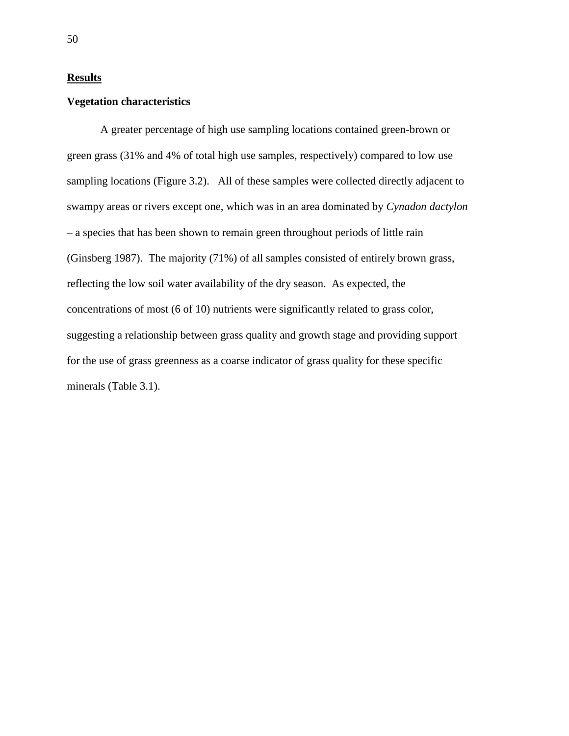## Results

### Vegetation characteristics

A greater percentage of high use sampling locations contained green-brown or green grass (31% and 4% of total high use samples, respectively) compared to low use sampling locations (Figure 3.2). All of these samples were collected directly adjacent to swampy areas or rivers except one, which was in an area dominated by *Cynadon dactylon* – a species that has been shown to remain green throughout periods of little rain (Ginsberg 1987). The majority (71%) of all samples consisted of entirely brown grass, reflecting the low soil water availability of the dry season. As expected, the concentrations of most (6 of 10) nutrients were significantly related to grass color, suggesting a relationship between grass quality and growth stage and providing support for the use of grass greenness as a coarse indicator of grass quality for these specific minerals (Table 3.1).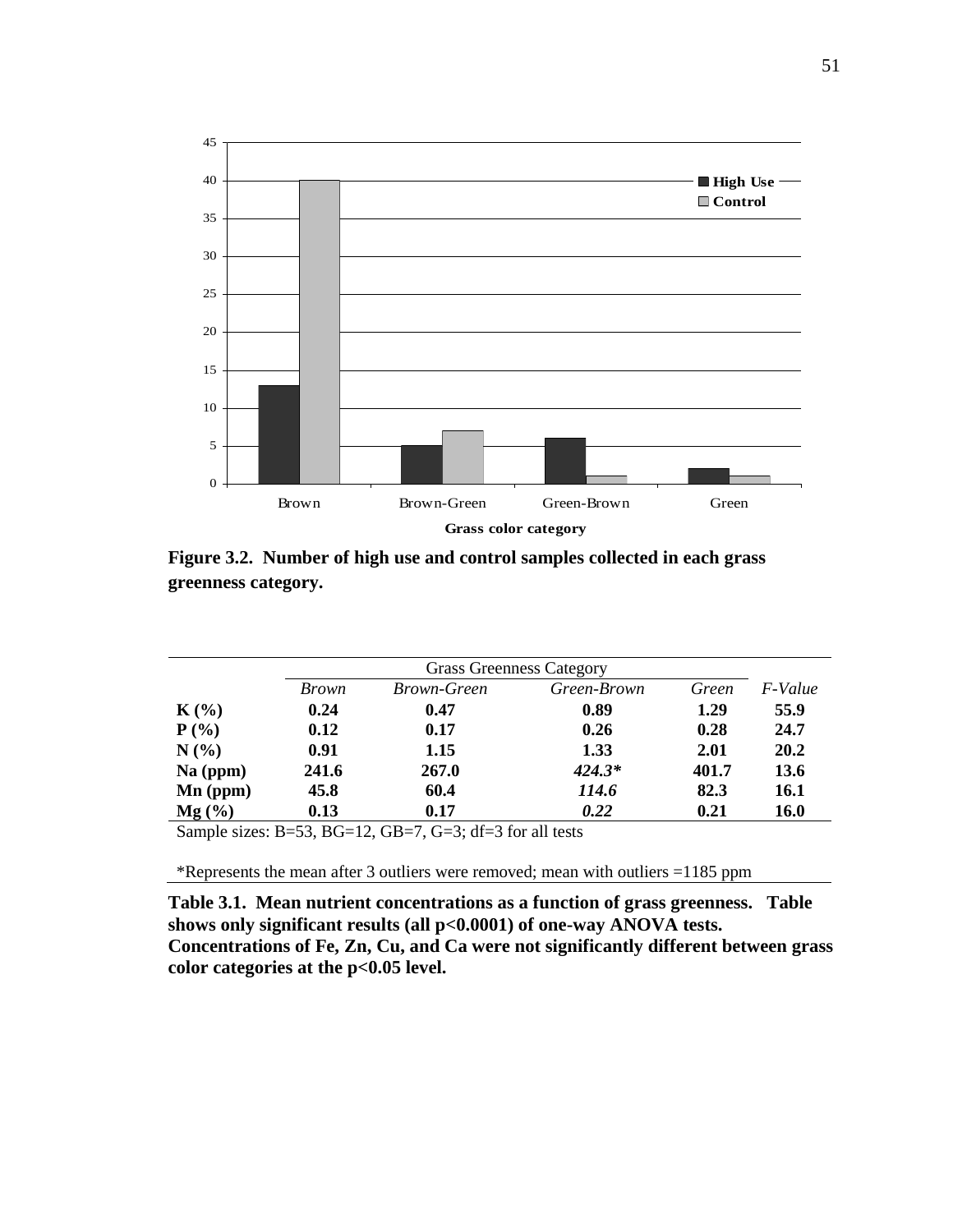Figure 3.2. Number of high use and control samples collected in each grass greenness category.

| | Grass Greenness Category | | | | |
|---|---|---|---|---|---|
| | *Brown* | *Brown-Green* | *Green-Brown* | *Green* | *F-Value* |
| **K (%)** | **0.24** | **0.47** | **0.89** | **1.29** | **55.9** |
| **P (%)** | **0.12** | **0.17** | **0.26** | **0.28** | **24.7** |
| **N (%)** | **0.91** | **1.15** | **1.33** | **2.01** | **20.2** |
| **Na (ppm)** | **241.6** | **267.0** | ***424.3**** | **401.7** | **13.6** |
| **Mn (ppm)** | **45.8** | **60.4** | ***114.6*** | **82.3** | **16.1** |
| **Mg (%)** | **0.13** | **0.17** | ***0.22*** | **0.21** | **16.0** |

Sample sizes: B=53, BG=12, GB=7, G=3; df=3 for all tests

*Represents the mean after 3 outliers were removed; mean with outliers =1185 ppm

**Table 3.1. Mean nutrient concentrations as a function of grass greenness. Table shows only significant results (all $p<0.0001$) of one-way ANOVA tests. Concentrations of Fe, Zn, Cu, and Ca were not significantly different between grass color categories at the $p<0.05$ level.**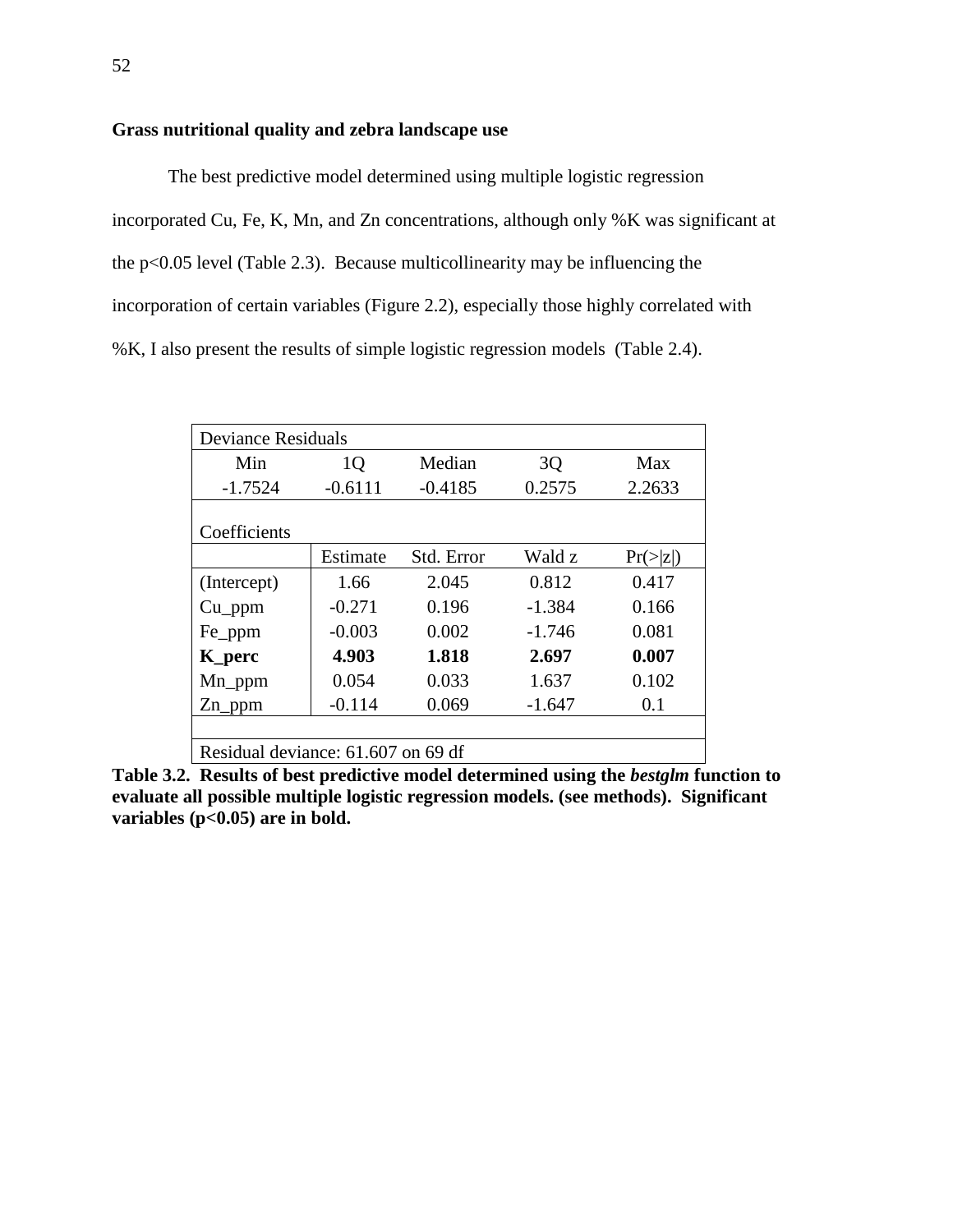**Grass nutritional quality and zebra landscape use**

The best predictive model determined using multiple logistic regression incorporated Cu, Fe, K, Mn, and Zn concentrations, although only %K was significant at the $p<0.05$ level (Table 2.3). Because multicollinearity may be influencing the incorporation of certain variables (Figure 2.2), especially those highly correlated with %K, I also present the results of simple logistic regression models (Table 2.4).

| Deviance Residuals | | | | |
|---|---|---|---|---|
| Min | 1Q | Median | 3Q | Max |
| -1.7524 | -0.6111 | -0.4185 | 0.2575 | 2.2633 |
| | | | | |
| Coefficients | | | | |
| | Estimate | Std. Error | Wald z | Pr(>\|z\|) |
| (Intercept) | 1.66 | 2.045 | 0.812 | 0.417 |
| Cu_ppm | -0.271 | 0.196 | -1.384 | 0.166 |
| Fe_ppm | -0.003 | 0.002 | -1.746 | 0.081 |
| **K_perc** | **4.903** | **1.818** | **2.697** | **0.007** |
| Mn_ppm | 0.054 | 0.033 | 1.637 | 0.102 |
| Zn_ppm | -0.114 | 0.069 | -1.647 | 0.1 |
| | | | | |
| Residual deviance: 61.607 on 69 df | | | | |

**Table 3.2. Results of best predictive model determined using the *bestglm* function to evaluate all possible multiple logistic regression models. (see methods). Significant variables ($p<0.05$) are in bold.**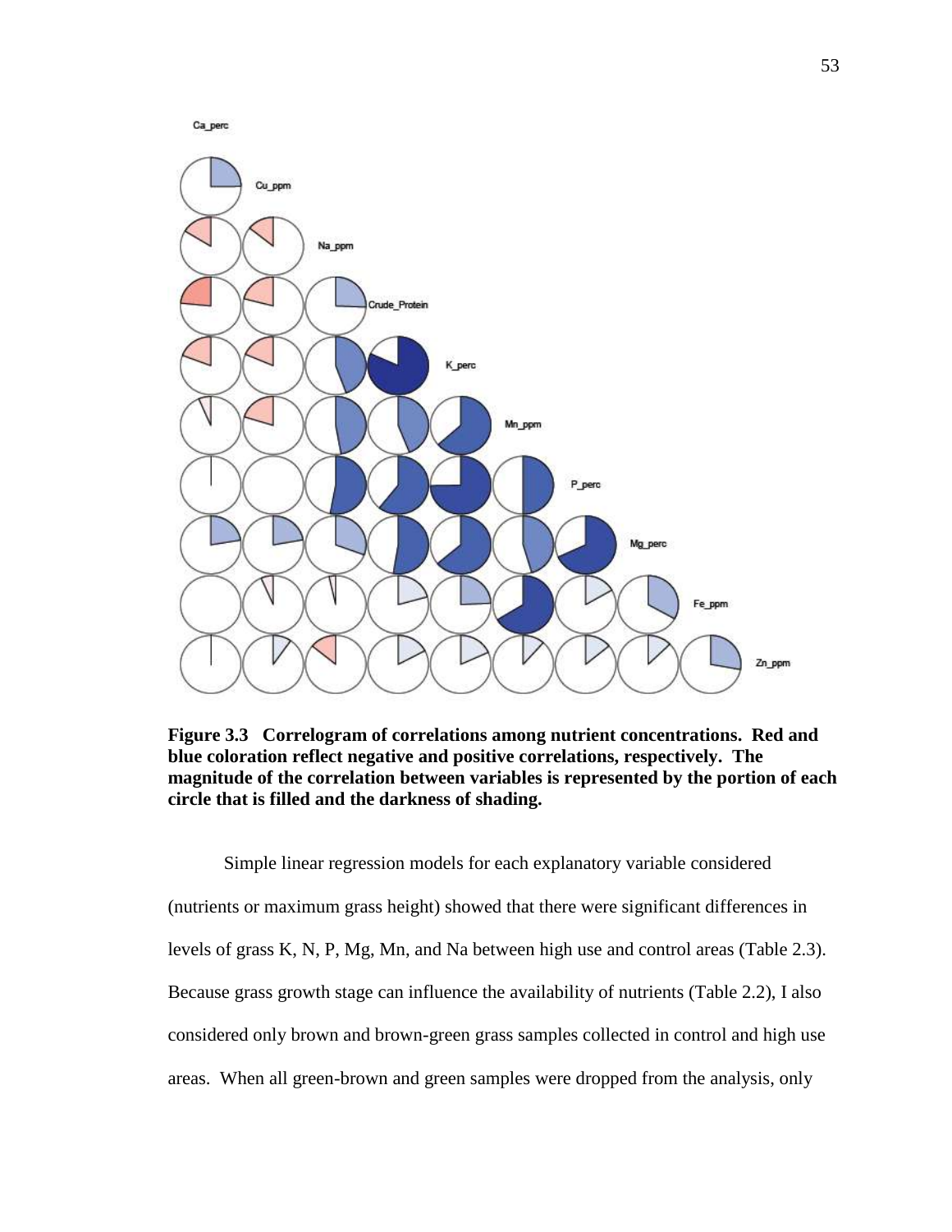**Figure 3.3 Correlogram of correlations among nutrient concentrations. Red and blue coloration reflect negative and positive correlations, respectively. The magnitude of the correlation between variables is represented by the portion of each circle that is filled and the darkness of shading.**

Simple linear regression models for each explanatory variable considered (nutrients or maximum grass height) showed that there were significant differences in levels of grass K, N, P, Mg, Mn, and Na between high use and control areas (Table 2.3). Because grass growth stage can influence the availability of nutrients (Table 2.2), I also considered only brown and brown-green grass samples collected in control and high use areas. When all green-brown and green samples were dropped from the analysis, only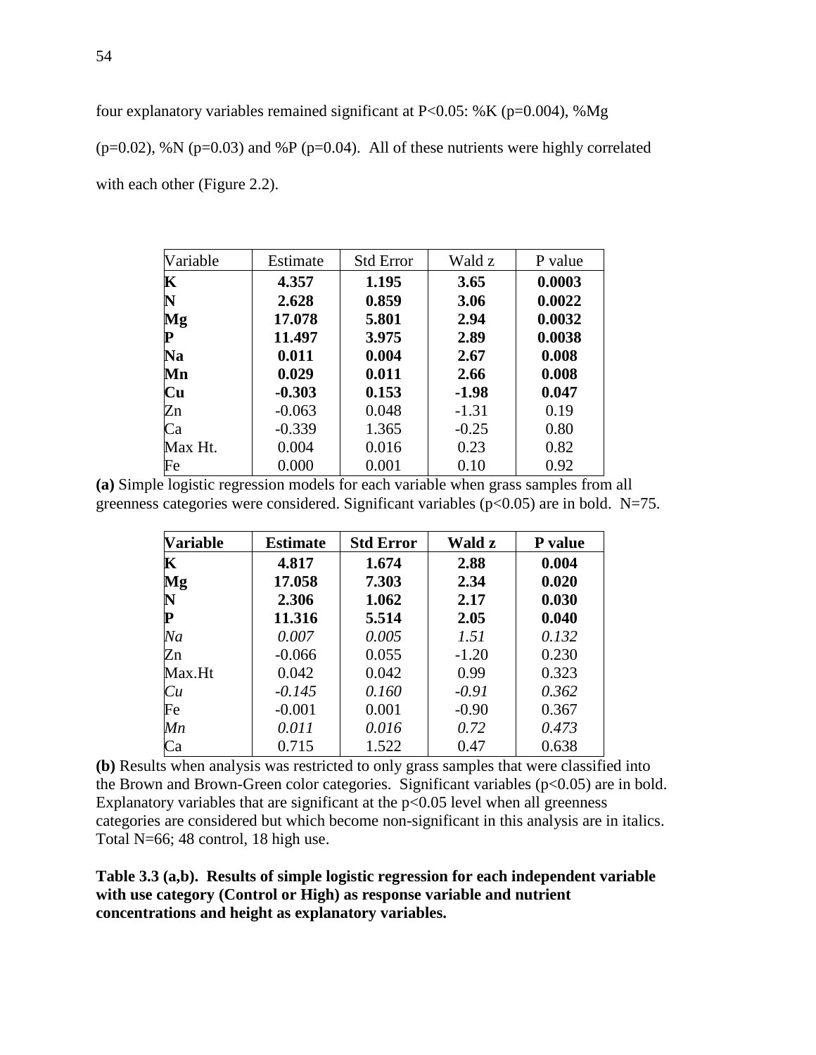four explanatory variables remained significant at $P<0.05$: %K ($p=0.004$), %Mg ($p=0.02$), %N ($p=0.03$) and %P ($p=0.04$). All of these nutrients were highly correlated with each other (Figure 2.2).

| Variable | Estimate | Std Error | Wald z | P value |
|---|---|---|---|---|
| **K** | **4.357** | **1.195** | **3.65** | **0.0003** |
| **N** | **2.628** | **0.859** | **3.06** | **0.0022** |
| **Mg** | **17.078** | **5.801** | **2.94** | **0.0032** |
| **P** | **11.497** | **3.975** | **2.89** | **0.0038** |
| **Na** | **0.011** | **0.004** | **2.67** | **0.008** |
| **Mn** | **0.029** | **0.011** | **2.66** | **0.008** |
| **Cu** | **-0.303** | **0.153** | **-1.98** | **0.047** |
| Zn | -0.063 | 0.048 | -1.31 | 0.19 |
| Ca | -0.339 | 1.365 | -0.25 | 0.80 |
| Max Ht. | 0.004 | 0.016 | 0.23 | 0.82 |
| Fe | 0.000 | 0.001 | 0.10 | 0.92 |

**(a)** Simple logistic regression models for each variable when grass samples from all greenness categories were considered. Significant variables ($p<0.05$) are in bold. N=75.

| **Variable** | **Estimate** | **Std Error** | **Wald z** | **P value** |
|---|---|---|---|---|
| **K** | **4.817** | **1.674** | **2.88** | **0.004** |
| **Mg** | **17.058** | **7.303** | **2.34** | **0.020** |
| **N** | **2.306** | **1.062** | **2.17** | **0.030** |
| **P** | **11.316** | **5.514** | **2.05** | **0.040** |
| *Na* | *0.007* | *0.005* | *1.51* | *0.132* |
| Zn | -0.066 | 0.055 | -1.20 | 0.230 |
| Max.Ht | 0.042 | 0.042 | 0.99 | 0.323 |
| *Cu* | *-0.145* | *0.160* | *-0.91* | *0.362* |
| Fe | -0.001 | 0.001 | -0.90 | 0.367 |
| *Mn* | *0.011* | *0.016* | *0.72* | *0.473* |
| Ca | 0.715 | 1.522 | 0.47 | 0.638 |

**(b)** Results when analysis was restricted to only grass samples that were classified into the Brown and Brown-Green color categories. Significant variables ($p<0.05$) are in bold. Explanatory variables that are significant at the $p<0.05$ level when all greenness categories are considered but which become non-significant in this analysis are in italics. Total N=66; 48 control, 18 high use.

**Table 3.3 (a,b). Results of simple logistic regression for each independent variable with use category (Control or High) as response variable and nutrient concentrations and height as explanatory variables.**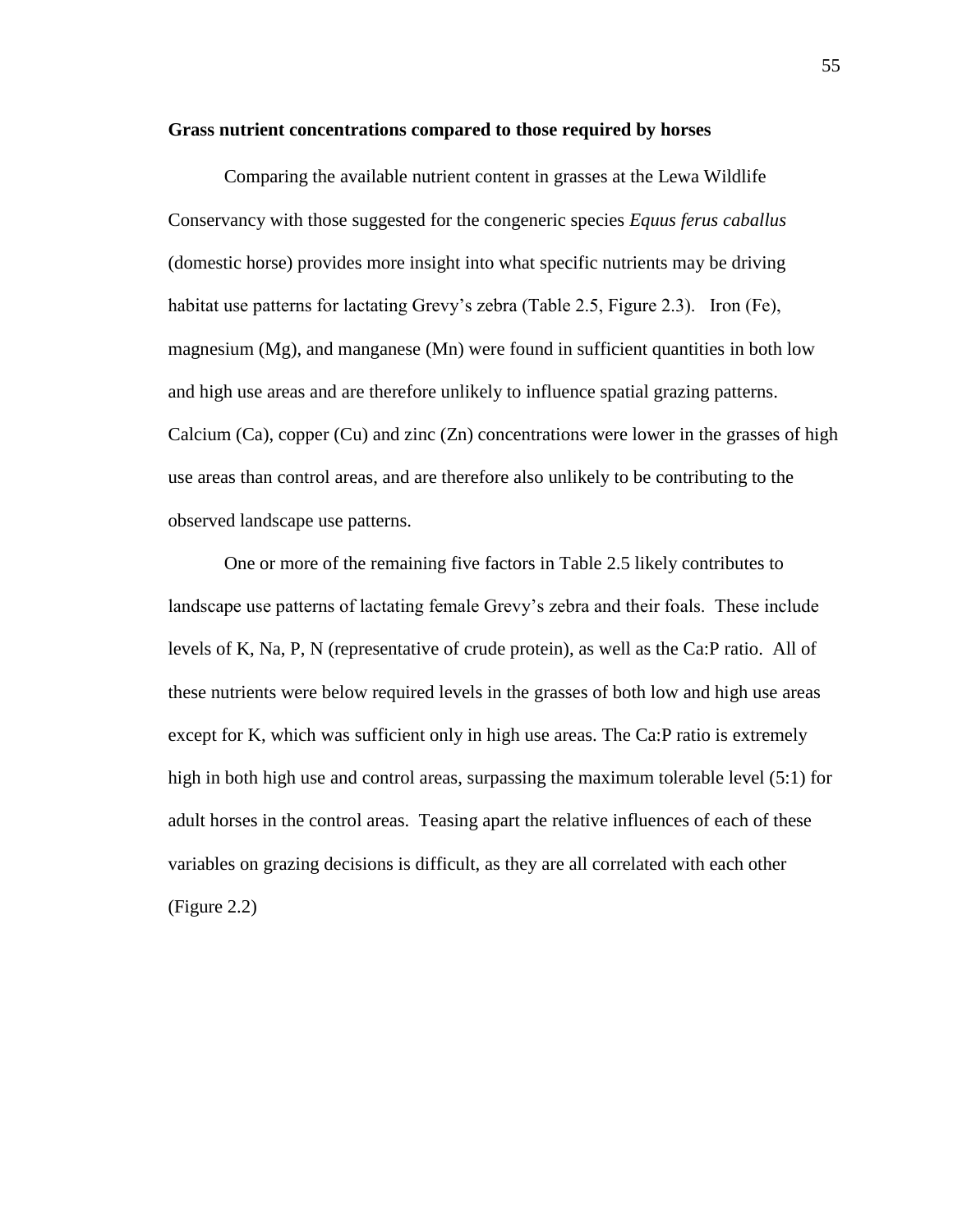**Grass nutrient concentrations compared to those required by horses**

Comparing the available nutrient content in grasses at the Lewa Wildlife Conservancy with those suggested for the congeneric species *Equus ferus caballus* (domestic horse) provides more insight into what specific nutrients may be driving habitat use patterns for lactating Grevy's zebra (Table 2.5, Figure 2.3). Iron (Fe), magnesium (Mg), and manganese (Mn) were found in sufficient quantities in both low and high use areas and are therefore unlikely to influence spatial grazing patterns. Calcium (Ca), copper (Cu) and zinc (Zn) concentrations were lower in the grasses of high use areas than control areas, and are therefore also unlikely to be contributing to the observed landscape use patterns.

One or more of the remaining five factors in Table 2.5 likely contributes to landscape use patterns of lactating female Grevy's zebra and their foals. These include levels of K, Na, P, N (representative of crude protein), as well as the Ca:P ratio. All of these nutrients were below required levels in the grasses of both low and high use areas except for K, which was sufficient only in high use areas. The Ca:P ratio is extremely high in both high use and control areas, surpassing the maximum tolerable level (5:1) for adult horses in the control areas. Teasing apart the relative influences of each of these variables on grazing decisions is difficult, as they are all correlated with each other (Figure 2.2)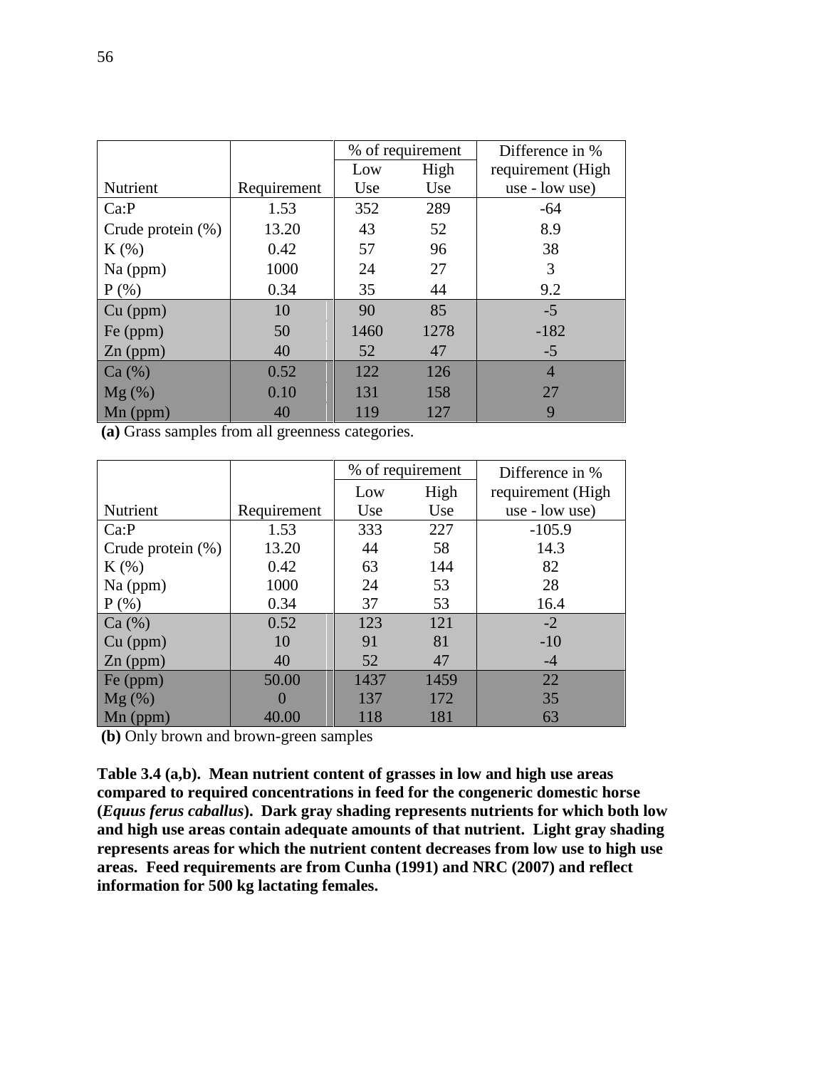| Nutrient | Requirement | % of requirement | | Difference in % requirement (High use - low use) |
|---|---|---|---|---|
| | | Low Use | High Use | |
| Ca:P | 1.53 | 352 | 289 | -64 |
| Crude protein (%) | 13.20 | 43 | 52 | 8.9 |
| K (%) | 0.42 | 57 | 96 | 38 |
| Na (ppm) | 1000 | 24 | 27 | 3 |
| P (%) | 0.34 | 35 | 44 | 9.2 |
| Cu (ppm) | 10 | 90 | 85 | -5 |
| Fe (ppm) | 50 | 1460 | 1278 | -182 |
| Zn (ppm) | 40 | 52 | 47 | -5 |
| Ca (%) | 0.52 | 122 | 126 | 4 |
| Mg (%) | 0.10 | 131 | 158 | 27 |
| Mn (ppm) | 40 | 119 | 127 | 9 |

**(a)** Grass samples from all greenness categories.

| Nutrient | Requirement | % of requirement | | Difference in % requirement (High use - low use) |
|---|---|---|---|---|
| | | Low Use | High Use | |
| Ca:P | 1.53 | 333 | 227 | -105.9 |
| Crude protein (%) | 13.20 | 44 | 58 | 14.3 |
| K (%) | 0.42 | 63 | 144 | 82 |
| Na (ppm) | 1000 | 24 | 53 | 28 |
| P (%) | 0.34 | 37 | 53 | 16.4 |
| Ca (%) | 0.52 | 123 | 121 | -2 |
| Cu (ppm) | 10 | 91 | 81 | -10 |
| Zn (ppm) | 40 | 52 | 47 | -4 |
| Fe (ppm) | 50.00 | 1437 | 1459 | 22 |
| Mg (%) | 0 | 137 | 172 | 35 |
| Mn (ppm) | 40.00 | 118 | 181 | 63 |

**(b)** Only brown and brown-green samples

**Table 3.4 (a,b). Mean nutrient content of grasses in low and high use areas compared to required concentrations in feed for the congeneric domestic horse (*Equus ferus caballus*). Dark gray shading represents nutrients for which both low and high use areas contain adequate amounts of that nutrient. Light gray shading represents areas for which the nutrient content decreases from low use to high use areas. Feed requirements are from Cunha (1991) and NRC (2007) and reflect information for 500 kg lactating females.**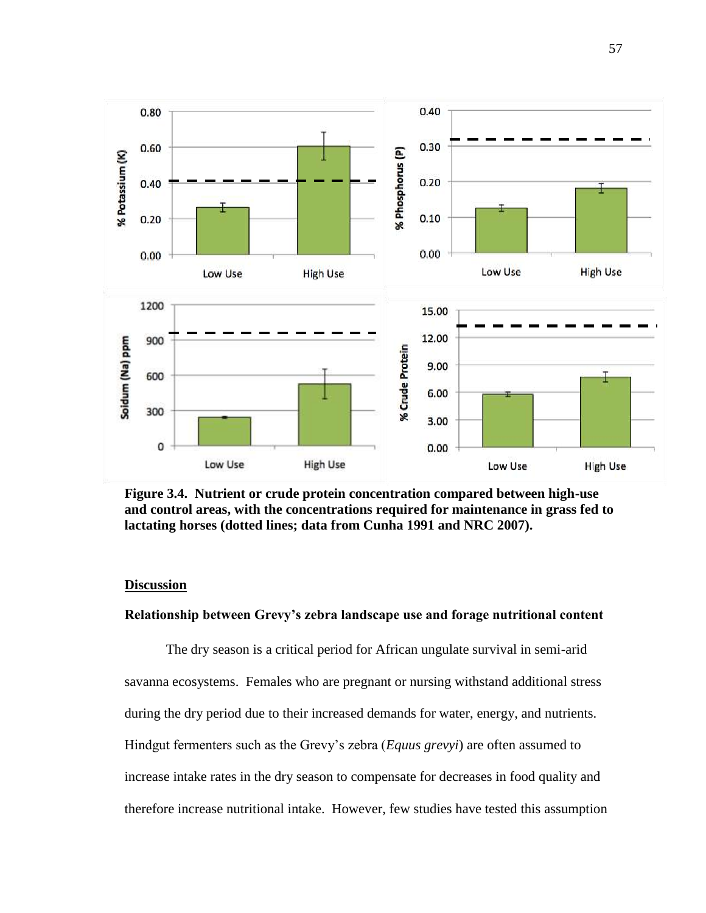**Figure 3.4. Nutrient or crude protein concentration compared between high-use and control areas, with the concentrations required for maintenance in grass fed to lactating horses (dotted lines; data from Cunha 1991 and NRC 2007).**

## Discussion

### Relationship between Grevy's zebra landscape use and forage nutritional content

The dry season is a critical period for African ungulate survival in semi-arid savanna ecosystems. Females who are pregnant or nursing withstand additional stress during the dry period due to their increased demands for water, energy, and nutrients. Hindgut fermenters such as the Grevy's zebra (*Equus grevyi*) are often assumed to increase intake rates in the dry season to compensate for decreases in food quality and therefore increase nutritional intake. However, few studies have tested this assumption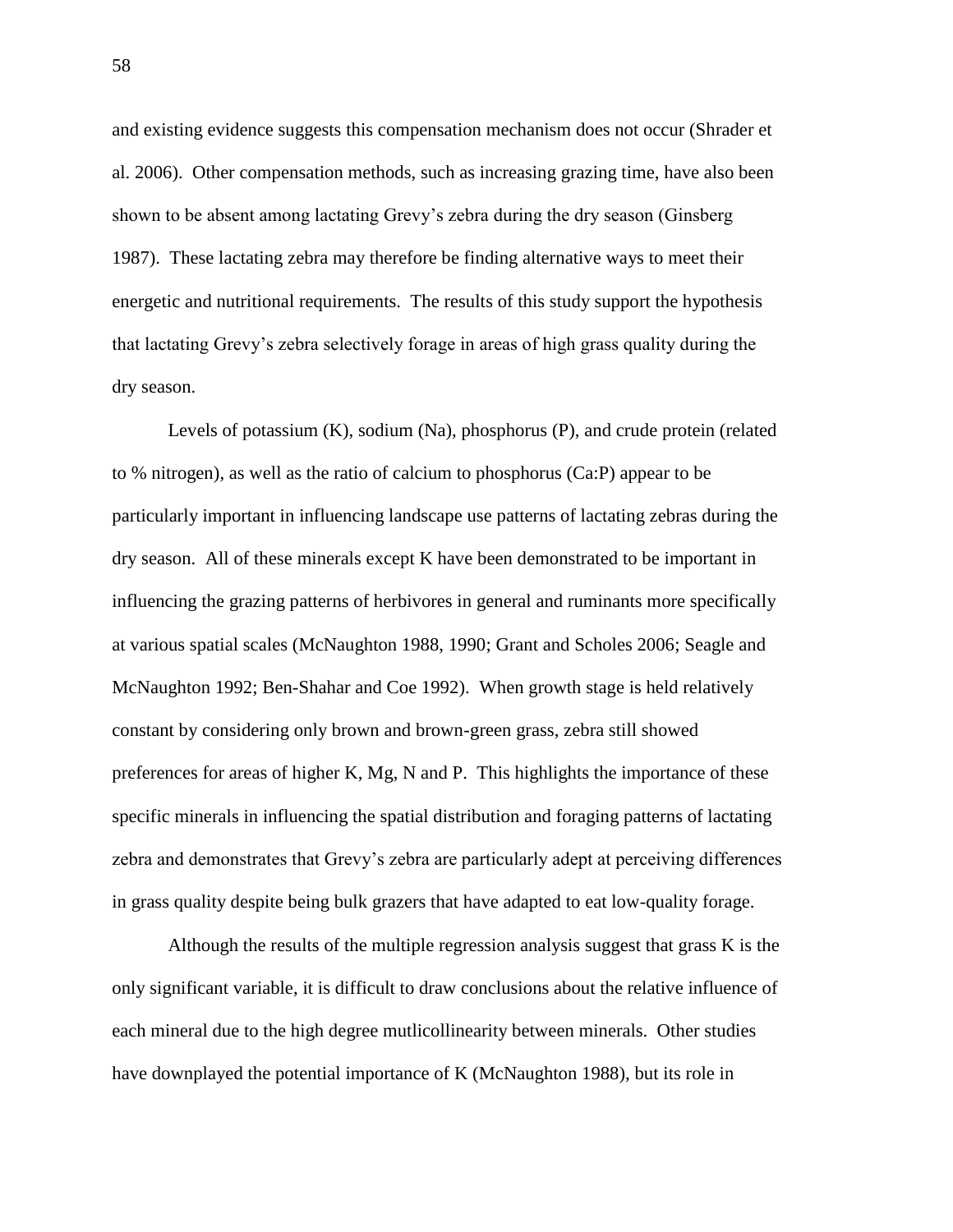and existing evidence suggests this compensation mechanism does not occur (Shrader et al. 2006). Other compensation methods, such as increasing grazing time, have also been shown to be absent among lactating Grevy's zebra during the dry season (Ginsberg 1987). These lactating zebra may therefore be finding alternative ways to meet their energetic and nutritional requirements. The results of this study support the hypothesis that lactating Grevy's zebra selectively forage in areas of high grass quality during the dry season.

Levels of potassium (K), sodium (Na), phosphorus (P), and crude protein (related to % nitrogen), as well as the ratio of calcium to phosphorus (Ca:P) appear to be particularly important in influencing landscape use patterns of lactating zebras during the dry season. All of these minerals except K have been demonstrated to be important in influencing the grazing patterns of herbivores in general and ruminants more specifically at various spatial scales (McNaughton 1988, 1990; Grant and Scholes 2006; Seagle and McNaughton 1992; Ben-Shahar and Coe 1992). When growth stage is held relatively constant by considering only brown and brown-green grass, zebra still showed preferences for areas of higher K, Mg, N and P. This highlights the importance of these specific minerals in influencing the spatial distribution and foraging patterns of lactating zebra and demonstrates that Grevy's zebra are particularly adept at perceiving differences in grass quality despite being bulk grazers that have adapted to eat low-quality forage.

Although the results of the multiple regression analysis suggest that grass K is the only significant variable, it is difficult to draw conclusions about the relative influence of each mineral due to the high degree mutlicollinearity between minerals. Other studies have downplayed the potential importance of K (McNaughton 1988), but its role in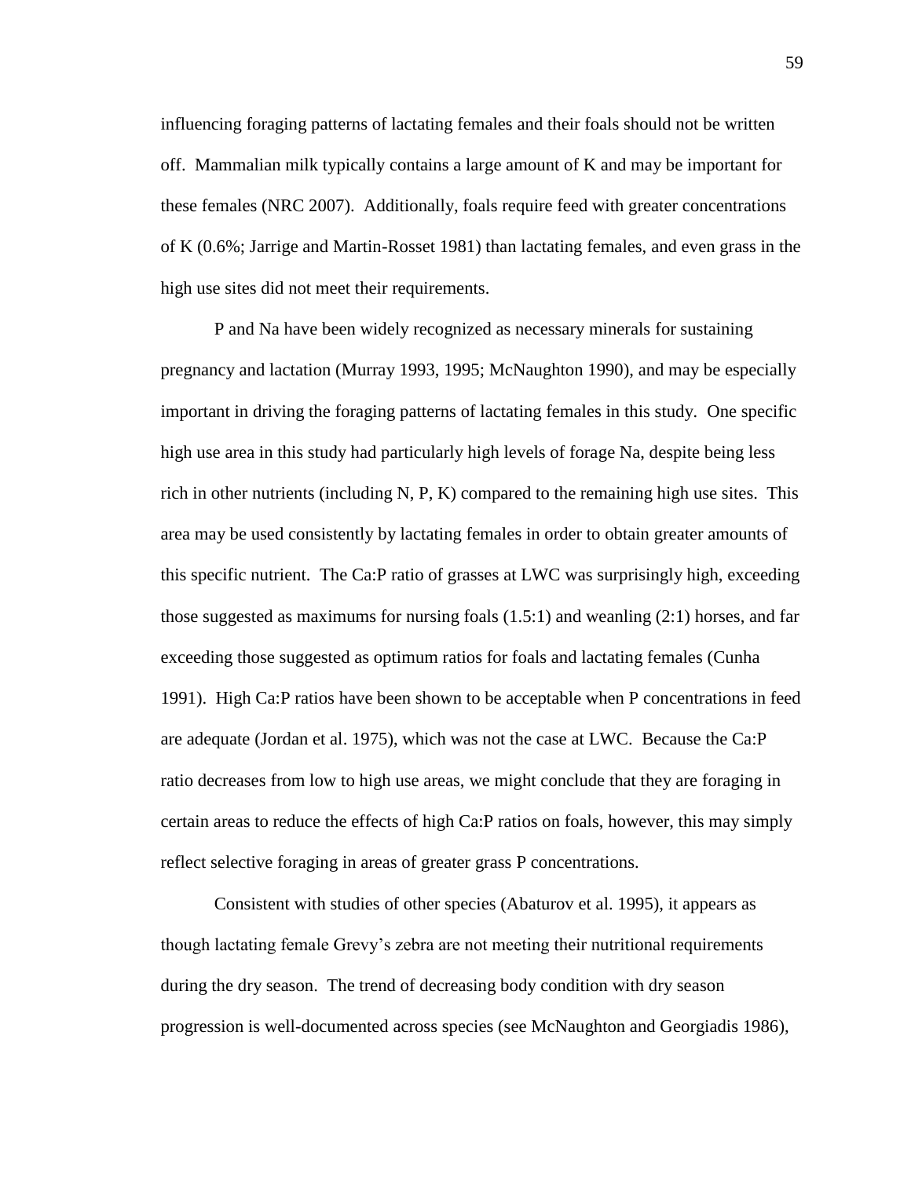influencing foraging patterns of lactating females and their foals should not be written off. Mammalian milk typically contains a large amount of K and may be important for these females (NRC 2007). Additionally, foals require feed with greater concentrations of K (0.6%; Jarrige and Martin-Rosset 1981) than lactating females, and even grass in the high use sites did not meet their requirements.

P and Na have been widely recognized as necessary minerals for sustaining pregnancy and lactation (Murray 1993, 1995; McNaughton 1990), and may be especially important in driving the foraging patterns of lactating females in this study. One specific high use area in this study had particularly high levels of forage Na, despite being less rich in other nutrients (including N, P, K) compared to the remaining high use sites. This area may be used consistently by lactating females in order to obtain greater amounts of this specific nutrient. The Ca:P ratio of grasses at LWC was surprisingly high, exceeding those suggested as maximums for nursing foals (1.5:1) and weanling (2:1) horses, and far exceeding those suggested as optimum ratios for foals and lactating females (Cunha 1991). High Ca:P ratios have been shown to be acceptable when P concentrations in feed are adequate (Jordan et al. 1975), which was not the case at LWC. Because the Ca:P ratio decreases from low to high use areas, we might conclude that they are foraging in certain areas to reduce the effects of high Ca:P ratios on foals, however, this may simply reflect selective foraging in areas of greater grass P concentrations.

Consistent with studies of other species (Abaturov et al. 1995), it appears as though lactating female Grevy's zebra are not meeting their nutritional requirements during the dry season. The trend of decreasing body condition with dry season progression is well-documented across species (see McNaughton and Georgiadis 1986),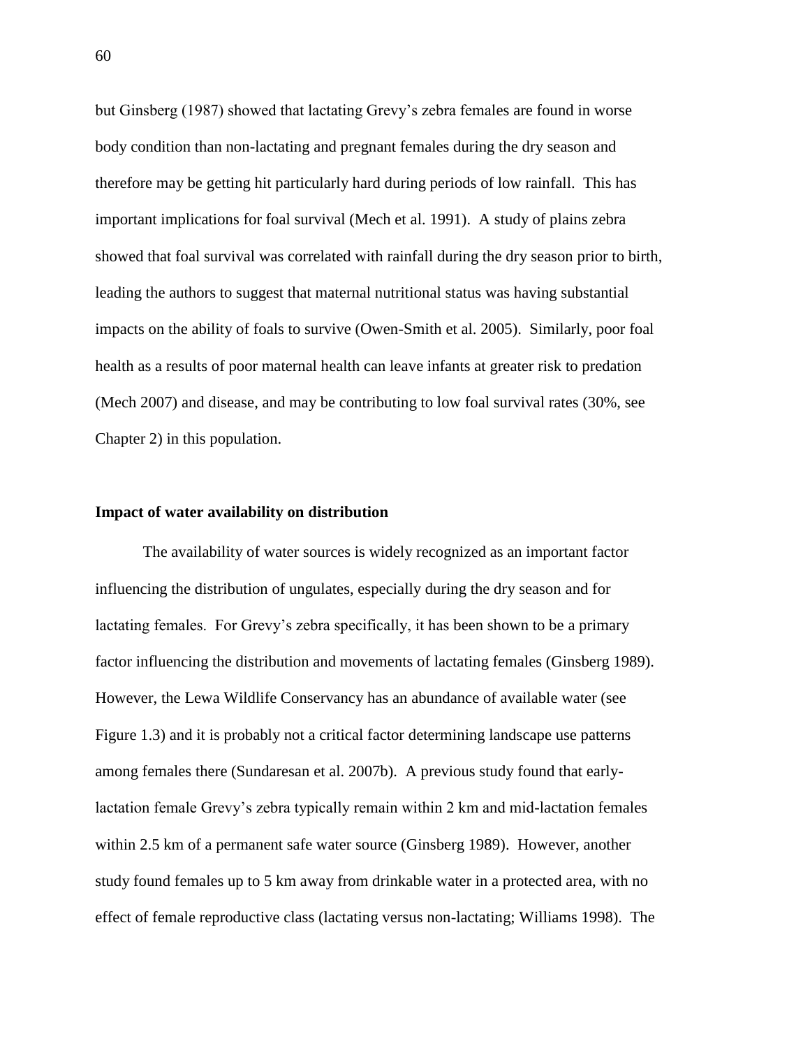but Ginsberg (1987) showed that lactating Grevy's zebra females are found in worse body condition than non-lactating and pregnant females during the dry season and therefore may be getting hit particularly hard during periods of low rainfall. This has important implications for foal survival (Mech et al. 1991). A study of plains zebra showed that foal survival was correlated with rainfall during the dry season prior to birth, leading the authors to suggest that maternal nutritional status was having substantial impacts on the ability of foals to survive (Owen-Smith et al. 2005). Similarly, poor foal health as a results of poor maternal health can leave infants at greater risk to predation (Mech 2007) and disease, and may be contributing to low foal survival rates (30%, see Chapter 2) in this population.

**Impact of water availability on distribution**

The availability of water sources is widely recognized as an important factor influencing the distribution of ungulates, especially during the dry season and for lactating females. For Grevy's zebra specifically, it has been shown to be a primary factor influencing the distribution and movements of lactating females (Ginsberg 1989). However, the Lewa Wildlife Conservancy has an abundance of available water (see Figure 1.3) and it is probably not a critical factor determining landscape use patterns among females there (Sundaresan et al. 2007b). A previous study found that early-lactation female Grevy's zebra typically remain within 2 km and mid-lactation females within 2.5 km of a permanent safe water source (Ginsberg 1989). However, another study found females up to 5 km away from drinkable water in a protected area, with no effect of female reproductive class (lactating versus non-lactating; Williams 1998). The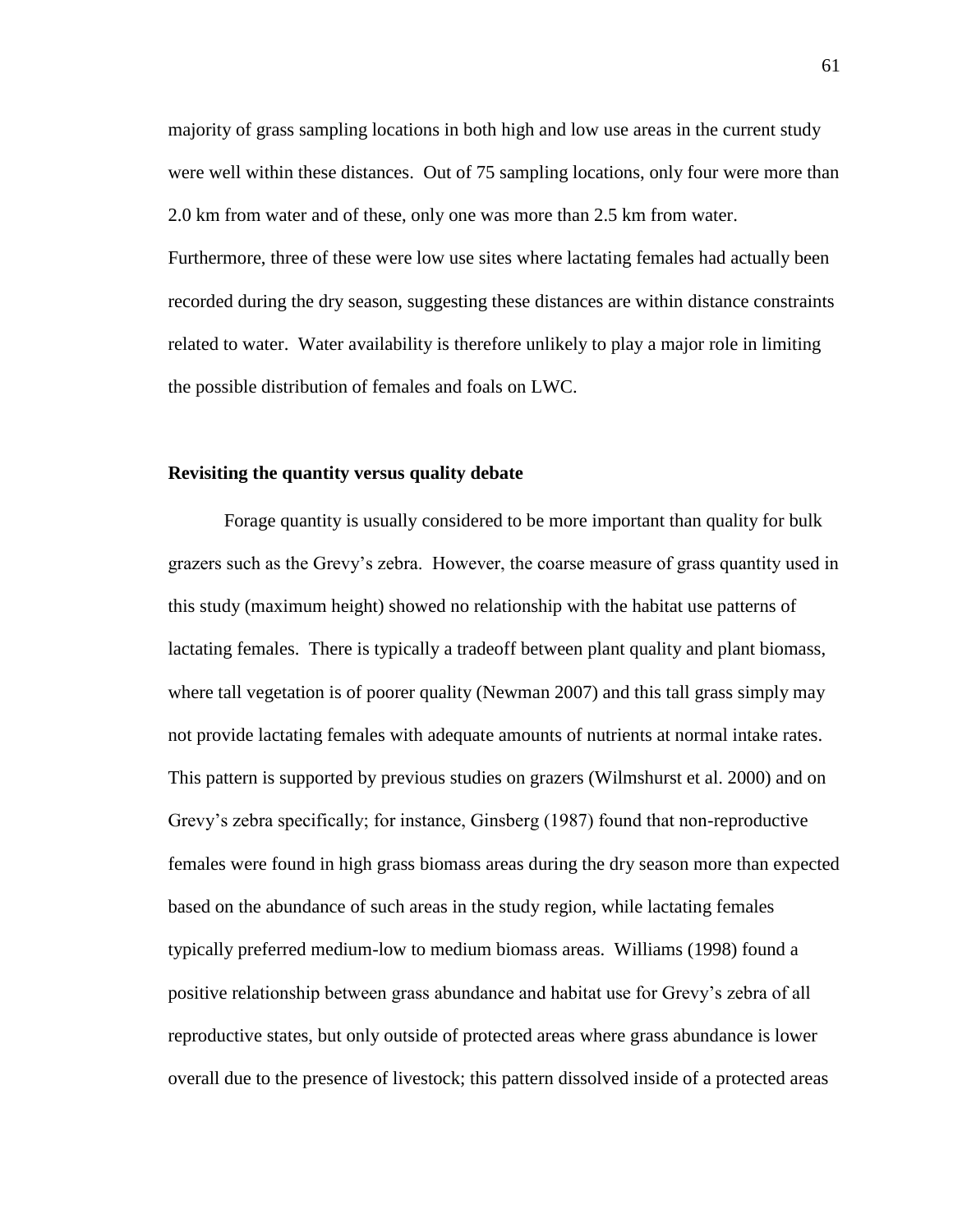majority of grass sampling locations in both high and low use areas in the current study were well within these distances. Out of 75 sampling locations, only four were more than 2.0 km from water and of these, only one was more than 2.5 km from water. Furthermore, three of these were low use sites where lactating females had actually been recorded during the dry season, suggesting these distances are within distance constraints related to water. Water availability is therefore unlikely to play a major role in limiting the possible distribution of females and foals on LWC.

**Revisiting the quantity versus quality debate**

Forage quantity is usually considered to be more important than quality for bulk grazers such as the Grevy's zebra. However, the coarse measure of grass quantity used in this study (maximum height) showed no relationship with the habitat use patterns of lactating females. There is typically a tradeoff between plant quality and plant biomass, where tall vegetation is of poorer quality (Newman 2007) and this tall grass simply may not provide lactating females with adequate amounts of nutrients at normal intake rates. This pattern is supported by previous studies on grazers (Wilmshurst et al. 2000) and on Grevy's zebra specifically; for instance, Ginsberg (1987) found that non-reproductive females were found in high grass biomass areas during the dry season more than expected based on the abundance of such areas in the study region, while lactating females typically preferred medium-low to medium biomass areas. Williams (1998) found a positive relationship between grass abundance and habitat use for Grevy's zebra of all reproductive states, but only outside of protected areas where grass abundance is lower overall due to the presence of livestock; this pattern dissolved inside of a protected areas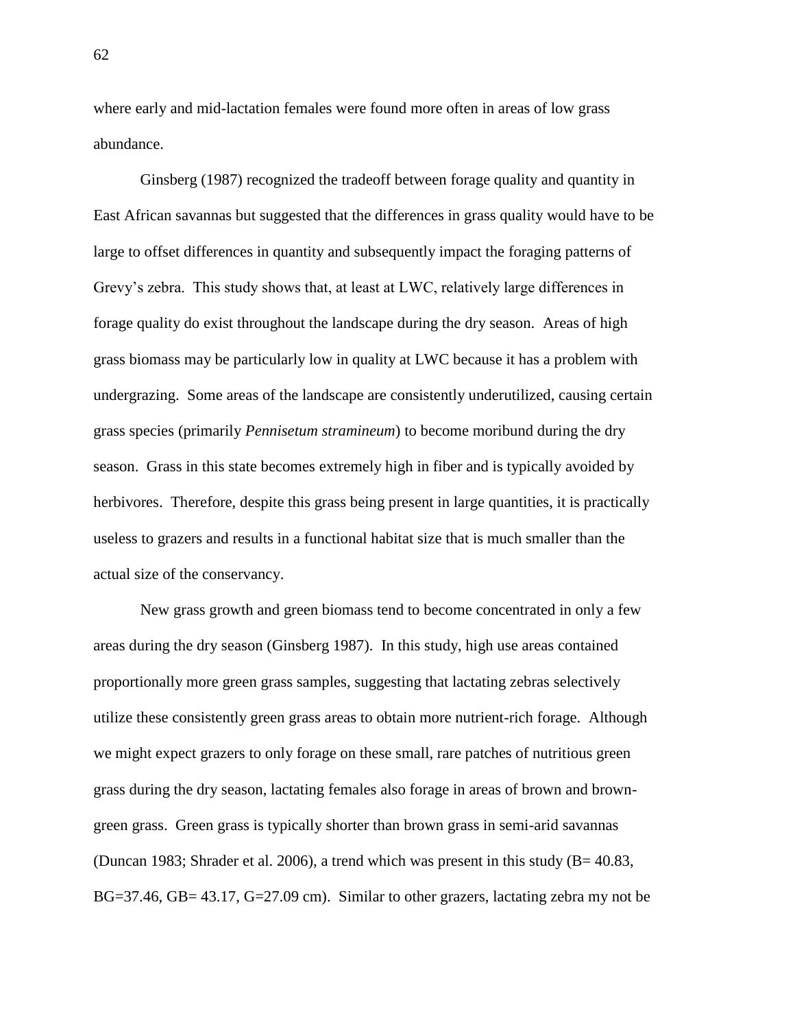where early and mid-lactation females were found more often in areas of low grass abundance.

Ginsberg (1987) recognized the tradeoff between forage quality and quantity in East African savannas but suggested that the differences in grass quality would have to be large to offset differences in quantity and subsequently impact the foraging patterns of Grevy's zebra. This study shows that, at least at LWC, relatively large differences in forage quality do exist throughout the landscape during the dry season. Areas of high grass biomass may be particularly low in quality at LWC because it has a problem with undergrazing. Some areas of the landscape are consistently underutilized, causing certain grass species (primarily *Pennisetum stramineum*) to become moribund during the dry season. Grass in this state becomes extremely high in fiber and is typically avoided by herbivores. Therefore, despite this grass being present in large quantities, it is practically useless to grazers and results in a functional habitat size that is much smaller than the actual size of the conservancy.

New grass growth and green biomass tend to become concentrated in only a few areas during the dry season (Ginsberg 1987). In this study, high use areas contained proportionally more green grass samples, suggesting that lactating zebras selectively utilize these consistently green grass areas to obtain more nutrient-rich forage. Although we might expect grazers to only forage on these small, rare patches of nutritious green grass during the dry season, lactating females also forage in areas of brown and brown-green grass. Green grass is typically shorter than brown grass in semi-arid savannas (Duncan 1983; Shrader et al. 2006), a trend which was present in this study (B= 40.83, BG=37.46, GB= 43.17, G=27.09 cm). Similar to other grazers, lactating zebra my not be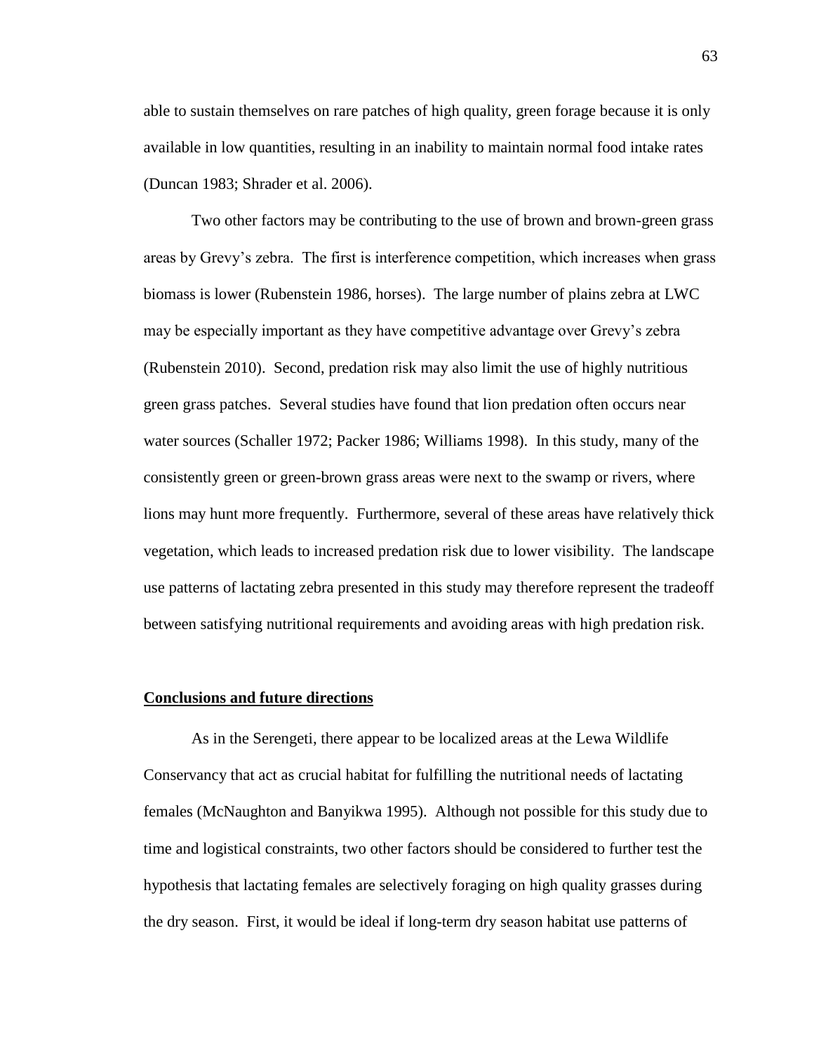able to sustain themselves on rare patches of high quality, green forage because it is only available in low quantities, resulting in an inability to maintain normal food intake rates (Duncan 1983; Shrader et al. 2006).

Two other factors may be contributing to the use of brown and brown-green grass areas by Grevy's zebra. The first is interference competition, which increases when grass biomass is lower (Rubenstein 1986, horses). The large number of plains zebra at LWC may be especially important as they have competitive advantage over Grevy's zebra (Rubenstein 2010). Second, predation risk may also limit the use of highly nutritious green grass patches. Several studies have found that lion predation often occurs near water sources (Schaller 1972; Packer 1986; Williams 1998). In this study, many of the consistently green or green-brown grass areas were next to the swamp or rivers, where lions may hunt more frequently. Furthermore, several of these areas have relatively thick vegetation, which leads to increased predation risk due to lower visibility. The landscape use patterns of lactating zebra presented in this study may therefore represent the tradeoff between satisfying nutritional requirements and avoiding areas with high predation risk.

## Conclusions and future directions

As in the Serengeti, there appear to be localized areas at the Lewa Wildlife Conservancy that act as crucial habitat for fulfilling the nutritional needs of lactating females (McNaughton and Banyikwa 1995). Although not possible for this study due to time and logistical constraints, two other factors should be considered to further test the hypothesis that lactating females are selectively foraging on high quality grasses during the dry season. First, it would be ideal if long-term dry season habitat use patterns of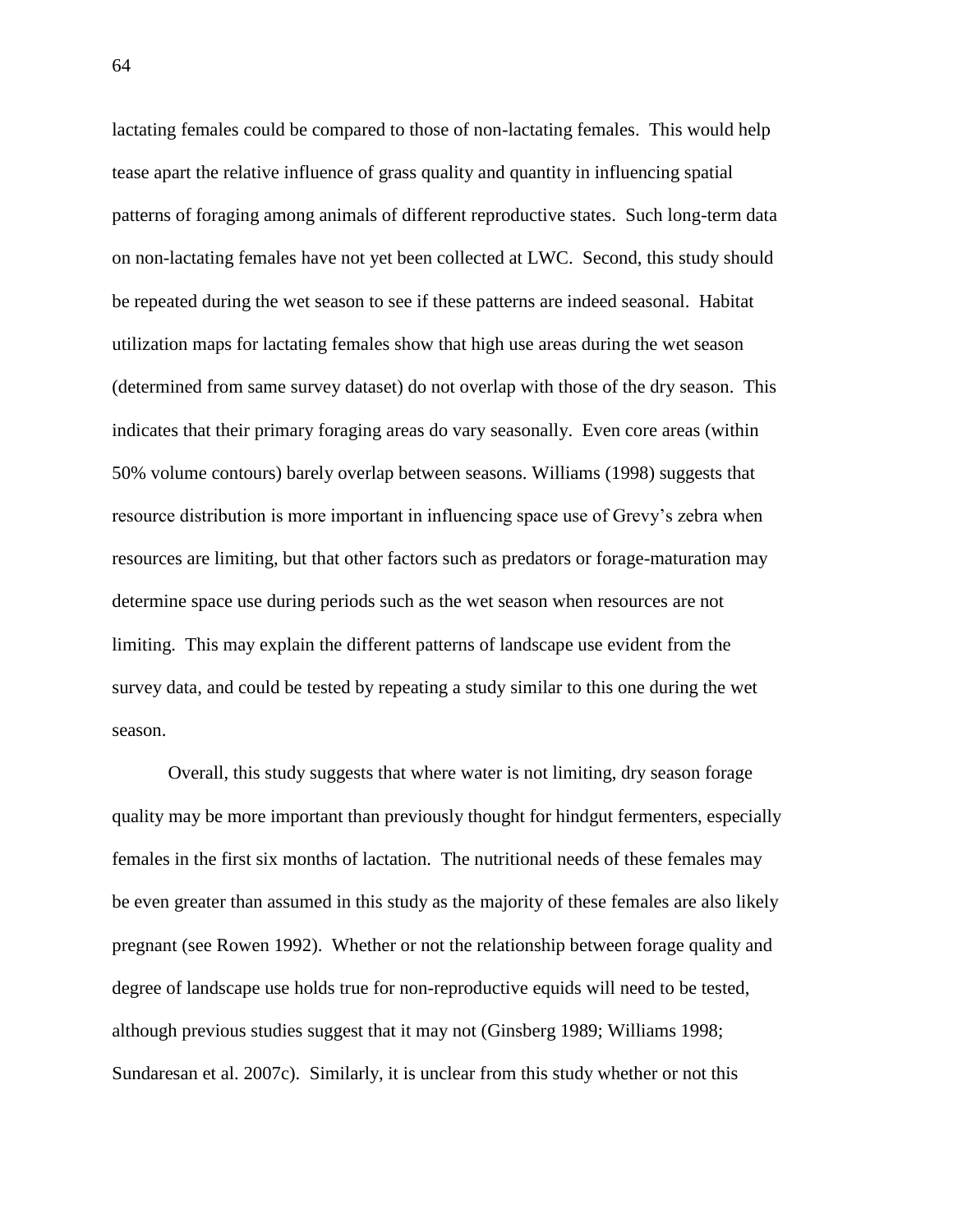lactating females could be compared to those of non-lactating females. This would help tease apart the relative influence of grass quality and quantity in influencing spatial patterns of foraging among animals of different reproductive states. Such long-term data on non-lactating females have not yet been collected at LWC. Second, this study should be repeated during the wet season to see if these patterns are indeed seasonal. Habitat utilization maps for lactating females show that high use areas during the wet season (determined from same survey dataset) do not overlap with those of the dry season. This indicates that their primary foraging areas do vary seasonally. Even core areas (within 50% volume contours) barely overlap between seasons. Williams (1998) suggests that resource distribution is more important in influencing space use of Grevy's zebra when resources are limiting, but that other factors such as predators or forage-maturation may determine space use during periods such as the wet season when resources are not limiting. This may explain the different patterns of landscape use evident from the survey data, and could be tested by repeating a study similar to this one during the wet season.

Overall, this study suggests that where water is not limiting, dry season forage quality may be more important than previously thought for hindgut fermenters, especially females in the first six months of lactation. The nutritional needs of these females may be even greater than assumed in this study as the majority of these females are also likely pregnant (see Rowen 1992). Whether or not the relationship between forage quality and degree of landscape use holds true for non-reproductive equids will need to be tested, although previous studies suggest that it may not (Ginsberg 1989; Williams 1998; Sundaresan et al. 2007c). Similarly, it is unclear from this study whether or not this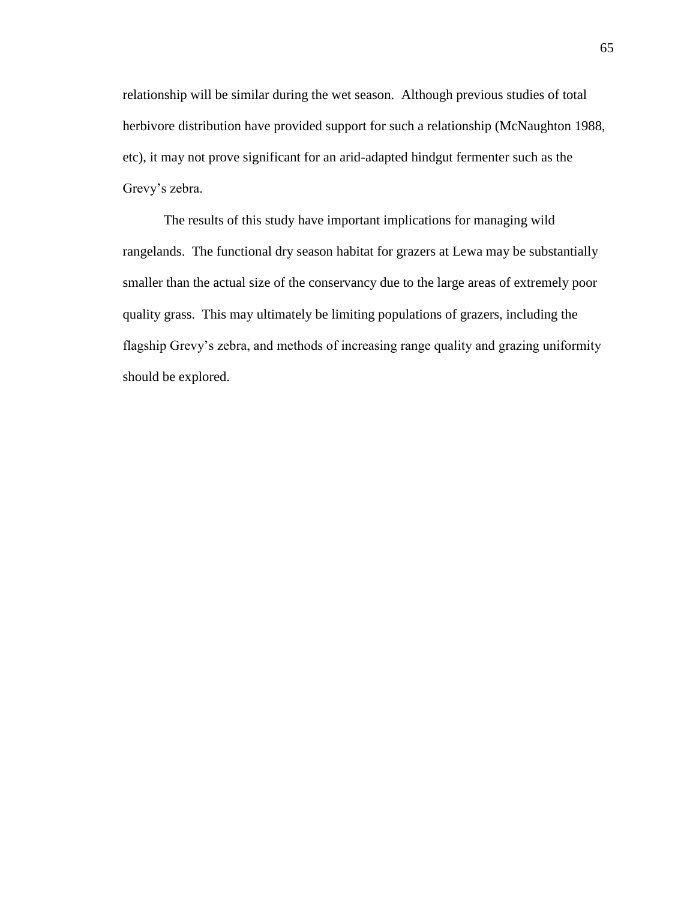relationship will be similar during the wet season. Although previous studies of total herbivore distribution have provided support for such a relationship (McNaughton 1988, etc), it may not prove significant for an arid-adapted hindgut fermenter such as the Grevy's zebra.

The results of this study have important implications for managing wild rangelands. The functional dry season habitat for grazers at Lewa may be substantially smaller than the actual size of the conservancy due to the large areas of extremely poor quality grass. This may ultimately be limiting populations of grazers, including the flagship Grevy's zebra, and methods of increasing range quality and grazing uniformity should be explored.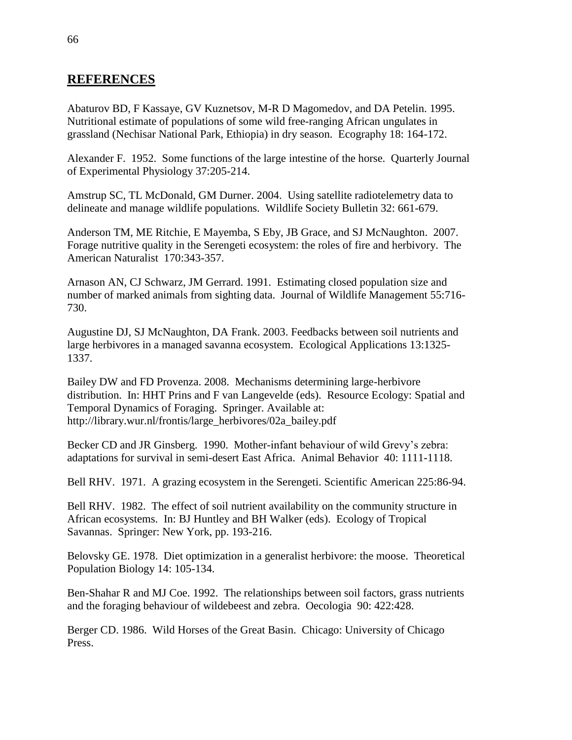## REFERENCES

Abaturov BD, F Kassaye, GV Kuznetsov, M-R D Magomedov, and DA Petelin. 1995. Nutritional estimate of populations of some wild free-ranging African ungulates in grassland (Nechisar National Park, Ethiopia) in dry season. Ecography 18: 164-172.

Alexander F. 1952. Some functions of the large intestine of the horse. Quarterly Journal of Experimental Physiology 37:205-214.

Amstrup SC, TL McDonald, GM Durner. 2004. Using satellite radiotelemetry data to delineate and manage wildlife populations. Wildlife Society Bulletin 32: 661-679.

Anderson TM, ME Ritchie, E Mayemba, S Eby, JB Grace, and SJ McNaughton. 2007. Forage nutritive quality in the Serengeti ecosystem: the roles of fire and herbivory. The American Naturalist 170:343-357.

Arnason AN, CJ Schwarz, JM Gerrard. 1991. Estimating closed population size and number of marked animals from sighting data. Journal of Wildlife Management 55:716-730.

Augustine DJ, SJ McNaughton, DA Frank. 2003. Feedbacks between soil nutrients and large herbivores in a managed savanna ecosystem. Ecological Applications 13:1325-1337.

Bailey DW and FD Provenza. 2008. Mechanisms determining large-herbivore distribution. In: HHT Prins and F van Langevelde (eds). Resource Ecology: Spatial and Temporal Dynamics of Foraging. Springer. Available at: http://library.wur.nl/frontis/large_herbivores/02a_bailey.pdf

Becker CD and JR Ginsberg. 1990. Mother-infant behaviour of wild Grevy's zebra: adaptations for survival in semi-desert East Africa. Animal Behavior 40: 1111-1118.

Bell RHV. 1971. A grazing ecosystem in the Serengeti. Scientific American 225:86-94.

Bell RHV. 1982. The effect of soil nutrient availability on the community structure in African ecosystems. In: BJ Huntley and BH Walker (eds). Ecology of Tropical Savannas. Springer: New York, pp. 193-216.

Belovsky GE. 1978. Diet optimization in a generalist herbivore: the moose. Theoretical Population Biology 14: 105-134.

Ben-Shahar R and MJ Coe. 1992. The relationships between soil factors, grass nutrients and the foraging behaviour of wildebeest and zebra. Oecologia 90: 422:428.

Berger CD. 1986. Wild Horses of the Great Basin. Chicago: University of Chicago Press.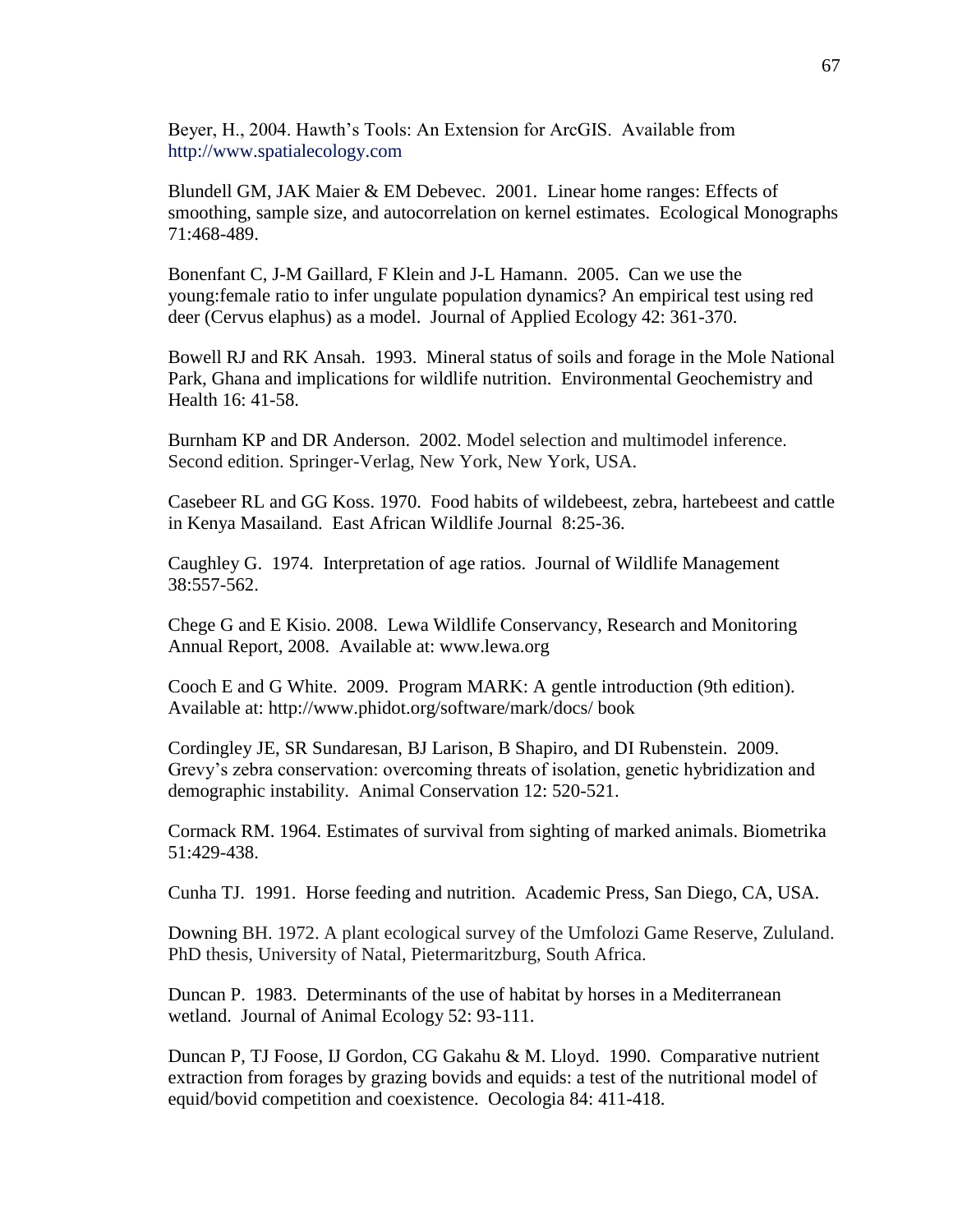Beyer, H., 2004. Hawth's Tools: An Extension for ArcGIS. Available from http://www.spatialecology.com

Blundell GM, JAK Maier & EM Debevec. 2001. Linear home ranges: Effects of smoothing, sample size, and autocorrelation on kernel estimates. Ecological Monographs 71:468-489.

Bonenfant C, J-M Gaillard, F Klein and J-L Hamann. 2005. Can we use the young:female ratio to infer ungulate population dynamics? An empirical test using red deer (Cervus elaphus) as a model. Journal of Applied Ecology 42: 361-370.

Bowell RJ and RK Ansah. 1993. Mineral status of soils and forage in the Mole National Park, Ghana and implications for wildlife nutrition. Environmental Geochemistry and Health 16: 41-58.

Burnham KP and DR Anderson. 2002. Model selection and multimodel inference. Second edition. Springer-Verlag, New York, New York, USA.

Casebeer RL and GG Koss. 1970. Food habits of wildebeest, zebra, hartebeest and cattle in Kenya Masailand. East African Wildlife Journal 8:25-36.

Caughley G. 1974. Interpretation of age ratios. Journal of Wildlife Management 38:557-562.

Chege G and E Kisio. 2008. Lewa Wildlife Conservancy, Research and Monitoring Annual Report, 2008. Available at: www.lewa.org

Cooch E and G White. 2009. Program MARK: A gentle introduction (9th edition). Available at: http://www.phidot.org/software/mark/docs/ book

Cordingley JE, SR Sundaresan, BJ Larison, B Shapiro, and DI Rubenstein. 2009. Grevy's zebra conservation: overcoming threats of isolation, genetic hybridization and demographic instability. Animal Conservation 12: 520-521.

Cormack RM. 1964. Estimates of survival from sighting of marked animals. Biometrika 51:429-438.

Cunha TJ. 1991. Horse feeding and nutrition. Academic Press, San Diego, CA, USA.

Downing BH. 1972. A plant ecological survey of the Umfolozi Game Reserve, Zululand. PhD thesis, University of Natal, Pietermaritzburg, South Africa.

Duncan P. 1983. Determinants of the use of habitat by horses in a Mediterranean wetland. Journal of Animal Ecology 52: 93-111.

Duncan P, TJ Foose, IJ Gordon, CG Gakahu & M. Lloyd. 1990. Comparative nutrient extraction from forages by grazing bovids and equids: a test of the nutritional model of equid/bovid competition and coexistence. Oecologia 84: 411-418.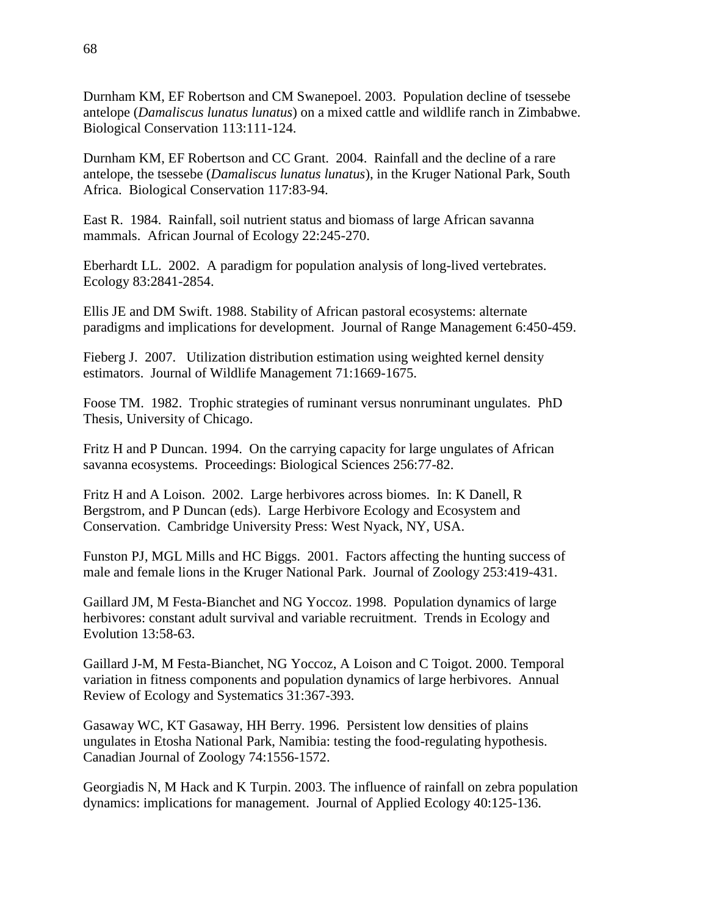Durnham KM, EF Robertson and CM Swanepoel. 2003. Population decline of tsessebe antelope (*Damaliscus lunatus lunatus*) on a mixed cattle and wildlife ranch in Zimbabwe. Biological Conservation 113:111-124.

Durnham KM, EF Robertson and CC Grant. 2004. Rainfall and the decline of a rare antelope, the tsessebe (*Damaliscus lunatus lunatus*), in the Kruger National Park, South Africa. Biological Conservation 117:83-94.

East R. 1984. Rainfall, soil nutrient status and biomass of large African savanna mammals. African Journal of Ecology 22:245-270.

Eberhardt LL. 2002. A paradigm for population analysis of long-lived vertebrates. Ecology 83:2841-2854.

Ellis JE and DM Swift. 1988. Stability of African pastoral ecosystems: alternate paradigms and implications for development. Journal of Range Management 6:450-459.

Fieberg J. 2007. Utilization distribution estimation using weighted kernel density estimators. Journal of Wildlife Management 71:1669-1675.

Foose TM. 1982. Trophic strategies of ruminant versus nonruminant ungulates. PhD Thesis, University of Chicago.

Fritz H and P Duncan. 1994. On the carrying capacity for large ungulates of African savanna ecosystems. Proceedings: Biological Sciences 256:77-82.

Fritz H and A Loison. 2002. Large herbivores across biomes. In: K Danell, R Bergstrom, and P Duncan (eds). Large Herbivore Ecology and Ecosystem and Conservation. Cambridge University Press: West Nyack, NY, USA.

Funston PJ, MGL Mills and HC Biggs. 2001. Factors affecting the hunting success of male and female lions in the Kruger National Park. Journal of Zoology 253:419-431.

Gaillard JM, M Festa-Bianchet and NG Yoccoz. 1998. Population dynamics of large herbivores: constant adult survival and variable recruitment. Trends in Ecology and Evolution 13:58-63.

Gaillard J-M, M Festa-Bianchet, NG Yoccoz, A Loison and C Toigot. 2000. Temporal variation in fitness components and population dynamics of large herbivores. Annual Review of Ecology and Systematics 31:367-393.

Gasaway WC, KT Gasaway, HH Berry. 1996. Persistent low densities of plains ungulates in Etosha National Park, Namibia: testing the food-regulating hypothesis. Canadian Journal of Zoology 74:1556-1572.

Georgiadis N, M Hack and K Turpin. 2003. The influence of rainfall on zebra population dynamics: implications for management. Journal of Applied Ecology 40:125-136.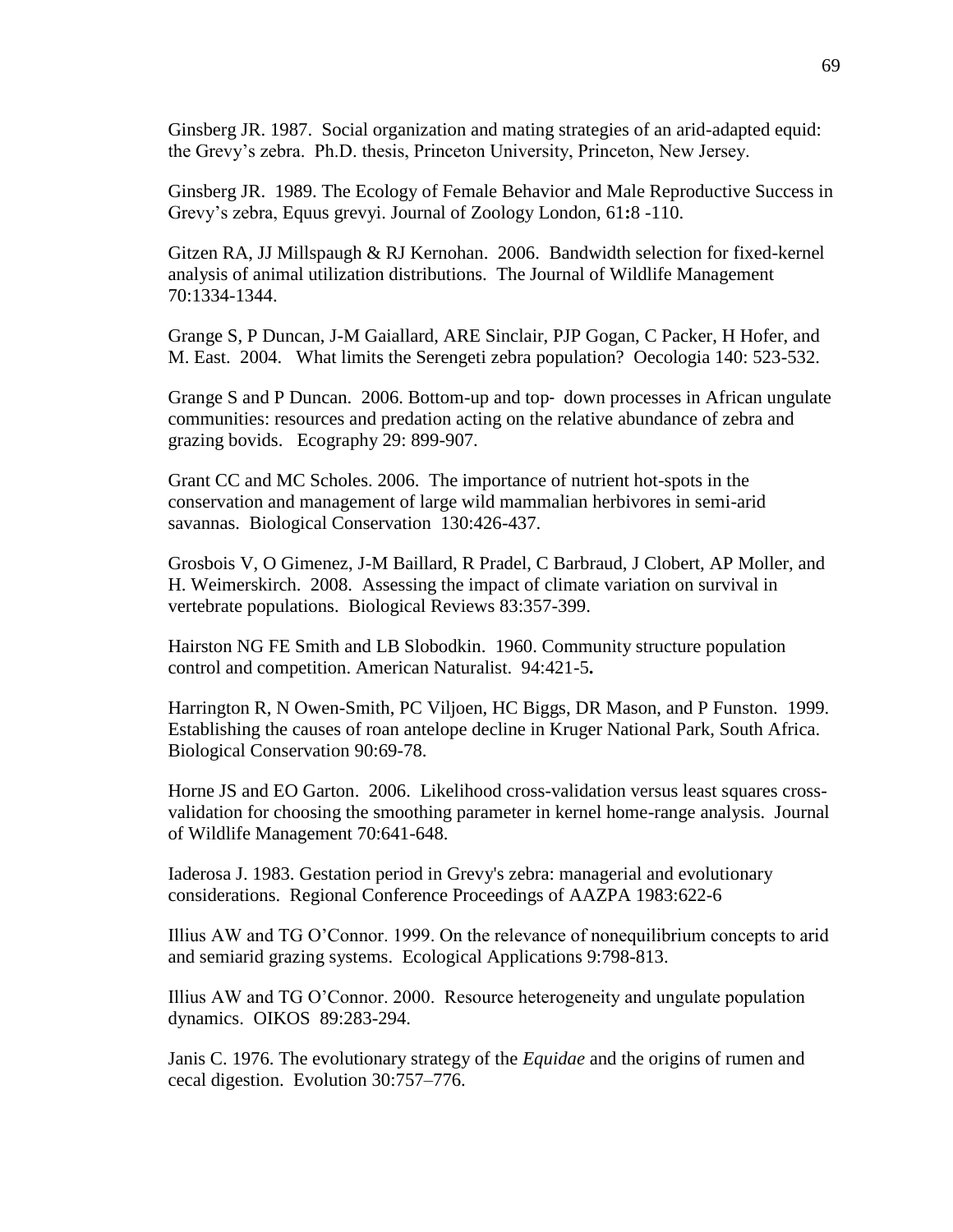Ginsberg JR. 1987. Social organization and mating strategies of an arid-adapted equid: the Grevy's zebra. Ph.D. thesis, Princeton University, Princeton, New Jersey.

Ginsberg JR. 1989. The Ecology of Female Behavior and Male Reproductive Success in Grevy's zebra, Equus grevyi. Journal of Zoology London, 61**:**8 -110.

Gitzen RA, JJ Millspaugh & RJ Kernohan. 2006. Bandwidth selection for fixed-kernel analysis of animal utilization distributions. The Journal of Wildlife Management 70:1334-1344.

Grange S, P Duncan, J-M Gaiallard, ARE Sinclair, PJP Gogan, C Packer, H Hofer, and M. East. 2004. What limits the Serengeti zebra population? Oecologia 140: 523-532.

Grange S and P Duncan. 2006. Bottom-up and top- down processes in African ungulate communities: resources and predation acting on the relative abundance of zebra and grazing bovids. Ecography 29: 899-907.

Grant CC and MC Scholes. 2006. The importance of nutrient hot-spots in the conservation and management of large wild mammalian herbivores in semi-arid savannas. Biological Conservation 130:426-437.

Grosbois V, O Gimenez, J-M Baillard, R Pradel, C Barbraud, J Clobert, AP Moller, and H. Weimerskirch. 2008. Assessing the impact of climate variation on survival in vertebrate populations. Biological Reviews 83:357-399.

Hairston NG FE Smith and LB Slobodkin. 1960. Community structure population control and competition. American Naturalist. 94:421-5**.**

Harrington R, N Owen-Smith, PC Viljoen, HC Biggs, DR Mason, and P Funston. 1999. Establishing the causes of roan antelope decline in Kruger National Park, South Africa. Biological Conservation 90:69-78.

Horne JS and EO Garton. 2006. Likelihood cross-validation versus least squares cross-validation for choosing the smoothing parameter in kernel home-range analysis. Journal of Wildlife Management 70:641-648.

Iaderosa J. 1983. Gestation period in Grevy's zebra: managerial and evolutionary considerations. Regional Conference Proceedings of AAZPA 1983:622-6

Illius AW and TG O'Connor. 1999. On the relevance of nonequilibrium concepts to arid and semiarid grazing systems. Ecological Applications 9:798-813.

Illius AW and TG O'Connor. 2000. Resource heterogeneity and ungulate population dynamics. OIKOS 89:283-294.

Janis C. 1976. The evolutionary strategy of the *Equidae* and the origins of rumen and cecal digestion. Evolution 30:757–776.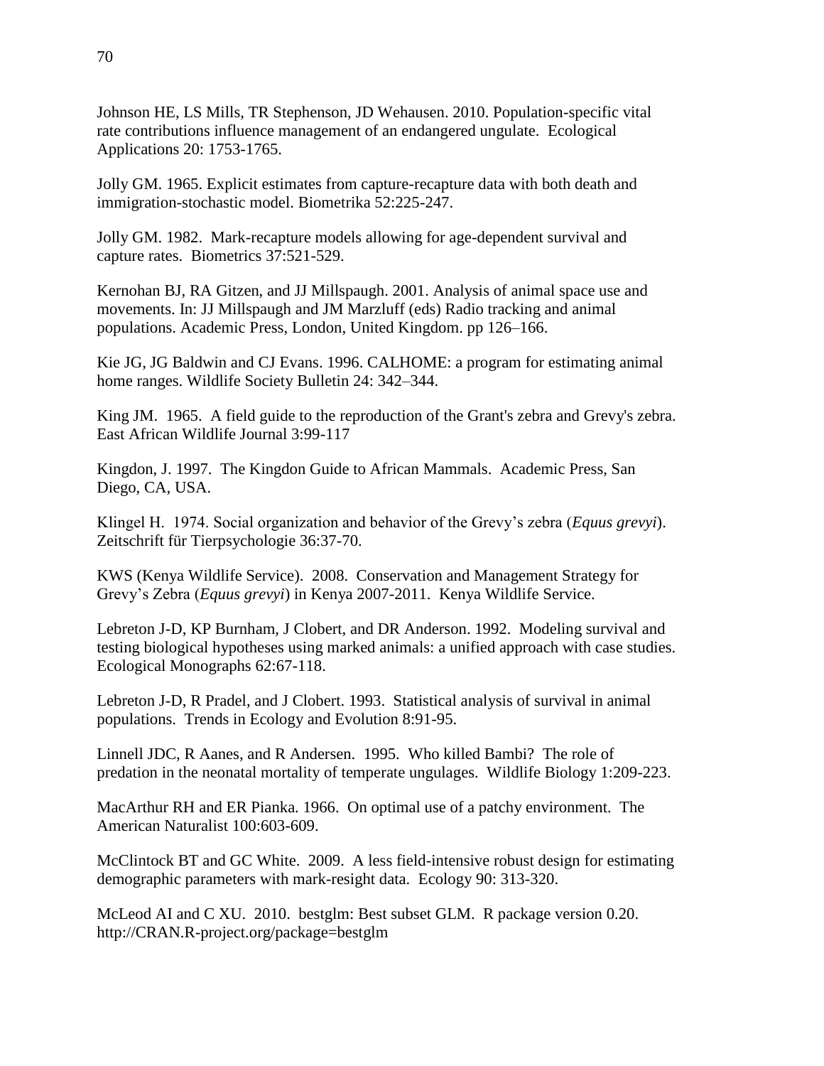Johnson HE, LS Mills, TR Stephenson, JD Wehausen. 2010. Population-specific vital rate contributions influence management of an endangered ungulate. Ecological Applications 20: 1753-1765.

Jolly GM. 1965. Explicit estimates from capture-recapture data with both death and immigration-stochastic model. Biometrika 52:225-247.

Jolly GM. 1982. Mark-recapture models allowing for age-dependent survival and capture rates. Biometrics 37:521-529.

Kernohan BJ, RA Gitzen, and JJ Millspaugh. 2001. Analysis of animal space use and movements. In: JJ Millspaugh and JM Marzluff (eds) Radio tracking and animal populations. Academic Press, London, United Kingdom. pp 126–166.

Kie JG, JG Baldwin and CJ Evans. 1996. CALHOME: a program for estimating animal home ranges. Wildlife Society Bulletin 24: 342–344.

King JM. 1965. A field guide to the reproduction of the Grant's zebra and Grevy's zebra. East African Wildlife Journal 3:99-117

Kingdon, J. 1997. The Kingdon Guide to African Mammals. Academic Press, San Diego, CA, USA.

Klingel H. 1974. Social organization and behavior of the Grevy's zebra (*Equus grevyi*). Zeitschrift für Tierpsychologie 36:37-70.

KWS (Kenya Wildlife Service). 2008. Conservation and Management Strategy for Grevy's Zebra (*Equus grevyi*) in Kenya 2007-2011. Kenya Wildlife Service.

Lebreton J-D, KP Burnham, J Clobert, and DR Anderson. 1992. Modeling survival and testing biological hypotheses using marked animals: a unified approach with case studies. Ecological Monographs 62:67-118.

Lebreton J-D, R Pradel, and J Clobert. 1993. Statistical analysis of survival in animal populations. Trends in Ecology and Evolution 8:91-95.

Linnell JDC, R Aanes, and R Andersen. 1995. Who killed Bambi? The role of predation in the neonatal mortality of temperate ungulages. Wildlife Biology 1:209-223.

MacArthur RH and ER Pianka. 1966. On optimal use of a patchy environment. The American Naturalist 100:603-609.

McClintock BT and GC White. 2009. A less field-intensive robust design for estimating demographic parameters with mark-resight data. Ecology 90: 313-320.

McLeod AI and C XU. 2010. bestglm: Best subset GLM. R package version 0.20. http://CRAN.R-project.org/package=bestglm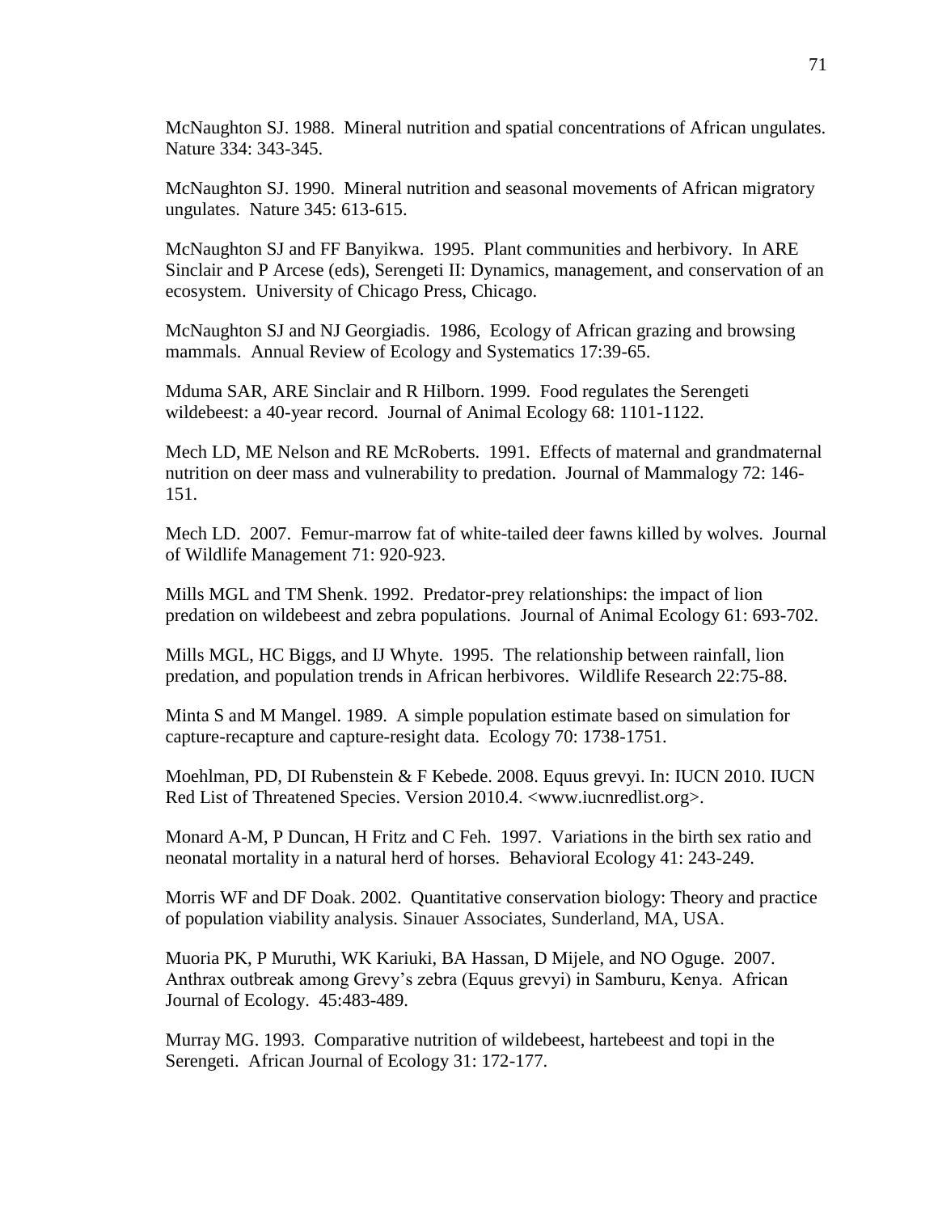McNaughton SJ. 1988. Mineral nutrition and spatial concentrations of African ungulates. Nature 334: 343-345.

McNaughton SJ. 1990. Mineral nutrition and seasonal movements of African migratory ungulates. Nature 345: 613-615.

McNaughton SJ and FF Banyikwa. 1995. Plant communities and herbivory. In ARE Sinclair and P Arcese (eds), Serengeti II: Dynamics, management, and conservation of an ecosystem. University of Chicago Press, Chicago.

McNaughton SJ and NJ Georgiadis. 1986, Ecology of African grazing and browsing mammals. Annual Review of Ecology and Systematics 17:39-65.

Mduma SAR, ARE Sinclair and R Hilborn. 1999. Food regulates the Serengeti wildebeest: a 40-year record. Journal of Animal Ecology 68: 1101-1122.

Mech LD, ME Nelson and RE McRoberts. 1991. Effects of maternal and grandmaternal nutrition on deer mass and vulnerability to predation. Journal of Mammalogy 72: 146-151.

Mech LD. 2007. Femur-marrow fat of white-tailed deer fawns killed by wolves. Journal of Wildlife Management 71: 920-923.

Mills MGL and TM Shenk. 1992. Predator-prey relationships: the impact of lion predation on wildebeest and zebra populations. Journal of Animal Ecology 61: 693-702.

Mills MGL, HC Biggs, and IJ Whyte. 1995. The relationship between rainfall, lion predation, and population trends in African herbivores. Wildlife Research 22:75-88.

Minta S and M Mangel. 1989. A simple population estimate based on simulation for capture-recapture and capture-resight data. Ecology 70: 1738-1751.

Moehlman, PD, DI Rubenstein & F Kebede. 2008. Equus grevyi. In: IUCN 2010. IUCN Red List of Threatened Species. Version 2010.4. <www.iucnredlist.org>.

Monard A-M, P Duncan, H Fritz and C Feh. 1997. Variations in the birth sex ratio and neonatal mortality in a natural herd of horses. Behavioral Ecology 41: 243-249.

Morris WF and DF Doak. 2002. Quantitative conservation biology: Theory and practice of population viability analysis. Sinauer Associates, Sunderland, MA, USA.

Muoria PK, P Muruthi, WK Kariuki, BA Hassan, D Mijele, and NO Oguge. 2007. Anthrax outbreak among Grevy's zebra (Equus grevyi) in Samburu, Kenya. African Journal of Ecology. 45:483-489.

Murray MG. 1993. Comparative nutrition of wildebeest, hartebeest and topi in the Serengeti. African Journal of Ecology 31: 172-177.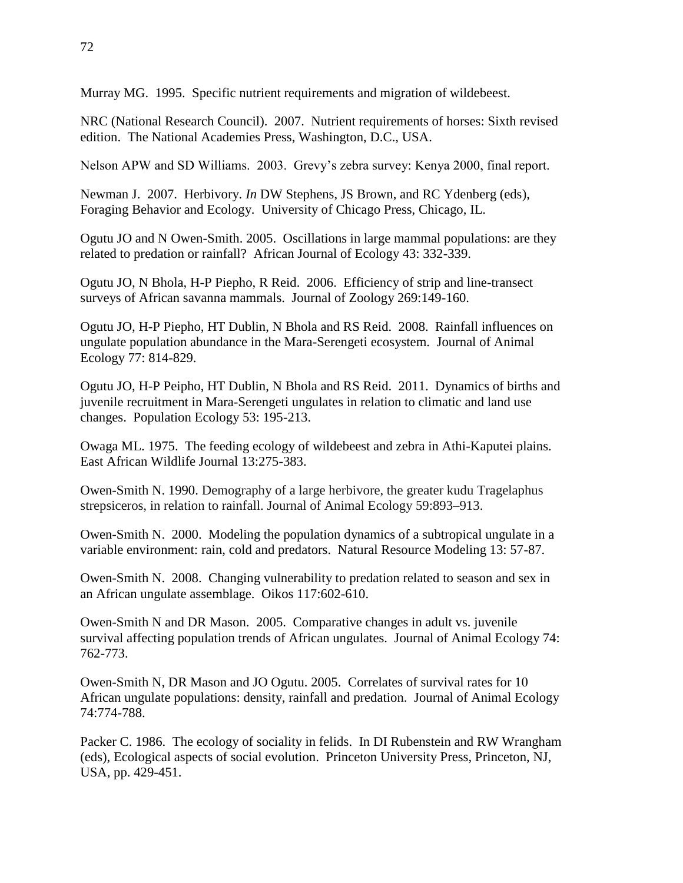Murray MG. 1995. Specific nutrient requirements and migration of wildebeest.

NRC (National Research Council). 2007. Nutrient requirements of horses: Sixth revised edition. The National Academies Press, Washington, D.C., USA.

Nelson APW and SD Williams. 2003. Grevy's zebra survey: Kenya 2000, final report.

Newman J. 2007. Herbivory. *In* DW Stephens, JS Brown, and RC Ydenberg (eds), Foraging Behavior and Ecology. University of Chicago Press, Chicago, IL.

Ogutu JO and N Owen-Smith. 2005. Oscillations in large mammal populations: are they related to predation or rainfall? African Journal of Ecology 43: 332-339.

Ogutu JO, N Bhola, H-P Piepho, R Reid. 2006. Efficiency of strip and line-transect surveys of African savanna mammals. Journal of Zoology 269:149-160.

Ogutu JO, H-P Piepho, HT Dublin, N Bhola and RS Reid. 2008. Rainfall influences on ungulate population abundance in the Mara-Serengeti ecosystem. Journal of Animal Ecology 77: 814-829.

Ogutu JO, H-P Peipho, HT Dublin, N Bhola and RS Reid. 2011. Dynamics of births and juvenile recruitment in Mara-Serengeti ungulates in relation to climatic and land use changes. Population Ecology 53: 195-213.

Owaga ML. 1975. The feeding ecology of wildebeest and zebra in Athi-Kaputei plains. East African Wildlife Journal 13:275-383.

Owen-Smith N. 1990. Demography of a large herbivore, the greater kudu Tragelaphus strepsiceros, in relation to rainfall. Journal of Animal Ecology 59:893–913.

Owen-Smith N. 2000. Modeling the population dynamics of a subtropical ungulate in a variable environment: rain, cold and predators. Natural Resource Modeling 13: 57-87.

Owen-Smith N. 2008. Changing vulnerability to predation related to season and sex in an African ungulate assemblage. Oikos 117:602-610.

Owen-Smith N and DR Mason. 2005. Comparative changes in adult vs. juvenile survival affecting population trends of African ungulates. Journal of Animal Ecology 74: 762-773.

Owen-Smith N, DR Mason and JO Ogutu. 2005. Correlates of survival rates for 10 African ungulate populations: density, rainfall and predation. Journal of Animal Ecology 74:774-788.

Packer C. 1986. The ecology of sociality in felids. In DI Rubenstein and RW Wrangham (eds), Ecological aspects of social evolution. Princeton University Press, Princeton, NJ, USA, pp. 429-451.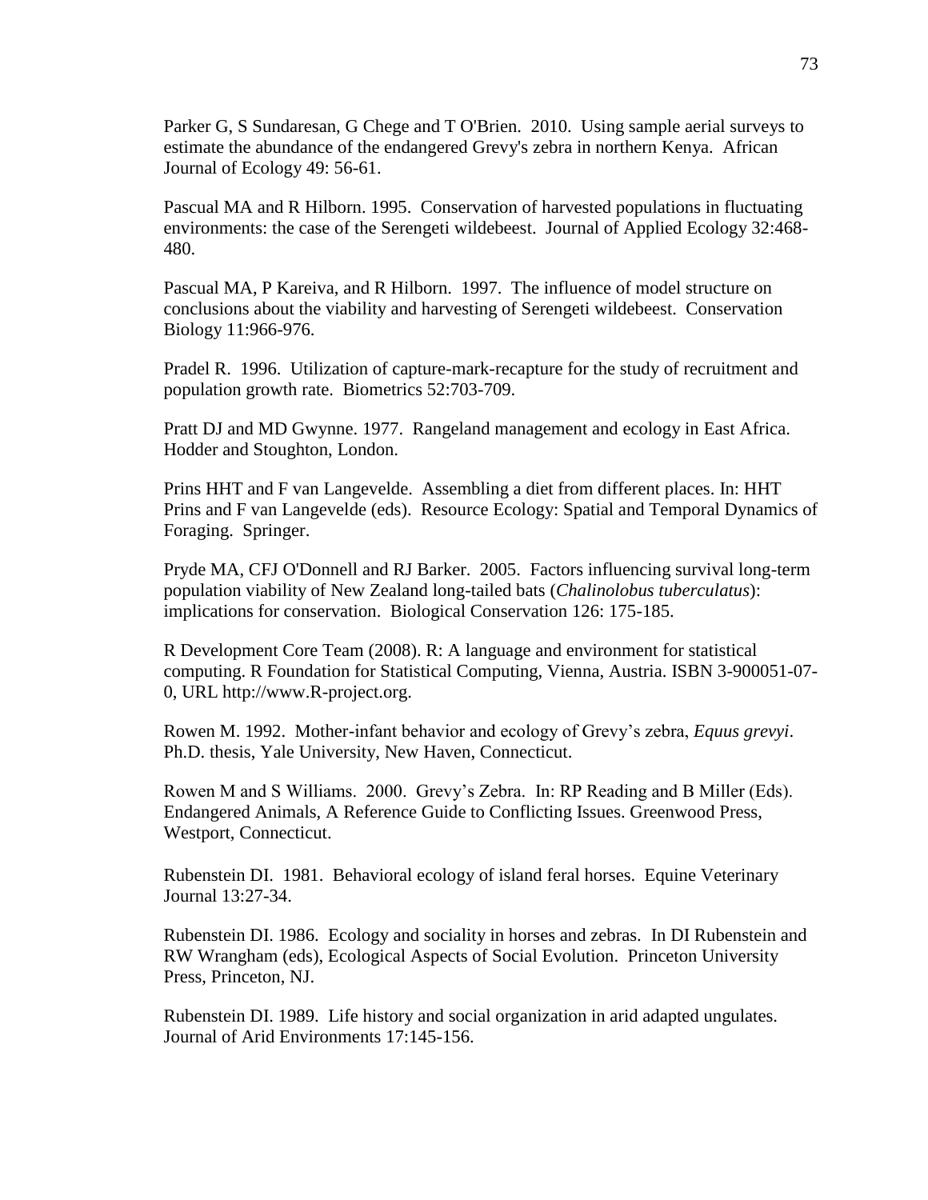Parker G, S Sundaresan, G Chege and T O'Brien. 2010. Using sample aerial surveys to estimate the abundance of the endangered Grevy's zebra in northern Kenya. African Journal of Ecology 49: 56-61.

Pascual MA and R Hilborn. 1995. Conservation of harvested populations in fluctuating environments: the case of the Serengeti wildebeest. Journal of Applied Ecology 32:468-480.

Pascual MA, P Kareiva, and R Hilborn. 1997. The influence of model structure on conclusions about the viability and harvesting of Serengeti wildebeest. Conservation Biology 11:966-976.

Pradel R. 1996. Utilization of capture-mark-recapture for the study of recruitment and population growth rate. Biometrics 52:703-709.

Pratt DJ and MD Gwynne. 1977. Rangeland management and ecology in East Africa. Hodder and Stoughton, London.

Prins HHT and F van Langevelde. Assembling a diet from different places. In: HHT Prins and F van Langevelde (eds). Resource Ecology: Spatial and Temporal Dynamics of Foraging. Springer.

Pryde MA, CFJ O'Donnell and RJ Barker. 2005. Factors influencing survival long-term population viability of New Zealand long-tailed bats (*Chalinolobus tuberculatus*): implications for conservation. Biological Conservation 126: 175-185.

R Development Core Team (2008). R: A language and environment for statistical computing. R Foundation for Statistical Computing, Vienna, Austria. ISBN 3-900051-07-0, URL http://www.R-project.org.

Rowen M. 1992. Mother-infant behavior and ecology of Grevy's zebra, *Equus grevyi*. Ph.D. thesis, Yale University, New Haven, Connecticut.

Rowen M and S Williams. 2000. Grevy's Zebra. In: RP Reading and B Miller (Eds). Endangered Animals, A Reference Guide to Conflicting Issues. Greenwood Press, Westport, Connecticut.

Rubenstein DI. 1981. Behavioral ecology of island feral horses. Equine Veterinary Journal 13:27-34.

Rubenstein DI. 1986. Ecology and sociality in horses and zebras. In DI Rubenstein and RW Wrangham (eds), Ecological Aspects of Social Evolution. Princeton University Press, Princeton, NJ.

Rubenstein DI. 1989. Life history and social organization in arid adapted ungulates. Journal of Arid Environments 17:145-156.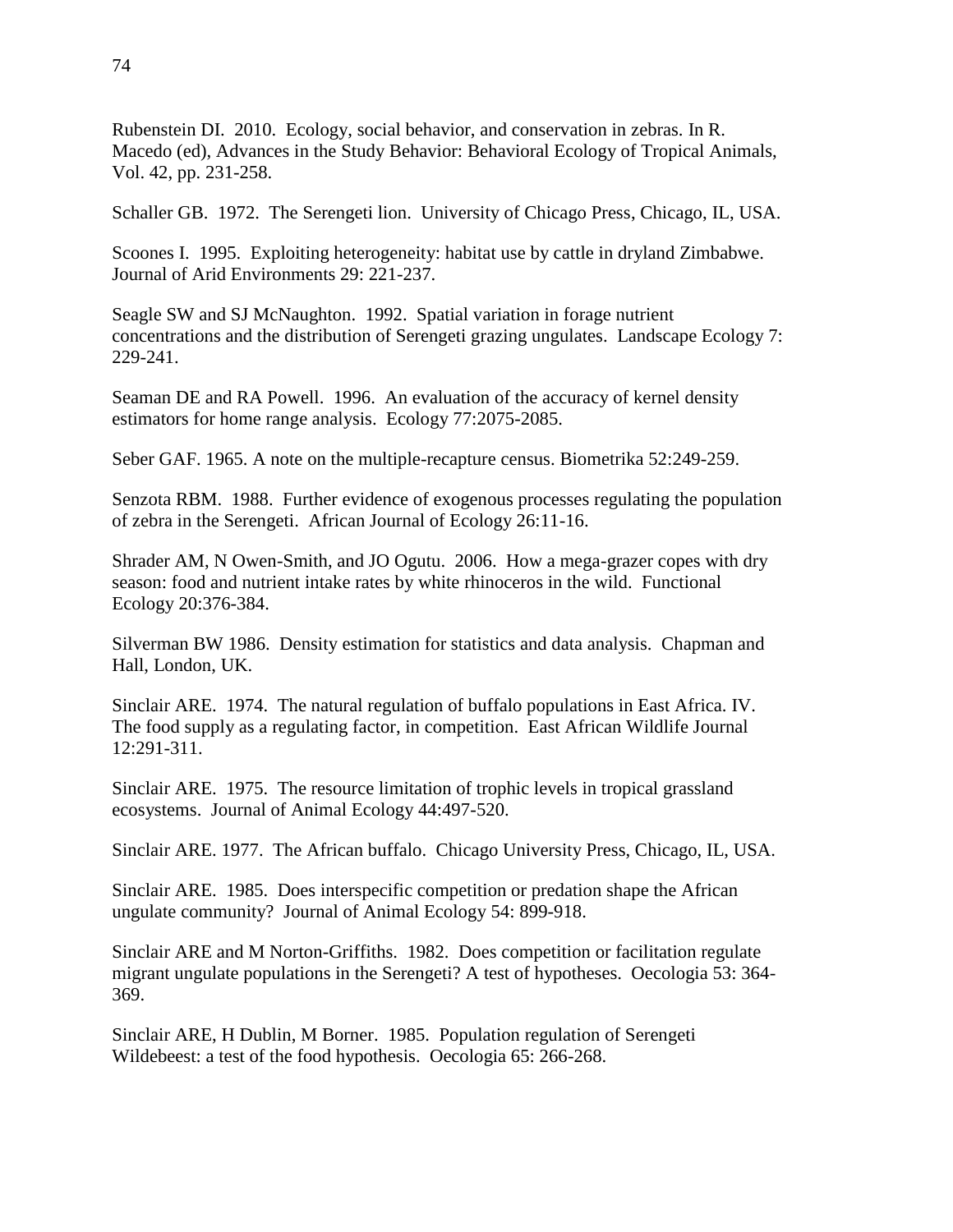Rubenstein DI. 2010. Ecology, social behavior, and conservation in zebras. In R. Macedo (ed), Advances in the Study Behavior: Behavioral Ecology of Tropical Animals, Vol. 42, pp. 231-258.

Schaller GB. 1972. The Serengeti lion. University of Chicago Press, Chicago, IL, USA.

Scoones I. 1995. Exploiting heterogeneity: habitat use by cattle in dryland Zimbabwe. Journal of Arid Environments 29: 221-237.

Seagle SW and SJ McNaughton. 1992. Spatial variation in forage nutrient concentrations and the distribution of Serengeti grazing ungulates. Landscape Ecology 7: 229-241.

Seaman DE and RA Powell. 1996. An evaluation of the accuracy of kernel density estimators for home range analysis. Ecology 77:2075-2085.

Seber GAF. 1965. A note on the multiple-recapture census. Biometrika 52:249-259.

Senzota RBM. 1988. Further evidence of exogenous processes regulating the population of zebra in the Serengeti. African Journal of Ecology 26:11-16.

Shrader AM, N Owen-Smith, and JO Ogutu. 2006. How a mega-grazer copes with dry season: food and nutrient intake rates by white rhinoceros in the wild. Functional Ecology 20:376-384.

Silverman BW 1986. Density estimation for statistics and data analysis. Chapman and Hall, London, UK.

Sinclair ARE. 1974. The natural regulation of buffalo populations in East Africa. IV. The food supply as a regulating factor, in competition. East African Wildlife Journal 12:291-311.

Sinclair ARE. 1975. The resource limitation of trophic levels in tropical grassland ecosystems. Journal of Animal Ecology 44:497-520.

Sinclair ARE. 1977. The African buffalo. Chicago University Press, Chicago, IL, USA.

Sinclair ARE. 1985. Does interspecific competition or predation shape the African ungulate community? Journal of Animal Ecology 54: 899-918.

Sinclair ARE and M Norton-Griffiths. 1982. Does competition or facilitation regulate migrant ungulate populations in the Serengeti? A test of hypotheses. Oecologia 53: 364-369.

Sinclair ARE, H Dublin, M Borner. 1985. Population regulation of Serengeti Wildebeest: a test of the food hypothesis. Oecologia 65: 266-268.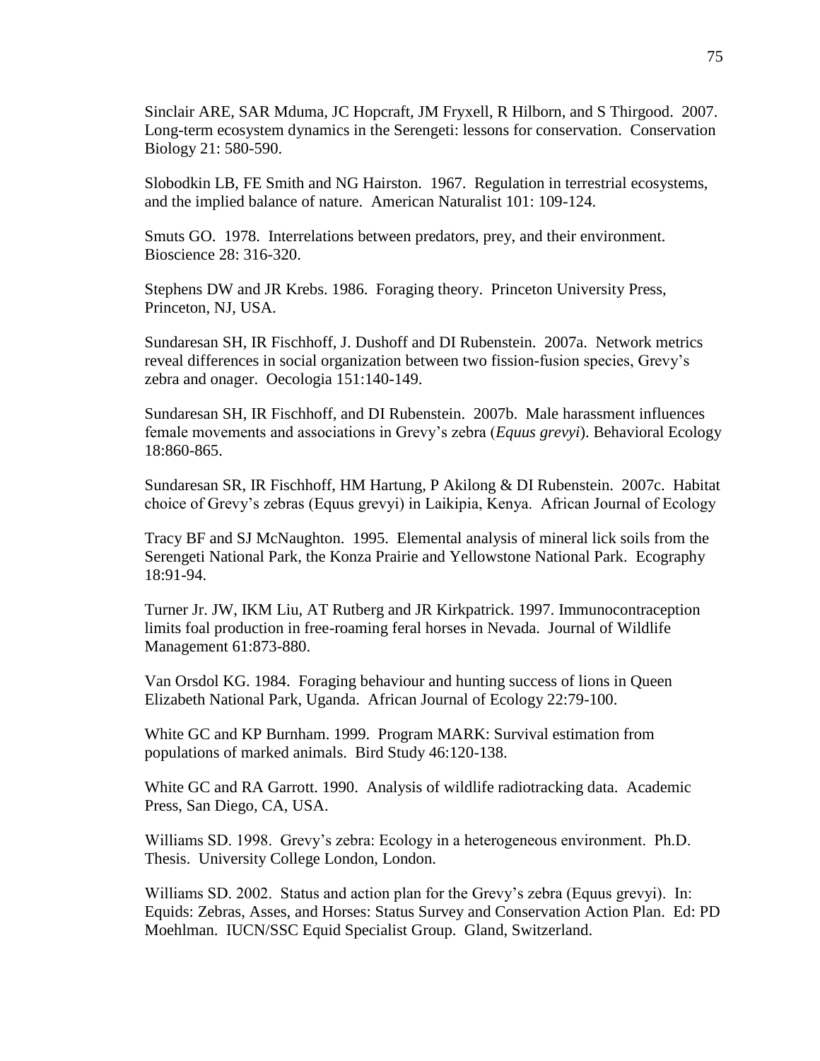Sinclair ARE, SAR Mduma, JC Hopcraft, JM Fryxell, R Hilborn, and S Thirgood. 2007. Long-term ecosystem dynamics in the Serengeti: lessons for conservation. Conservation Biology 21: 580-590.

Slobodkin LB, FE Smith and NG Hairston. 1967. Regulation in terrestrial ecosystems, and the implied balance of nature. American Naturalist 101: 109-124.

Smuts GO. 1978. Interrelations between predators, prey, and their environment. Bioscience 28: 316-320.

Stephens DW and JR Krebs. 1986. Foraging theory. Princeton University Press, Princeton, NJ, USA.

Sundaresan SH, IR Fischhoff, J. Dushoff and DI Rubenstein. 2007a. Network metrics reveal differences in social organization between two fission-fusion species, Grevy's zebra and onager. Oecologia 151:140-149.

Sundaresan SH, IR Fischhoff, and DI Rubenstein. 2007b. Male harassment influences female movements and associations in Grevy's zebra (*Equus grevyi*). Behavioral Ecology 18:860-865.

Sundaresan SR, IR Fischhoff, HM Hartung, P Akilong & DI Rubenstein. 2007c. Habitat choice of Grevy's zebras (Equus grevyi) in Laikipia, Kenya. African Journal of Ecology

Tracy BF and SJ McNaughton. 1995. Elemental analysis of mineral lick soils from the Serengeti National Park, the Konza Prairie and Yellowstone National Park. Ecography 18:91-94.

Turner Jr. JW, IKM Liu, AT Rutberg and JR Kirkpatrick. 1997. Immunocontraception limits foal production in free-roaming feral horses in Nevada. Journal of Wildlife Management 61:873-880.

Van Orsdol KG. 1984. Foraging behaviour and hunting success of lions in Queen Elizabeth National Park, Uganda. African Journal of Ecology 22:79-100.

White GC and KP Burnham. 1999. Program MARK: Survival estimation from populations of marked animals. Bird Study 46:120-138.

White GC and RA Garrott. 1990. Analysis of wildlife radiotracking data. Academic Press, San Diego, CA, USA.

Williams SD. 1998. Grevy's zebra: Ecology in a heterogeneous environment. Ph.D. Thesis. University College London, London.

Williams SD. 2002. Status and action plan for the Grevy's zebra (Equus grevyi). In: Equids: Zebras, Asses, and Horses: Status Survey and Conservation Action Plan. Ed: PD Moehlman. IUCN/SSC Equid Specialist Group. Gland, Switzerland.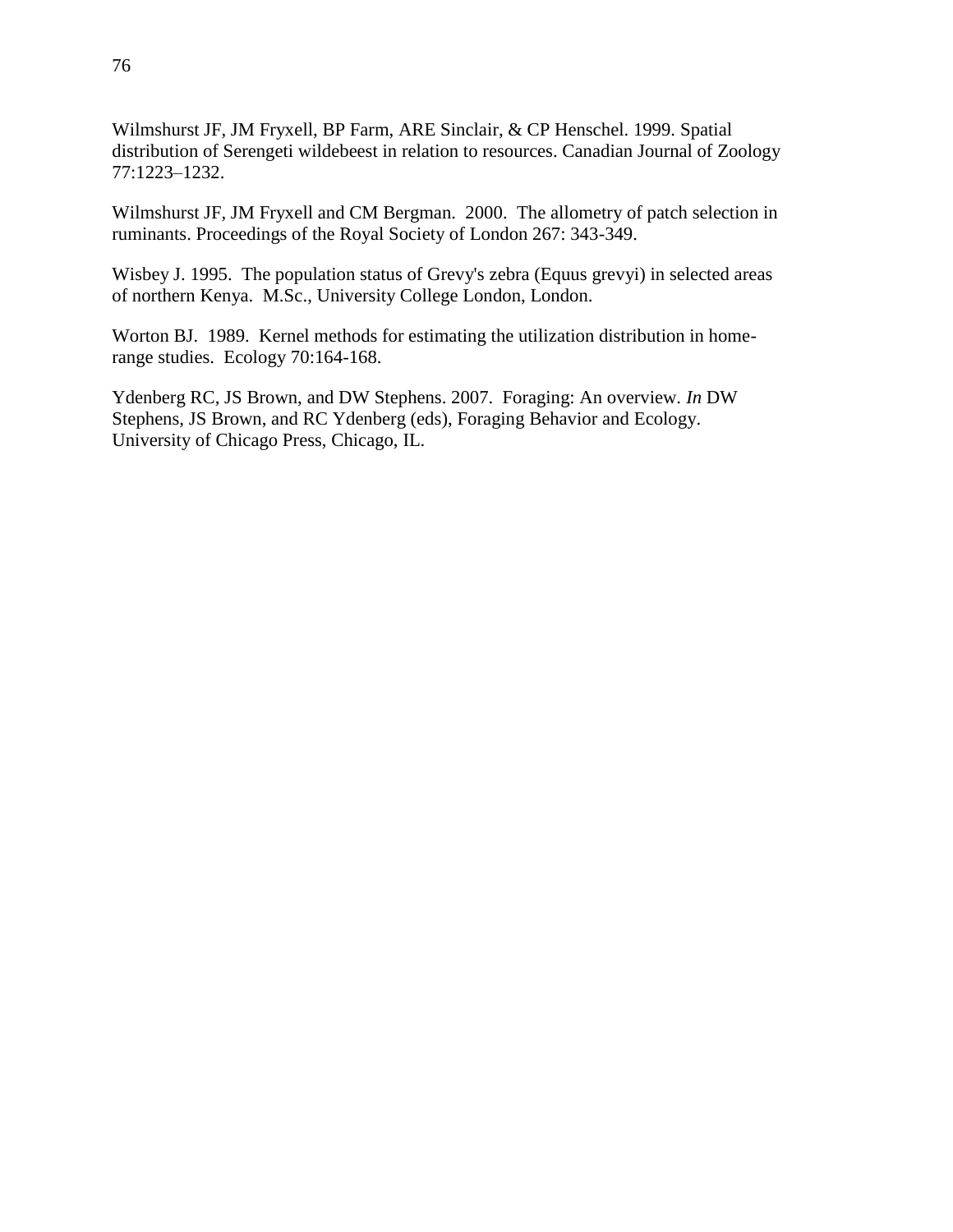Wilmshurst JF, JM Fryxell, BP Farm, ARE Sinclair, & CP Henschel. 1999. Spatial distribution of Serengeti wildebeest in relation to resources. Canadian Journal of Zoology 77:1223–1232.

Wilmshurst JF, JM Fryxell and CM Bergman. 2000. The allometry of patch selection in ruminants. Proceedings of the Royal Society of London 267: 343-349.

Wisbey J. 1995. The population status of Grevy's zebra (Equus grevyi) in selected areas of northern Kenya. M.Sc., University College London, London.

Worton BJ. 1989. Kernel methods for estimating the utilization distribution in home-range studies. Ecology 70:164-168.

Ydenberg RC, JS Brown, and DW Stephens. 2007. Foraging: An overview. *In* DW Stephens, JS Brown, and RC Ydenberg (eds), Foraging Behavior and Ecology. University of Chicago Press, Chicago, IL.